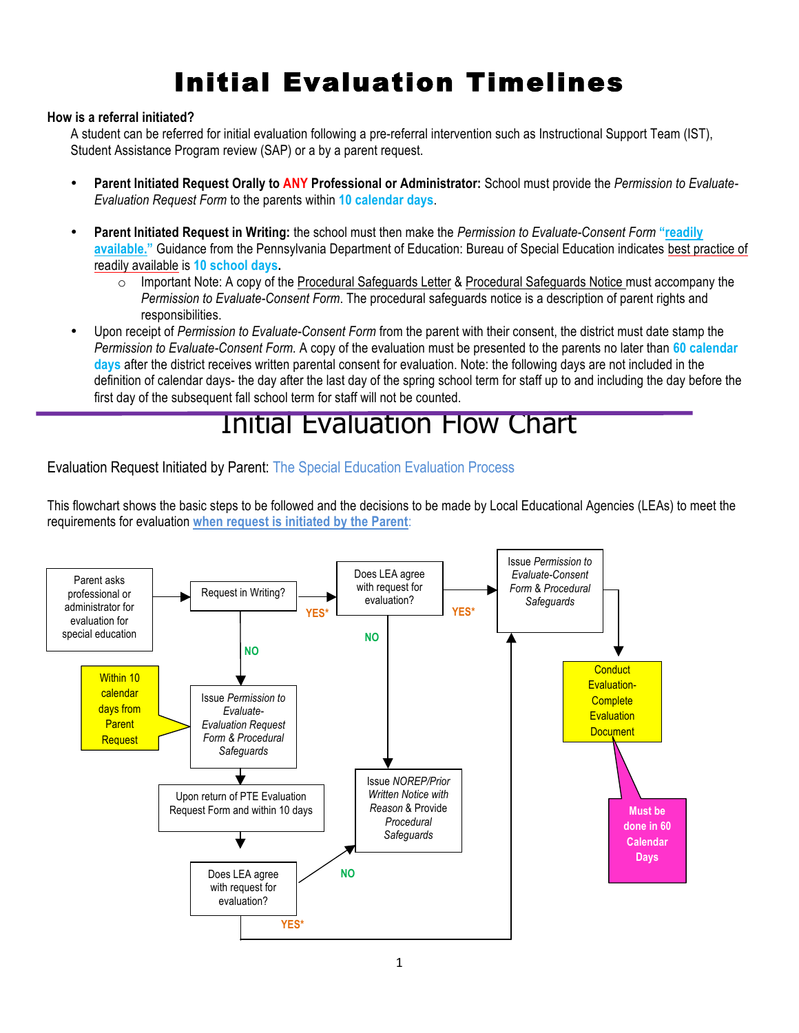# Initial Evaluation Timelines

**How is a referral initiated?**

A student can be referred for initial evaluation following a pre-referral intervention such as Instructional Support Team (IST), Student Assistance Program review (SAP) or a by a parent request.

- **Parent Initiated Request Orally to ANY Professional or Administrator:** School must provide the *Permission to Evaluate-Evaluation Request Form* to the parents within **10 calendar days**.
- **Parent Initiated Request in Writing:** the school must then make the *Permission to Evaluate-Consent Form* **"readily available."** Guidance from the Pennsylvania Department of Education: Bureau of Special Education indicates best practice of readily available is **10 school days.**
  - Important Note: A copy of the Procedural Safeguards Letter & Procedural Safeguards Notice must accompany the *Permission to Evaluate-Consent Form*. The procedural safeguards notice is a description of parent rights and responsibilities.
- Upon receipt of *Permission to Evaluate-Consent Form* from the parent with their consent, the district must date stamp the *Permission to Evaluate-Consent Form*. A copy of the evaluation must be presented to the parents no later than **60 calendar days** after the district receives written parental consent for evaluation. Note: the following days are not included in the definition of calendar days- the day after the last day of the spring school term for staff up to and including the day before the first day of the subsequent fall school term for staff will not be counted.

# Initial Evaluation Flow Chart

Evaluation Request Initiated by Parent: The Special Education Evaluation Process

This flowchart shows the basic steps to be followed and the decisions to be made by Local Educational Agencies (LEAs) to meet the requirements for evaluation **when request is initiated by the Parent**:

Parent asks professional or administrator for evaluation for special education → Request in Writing?

- **YES\*** → Does LEA agree with request for evaluation?
  - **YES\*** → Issue *Permission to Evaluate-Consent Form & Procedural Safeguards* → Conduct Evaluation- Complete Evaluation Document (Must be done in 60 Calendar Days)
  - **NO** → Issue *NOREP/Prior Written Notice with Reason* & Provide *Procedural Safeguards*
- **NO** → Issue *Permission to Evaluate-Evaluation Request Form & Procedural Safeguards* (Within 10 calendar days from Parent Request) → Upon return of PTE Evaluation Request Form and within 10 days → Does LEA agree with request for evaluation?
  - **NO** → Issue *NOREP/Prior Written Notice with Reason* & Provide *Procedural Safeguards*
  - **YES\*** → Issue *Permission to Evaluate-Consent Form & Procedural Safeguards*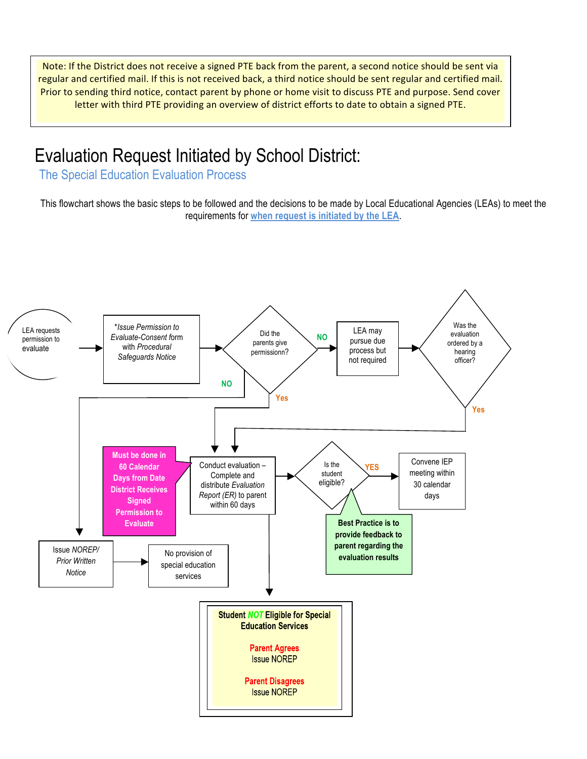Note: If the District does not receive a signed PTE back from the parent, a second notice should be sent via regular and certified mail. If this is not received back, a third notice should be sent regular and certified mail. Prior to sending third notice, contact parent by phone or home visit to discuss PTE and purpose. Send cover letter with third PTE providing an overview of district efforts to date to obtain a signed PTE.

# Evaluation Request Initiated by School District:

## The Special Education Evaluation Process

This flowchart shows the basic steps to be followed and the decisions to be made by Local Educational Agencies (LEAs) to meet the requirements for when request is initiated by the LEA.

LEA requests permission to evaluate

*Issue *Permission to Evaluate-Consent* form with *Procedural Safeguards Notice*

Did the parents give permissionn?

NO

LEA may pursue due process but not required

Was the evaluation ordered by a hearing officer?

Yes

NO

Yes

**Must be done in 60 Calendar Days from Date District Receives Signed Permission to Evaluate**

Conduct evaluation – Complete and distribute *Evaluation Report (ER)* to parent within 60 days

Is the student eligible?

YES

Convene IEP meeting within 30 calendar days

**Best Practice is to provide feedback to parent regarding the evaluation results**

Issue *NOREP/ Prior Written Notice*

No provision of special education services

**Student *NOT* Eligible for Special Education Services**

**Parent Agrees**
Issue NOREP

**Parent Disagrees**
Issue NOREP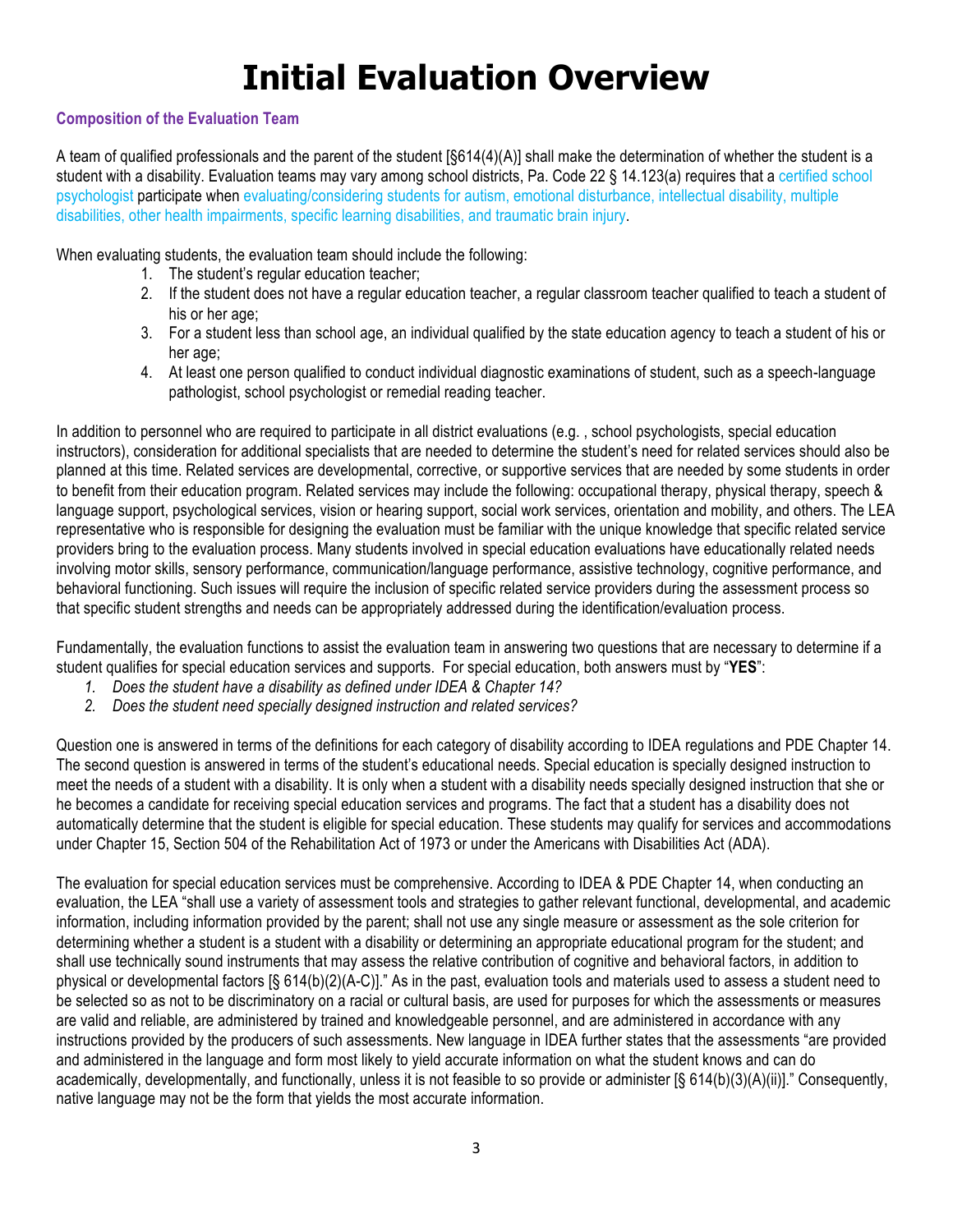# Initial Evaluation Overview

### Composition of the Evaluation Team

A team of qualified professionals and the parent of the student [§614(4)(A)] shall make the determination of whether the student is a student with a disability. Evaluation teams may vary among school districts, Pa. Code 22 § 14.123(a) requires that a certified school psychologist participate when evaluating/considering students for autism, emotional disturbance, intellectual disability, multiple disabilities, other health impairments, specific learning disabilities, and traumatic brain injury.

When evaluating students, the evaluation team should include the following:

1. The student's regular education teacher;
2. If the student does not have a regular education teacher, a regular classroom teacher qualified to teach a student of his or her age;
3. For a student less than school age, an individual qualified by the state education agency to teach a student of his or her age;
4. At least one person qualified to conduct individual diagnostic examinations of student, such as a speech-language pathologist, school psychologist or remedial reading teacher.

In addition to personnel who are required to participate in all district evaluations (e.g. , school psychologists, special education instructors), consideration for additional specialists that are needed to determine the student's need for related services should also be planned at this time. Related services are developmental, corrective, or supportive services that are needed by some students in order to benefit from their education program. Related services may include the following: occupational therapy, physical therapy, speech & language support, psychological services, vision or hearing support, social work services, orientation and mobility, and others. The LEA representative who is responsible for designing the evaluation must be familiar with the unique knowledge that specific related service providers bring to the evaluation process. Many students involved in special education evaluations have educationally related needs involving motor skills, sensory performance, communication/language performance, assistive technology, cognitive performance, and behavioral functioning. Such issues will require the inclusion of specific related service providers during the assessment process so that specific student strengths and needs can be appropriately addressed during the identification/evaluation process.

Fundamentally, the evaluation functions to assist the evaluation team in answering two questions that are necessary to determine if a student qualifies for special education services and supports. For special education, both answers must by "**YES**":

1. *Does the student have a disability as defined under IDEA & Chapter 14?*
2. *Does the student need specially designed instruction and related services?*

Question one is answered in terms of the definitions for each category of disability according to IDEA regulations and PDE Chapter 14. The second question is answered in terms of the student's educational needs. Special education is specially designed instruction to meet the needs of a student with a disability. It is only when a student with a disability needs specially designed instruction that she or he becomes a candidate for receiving special education services and programs. The fact that a student has a disability does not automatically determine that the student is eligible for special education. These students may qualify for services and accommodations under Chapter 15, Section 504 of the Rehabilitation Act of 1973 or under the Americans with Disabilities Act (ADA).

The evaluation for special education services must be comprehensive. According to IDEA & PDE Chapter 14, when conducting an evaluation, the LEA "shall use a variety of assessment tools and strategies to gather relevant functional, developmental, and academic information, including information provided by the parent; shall not use any single measure or assessment as the sole criterion for determining whether a student is a student with a disability or determining an appropriate educational program for the student; and shall use technically sound instruments that may assess the relative contribution of cognitive and behavioral factors, in addition to physical or developmental factors [§ 614(b)(2)(A-C)]." As in the past, evaluation tools and materials used to assess a student need to be selected so as not to be discriminatory on a racial or cultural basis, are used for purposes for which the assessments or measures are valid and reliable, are administered by trained and knowledgeable personnel, and are administered in accordance with any instructions provided by the producers of such assessments. New language in IDEA further states that the assessments "are provided and administered in the language and form most likely to yield accurate information on what the student knows and can do academically, developmentally, and functionally, unless it is not feasible to so provide or administer [§ 614(b)(3)(A)(ii)]." Consequently, native language may not be the form that yields the most accurate information.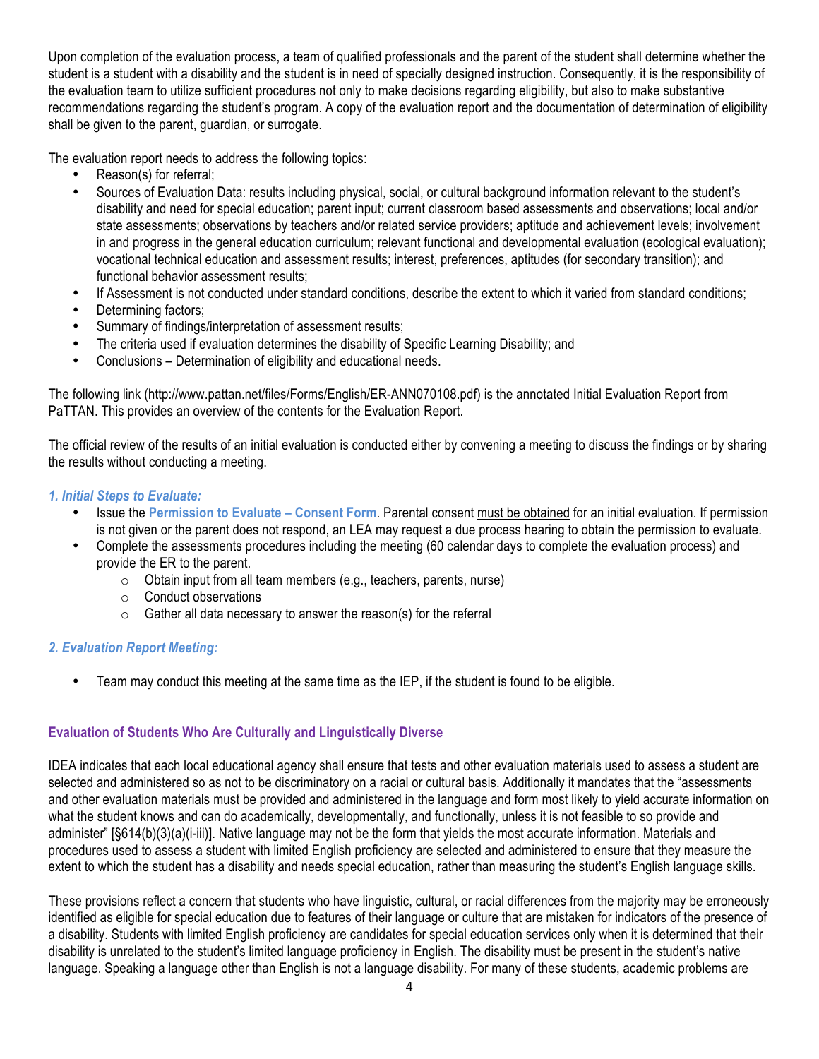Upon completion of the evaluation process, a team of qualified professionals and the parent of the student shall determine whether the student is a student with a disability and the student is in need of specially designed instruction. Consequently, it is the responsibility of the evaluation team to utilize sufficient procedures not only to make decisions regarding eligibility, but also to make substantive recommendations regarding the student's program. A copy of the evaluation report and the documentation of determination of eligibility shall be given to the parent, guardian, or surrogate.

The evaluation report needs to address the following topics:

- Reason(s) for referral;
- Sources of Evaluation Data: results including physical, social, or cultural background information relevant to the student's disability and need for special education; parent input; current classroom based assessments and observations; local and/or state assessments; observations by teachers and/or related service providers; aptitude and achievement levels; involvement in and progress in the general education curriculum; relevant functional and developmental evaluation (ecological evaluation); vocational technical education and assessment results; interest, preferences, aptitudes (for secondary transition); and functional behavior assessment results;
- If Assessment is not conducted under standard conditions, describe the extent to which it varied from standard conditions;
- Determining factors;
- Summary of findings/interpretation of assessment results;
- The criteria used if evaluation determines the disability of Specific Learning Disability; and
- Conclusions – Determination of eligibility and educational needs.

The following link (http://www.pattan.net/files/Forms/English/ER-ANN070108.pdf) is the annotated Initial Evaluation Report from PaTTAN. This provides an overview of the contents for the Evaluation Report.

The official review of the results of an initial evaluation is conducted either by convening a meeting to discuss the findings or by sharing the results without conducting a meeting.

### *1. Initial Steps to Evaluate:*

- Issue the **Permission to Evaluate – Consent Form**. Parental consent must be obtained for an initial evaluation. If permission is not given or the parent does not respond, an LEA may request a due process hearing to obtain the permission to evaluate.
- Complete the assessments procedures including the meeting (60 calendar days to complete the evaluation process) and provide the ER to the parent.
  - Obtain input from all team members (e.g., teachers, parents, nurse)
  - Conduct observations
  - Gather all data necessary to answer the reason(s) for the referral

### *2. Evaluation Report Meeting:*

- Team may conduct this meeting at the same time as the IEP, if the student is found to be eligible.

## Evaluation of Students Who Are Culturally and Linguistically Diverse

IDEA indicates that each local educational agency shall ensure that tests and other evaluation materials used to assess a student are selected and administered so as not to be discriminatory on a racial or cultural basis. Additionally it mandates that the "assessments and other evaluation materials must be provided and administered in the language and form most likely to yield accurate information on what the student knows and can do academically, developmentally, and functionally, unless it is not feasible to so provide and administer" [§614(b)(3)(a)(i-iii)]. Native language may not be the form that yields the most accurate information. Materials and procedures used to assess a student with limited English proficiency are selected and administered to ensure that they measure the extent to which the student has a disability and needs special education, rather than measuring the student's English language skills.

These provisions reflect a concern that students who have linguistic, cultural, or racial differences from the majority may be erroneously identified as eligible for special education due to features of their language or culture that are mistaken for indicators of the presence of a disability. Students with limited English proficiency are candidates for special education services only when it is determined that their disability is unrelated to the student's limited language proficiency in English. The disability must be present in the student's native language. Speaking a language other than English is not a language disability. For many of these students, academic problems are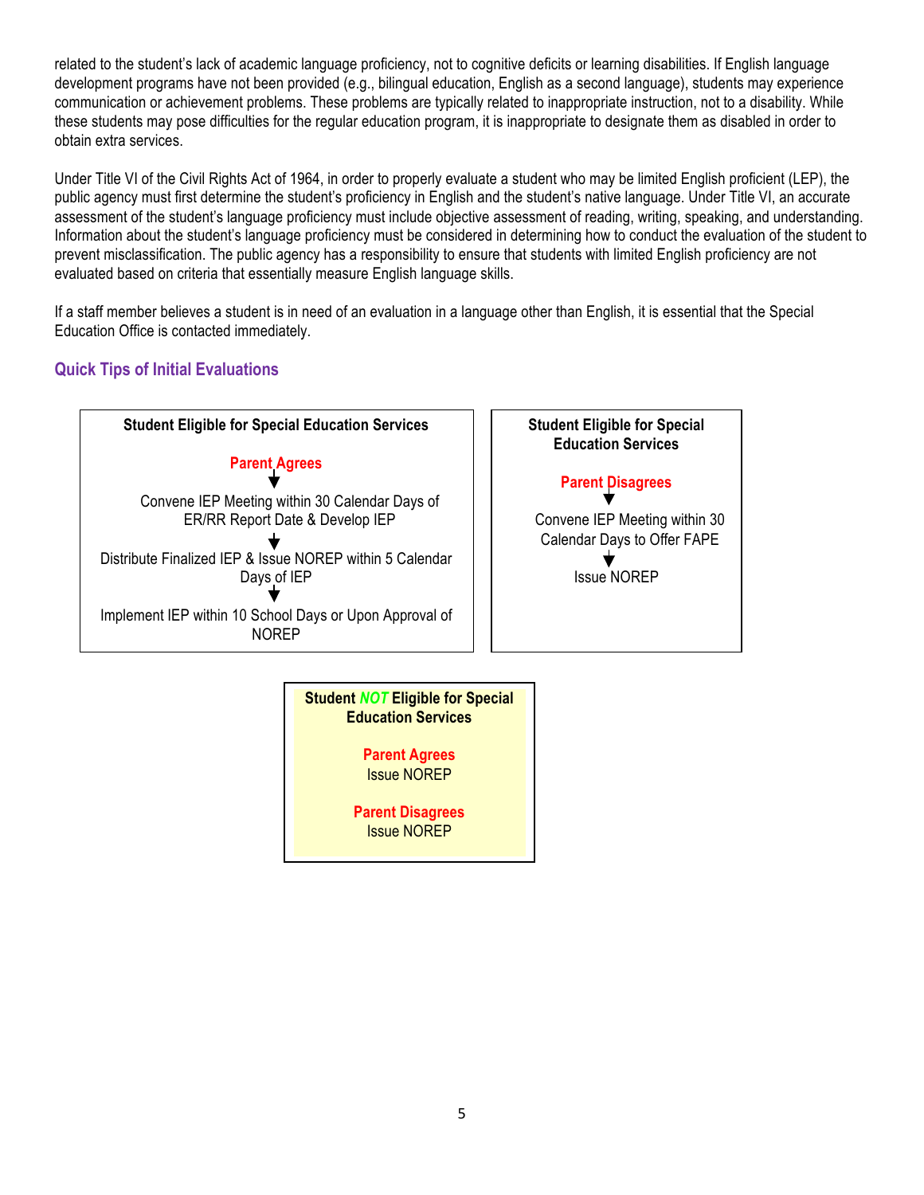related to the student's lack of academic language proficiency, not to cognitive deficits or learning disabilities. If English language development programs have not been provided (e.g., bilingual education, English as a second language), students may experience communication or achievement problems. These problems are typically related to inappropriate instruction, not to a disability. While these students may pose difficulties for the regular education program, it is inappropriate to designate them as disabled in order to obtain extra services.

Under Title VI of the Civil Rights Act of 1964, in order to properly evaluate a student who may be limited English proficient (LEP), the public agency must first determine the student's proficiency in English and the student's native language. Under Title VI, an accurate assessment of the student's language proficiency must include objective assessment of reading, writing, speaking, and understanding. Information about the student's language proficiency must be considered in determining how to conduct the evaluation of the student to prevent misclassification. The public agency has a responsibility to ensure that students with limited English proficiency are not evaluated based on criteria that essentially measure English language skills.

If a staff member believes a student is in need of an evaluation in a language other than English, it is essential that the Special Education Office is contacted immediately.

## Quick Tips of Initial Evaluations

**Student Eligible for Special Education Services**

**Parent Agrees**

↓

Convene IEP Meeting within 30 Calendar Days of ER/RR Report Date & Develop IEP

↓

Distribute Finalized IEP & Issue NOREP within 5 Calendar Days of IEP

↓

Implement IEP within 10 School Days or Upon Approval of NOREP

**Student Eligible for Special Education Services**

**Parent Disagrees**

↓

Convene IEP Meeting within 30 Calendar Days to Offer FAPE

↓

Issue NOREP

**Student *NOT* Eligible for Special Education Services**

**Parent Agrees**
Issue NOREP

**Parent Disagrees**
Issue NOREP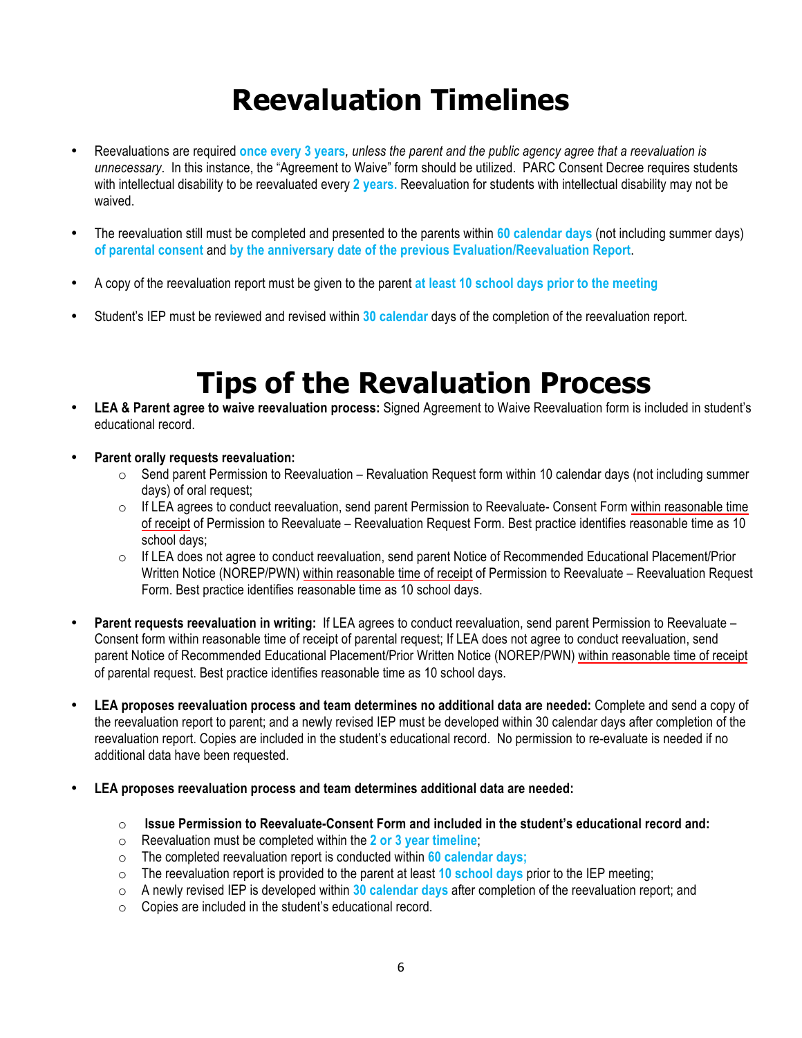# Reevaluation Timelines

- Reevaluations are required **once every 3 years**, *unless the parent and the public agency agree that a reevaluation is unnecessary*. In this instance, the "Agreement to Waive" form should be utilized. PARC Consent Decree requires students with intellectual disability to be reevaluated every **2 years.** Reevaluation for students with intellectual disability may not be waived.

- The reevaluation still must be completed and presented to the parents within **60 calendar days** (not including summer days) **of parental consent** and **by the anniversary date of the previous Evaluation/Reevaluation Report**.

- A copy of the reevaluation report must be given to the parent **at least 10 school days prior to the meeting**

- Student's IEP must be reviewed and revised within **30 calendar** days of the completion of the reevaluation report.

# Tips of the Revaluation Process

- **LEA & Parent agree to waive reevaluation process:** Signed Agreement to Waive Reevaluation form is included in student's educational record.

- **Parent orally requests reevaluation:**
  - Send parent Permission to Reevaluation – Revaluation Request form within 10 calendar days (not including summer days) of oral request;
  - If LEA agrees to conduct reevaluation, send parent Permission to Reevaluate- Consent Form within reasonable time of receipt of Permission to Reevaluate – Reevaluation Request Form. Best practice identifies reasonable time as 10 school days;
  - If LEA does not agree to conduct reevaluation, send parent Notice of Recommended Educational Placement/Prior Written Notice (NOREP/PWN) within reasonable time of receipt of Permission to Reevaluate – Reevaluation Request Form. Best practice identifies reasonable time as 10 school days.

- **Parent requests reevaluation in writing:** If LEA agrees to conduct reevaluation, send parent Permission to Reevaluate – Consent form within reasonable time of receipt of parental request; If LEA does not agree to conduct reevaluation, send parent Notice of Recommended Educational Placement/Prior Written Notice (NOREP/PWN) within reasonable time of receipt of parental request. Best practice identifies reasonable time as 10 school days.

- **LEA proposes reevaluation process and team determines no additional data are needed:** Complete and send a copy of the reevaluation report to parent; and a newly revised IEP must be developed within 30 calendar days after completion of the reevaluation report. Copies are included in the student's educational record. No permission to re-evaluate is needed if no additional data have been requested.

- **LEA proposes reevaluation process and team determines additional data are needed:**
  - **Issue Permission to Reevaluate-Consent Form and included in the student's educational record and:**
  - Reevaluation must be completed within the **2 or 3 year timeline**;
  - The completed reevaluation report is conducted within **60 calendar days;**
  - The reevaluation report is provided to the parent at least **10 school days** prior to the IEP meeting;
  - A newly revised IEP is developed within **30 calendar days** after completion of the reevaluation report; and
  - Copies are included in the student's educational record.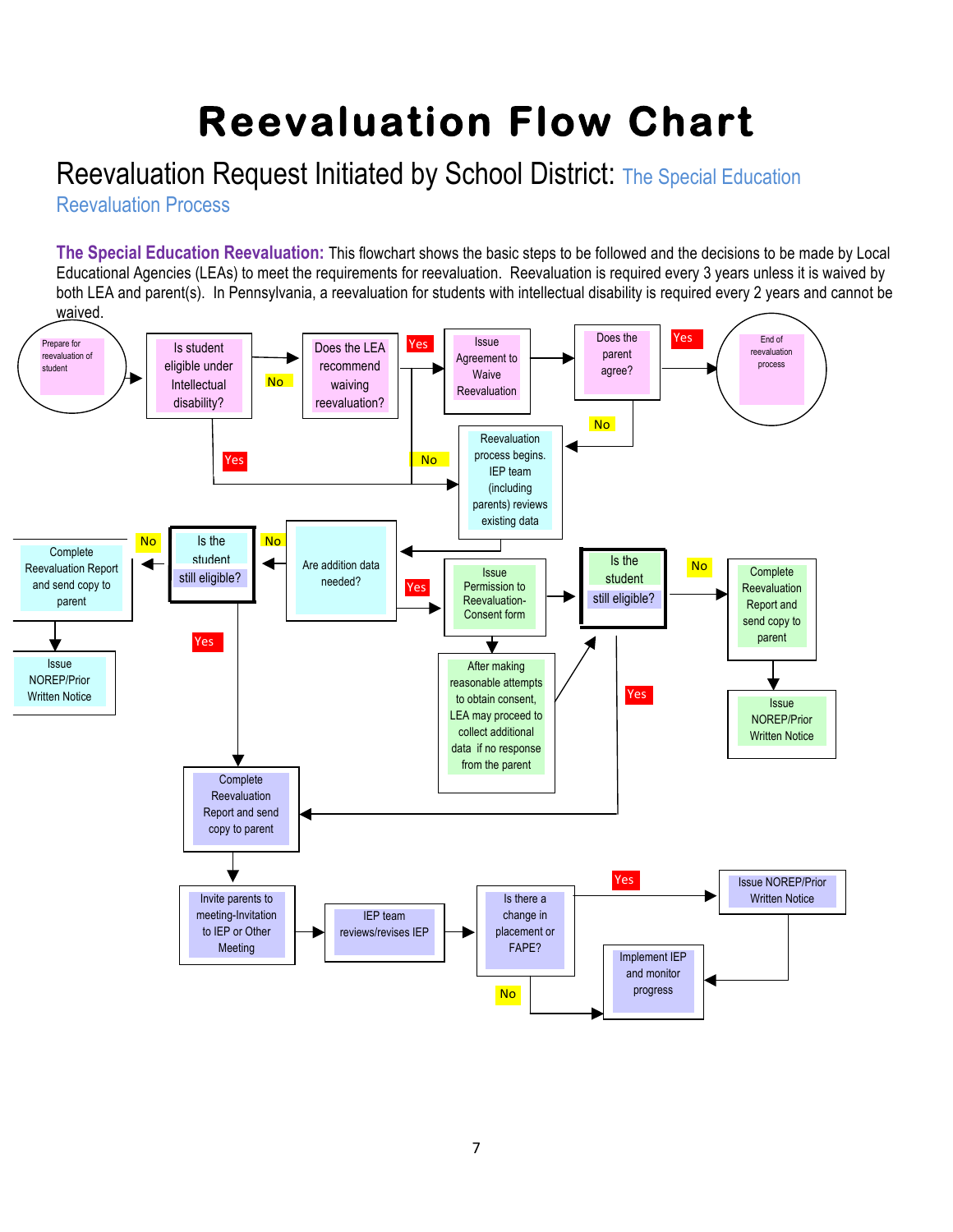# Reevaluation Flow Chart

## Reevaluation Request Initiated by School District: The Special Education Reevaluation Process

**The Special Education Reevaluation:** This flowchart shows the basic steps to be followed and the decisions to be made by Local Educational Agencies (LEAs) to meet the requirements for reevaluation. Reevaluation is required every 3 years unless it is waived by both LEA and parent(s). In Pennsylvania, a reevaluation for students with intellectual disability is required every 2 years and cannot be waived.

- Prepare for reevaluation of student → Is student eligible under Intellectual disability?
  - No → Does the LEA recommend waiving reevaluation?
    - Yes → Issue Agreement to Waive Reevaluation → Does the parent agree?
      - Yes → End of reevaluation process
      - No → Reevaluation process begins. IEP team (including parents) reviews existing data
    - No → Reevaluation process begins. IEP team (including parents) reviews existing data
  - Yes → Reevaluation process begins. IEP team (including parents) reviews existing data
- Reevaluation process begins. IEP team (including parents) reviews existing data → Are addition data needed?
  - No → Is the student still eligible?
    - No → Complete Reevaluation Report and send copy to parent → Issue NOREP/Prior Written Notice
    - Yes → Complete Reevaluation Report and send copy to parent
  - Yes → Issue Permission to Reevaluation-Consent form → After making reasonable attempts to obtain consent, LEA may proceed to collect additional data if no response from the parent → Is the student still eligible?
    - No → Complete Reevaluation Report and send copy to parent → Issue NOREP/Prior Written Notice
    - Yes → Complete Reevaluation Report and send copy to parent
- Complete Reevaluation Report and send copy to parent → Invite parents to meeting-Invitation to IEP or Other Meeting → IEP team reviews/revises IEP → Is there a change in placement or FAPE?
  - Yes → Issue NOREP/Prior Written Notice → Implement IEP and monitor progress
  - No → Implement IEP and monitor progress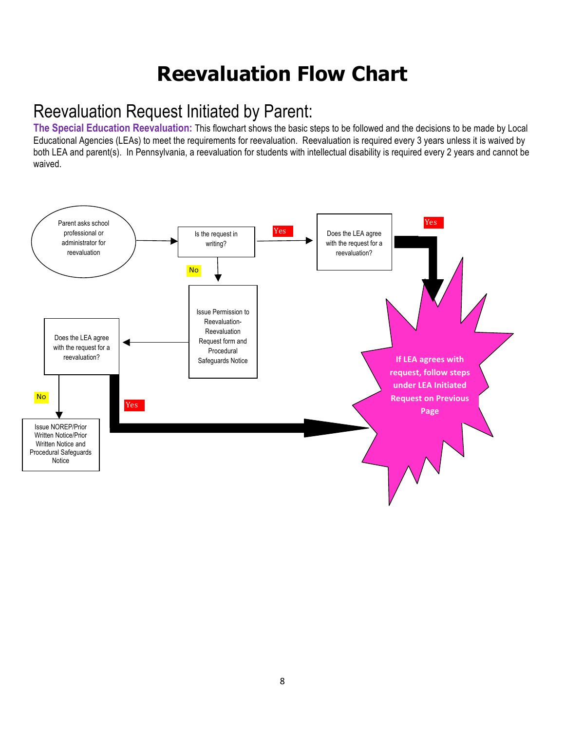# Reevaluation Flow Chart

## Reevaluation Request Initiated by Parent:

**The Special Education Reevaluation:** This flowchart shows the basic steps to be followed and the decisions to be made by Local Educational Agencies (LEAs) to meet the requirements for reevaluation. Reevaluation is required every 3 years unless it is waived by both LEA and parent(s). In Pennsylvania, a reevaluation for students with intellectual disability is required every 2 years and cannot be waived.

Parent asks school professional or administrator for reevaluation

Is the request in writing?

Yes

Does the LEA agree with the request for a reevaluation?

Yes

No

Issue Permission to Reevaluation-Reevaluation Request form and Procedural Safeguards Notice

Does the LEA agree with the request for a reevaluation?

No

Issue NOREP/Prior Written Notice/Prior Written Notice and Procedural Safeguards Notice

Yes

If LEA agrees with request, follow steps under LEA Initiated Request on Previous Page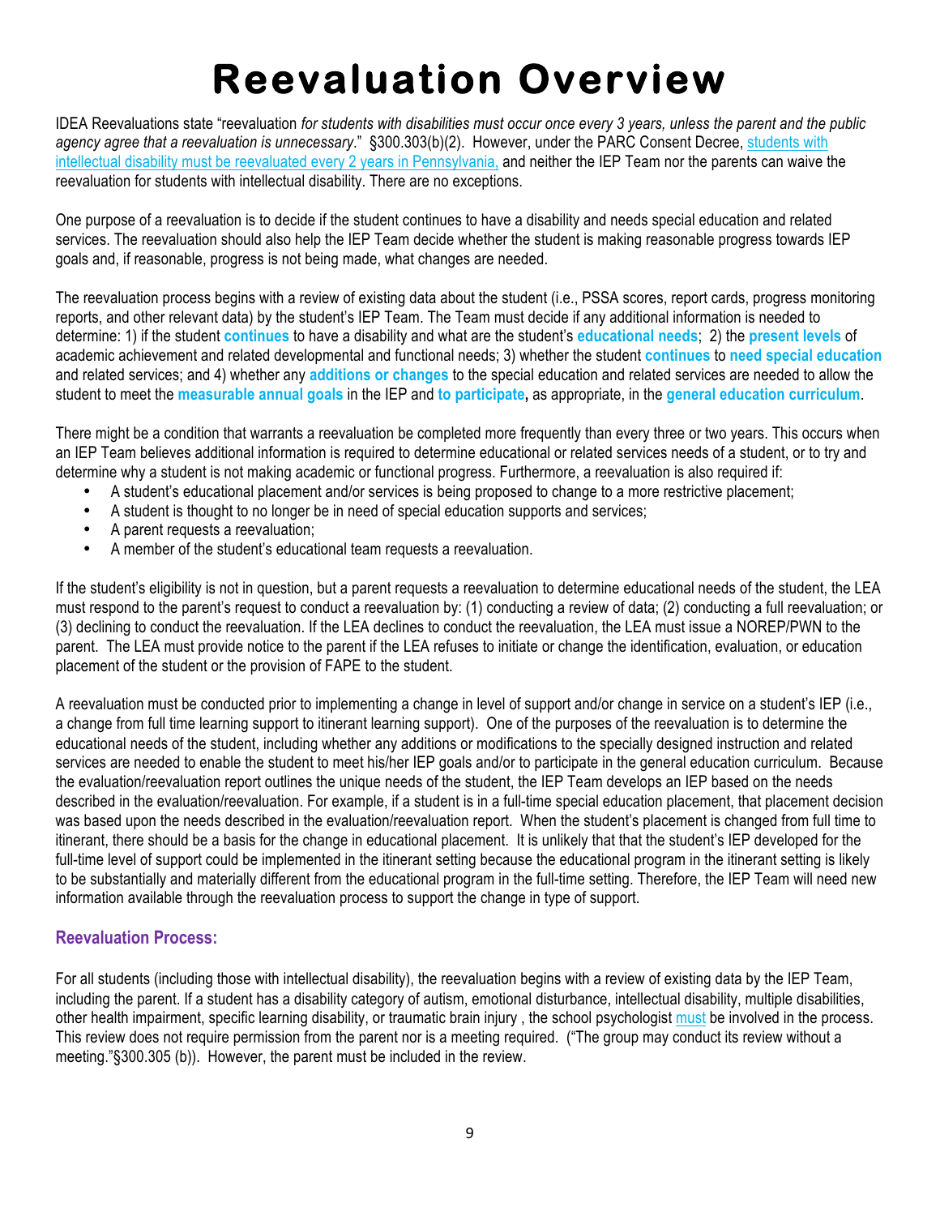# Reevaluation Overview

IDEA Reevaluations state "reevaluation *for students with disabilities must occur once every 3 years, unless the parent and the public agency agree that a reevaluation is unnecessary.*" §300.303(b)(2). However, under the PARC Consent Decree, students with intellectual disability must be reevaluated every 2 years in Pennsylvania, and neither the IEP Team nor the parents can waive the reevaluation for students with intellectual disability. There are no exceptions.

One purpose of a reevaluation is to decide if the student continues to have a disability and needs special education and related services. The reevaluation should also help the IEP Team decide whether the student is making reasonable progress towards IEP goals and, if reasonable, progress is not being made, what changes are needed.

The reevaluation process begins with a review of existing data about the student (i.e., PSSA scores, report cards, progress monitoring reports, and other relevant data) by the student's IEP Team. The Team must decide if any additional information is needed to determine: 1) if the student **continues** to have a disability and what are the student's **educational needs**; 2) the **present levels** of academic achievement and related developmental and functional needs; 3) whether the student **continues** to **need special education** and related services; and 4) whether any **additions or changes** to the special education and related services are needed to allow the student to meet the **measurable annual goals** in the IEP and **to participate,** as appropriate, in the **general education curriculum**.

There might be a condition that warrants a reevaluation be completed more frequently than every three or two years. This occurs when an IEP Team believes additional information is required to determine educational or related services needs of a student, or to try and determine why a student is not making academic or functional progress. Furthermore, a reevaluation is also required if:

- A student's educational placement and/or services is being proposed to change to a more restrictive placement;
- A student is thought to no longer be in need of special education supports and services;
- A parent requests a reevaluation;
- A member of the student's educational team requests a reevaluation.

If the student's eligibility is not in question, but a parent requests a reevaluation to determine educational needs of the student, the LEA must respond to the parent's request to conduct a reevaluation by: (1) conducting a review of data; (2) conducting a full reevaluation; or (3) declining to conduct the reevaluation. If the LEA declines to conduct the reevaluation, the LEA must issue a NOREP/PWN to the parent. The LEA must provide notice to the parent if the LEA refuses to initiate or change the identification, evaluation, or education placement of the student or the provision of FAPE to the student.

A reevaluation must be conducted prior to implementing a change in level of support and/or change in service on a student's IEP (i.e., a change from full time learning support to itinerant learning support). One of the purposes of the reevaluation is to determine the educational needs of the student, including whether any additions or modifications to the specially designed instruction and related services are needed to enable the student to meet his/her IEP goals and/or to participate in the general education curriculum. Because the evaluation/reevaluation report outlines the unique needs of the student, the IEP Team develops an IEP based on the needs described in the evaluation/reevaluation report. For example, if a student is in a full-time special education placement, that placement decision was based upon the needs described in the evaluation/reevaluation report. When the student's placement is changed from full time to itinerant, there should be a basis for the change in educational placement. It is unlikely that that the student's IEP developed for the full-time level of support could be implemented in the itinerant setting because the educational program in the itinerant setting is likely to be substantially and materially different from the educational program in the full-time setting. Therefore, the IEP Team will need new information available through the reevaluation process to support the change in type of support.

### Reevaluation Process:

For all students (including those with intellectual disability), the reevaluation begins with a review of existing data by the IEP Team, including the parent. If a student has a disability category of autism, emotional disturbance, intellectual disability, multiple disabilities, other health impairment, specific learning disability, or traumatic brain injury , the school psychologist must be involved in the process. This review does not require permission from the parent nor is a meeting required. ("The group may conduct its review without a meeting."§300.305 (b)). However, the parent must be included in the review.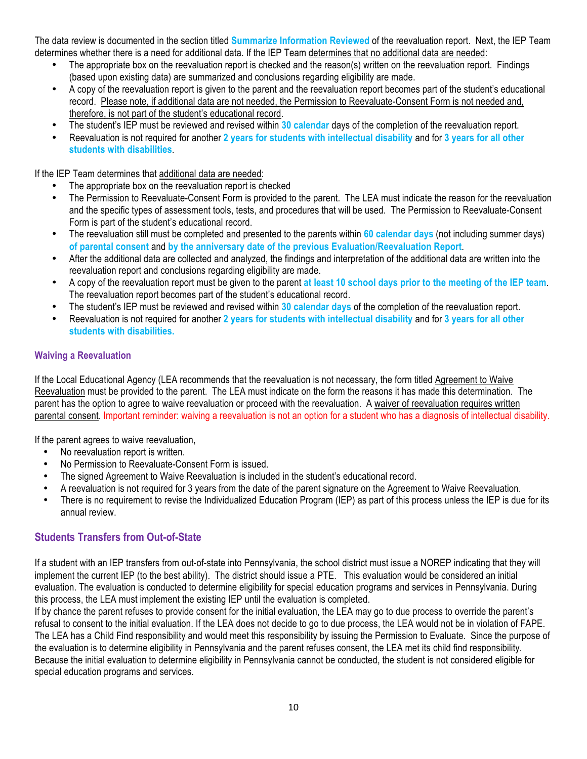The data review is documented in the section titled **Summarize Information Reviewed** of the reevaluation report. Next, the IEP Team determines whether there is a need for additional data. If the IEP Team determines that no additional data are needed:

- The appropriate box on the reevaluation report is checked and the reason(s) written on the reevaluation report. Findings (based upon existing data) are summarized and conclusions regarding eligibility are made.
- A copy of the reevaluation report is given to the parent and the reevaluation report becomes part of the student's educational record. Please note, if additional data are not needed, the Permission to Reevaluate-Consent Form is not needed and, therefore, is not part of the student's educational record.
- The student's IEP must be reviewed and revised within **30 calendar** days of the completion of the reevaluation report.
- Reevaluation is not required for another **2 years for students with intellectual disability** and for **3 years for all other students with disabilities**.

If the IEP Team determines that additional data are needed:

- The appropriate box on the reevaluation report is checked
- The Permission to Reevaluate-Consent Form is provided to the parent. The LEA must indicate the reason for the reevaluation and the specific types of assessment tools, tests, and procedures that will be used. The Permission to Reevaluate-Consent Form is part of the student's educational record.
- The reevaluation still must be completed and presented to the parents within **60 calendar days** (not including summer days) **of parental consent** and **by the anniversary date of the previous Evaluation/Reevaluation Report**.
- After the additional data are collected and analyzed, the findings and interpretation of the additional data are written into the reevaluation report and conclusions regarding eligibility are made.
- A copy of the reevaluation report must be given to the parent **at least 10 school days prior to the meeting of the IEP team**. The reevaluation report becomes part of the student's educational record.
- The student's IEP must be reviewed and revised within **30 calendar days** of the completion of the reevaluation report.
- Reevaluation is not required for another **2 years for students with intellectual disability** and for **3 years for all other students with disabilities.**

### Waiving a Reevaluation

If the Local Educational Agency (LEA recommends that the reevaluation is not necessary, the form titled Agreement to Waive Reevaluation must be provided to the parent. The LEA must indicate on the form the reasons it has made this determination. The parent has the option to agree to waive reevaluation or proceed with the reevaluation. A waiver of reevaluation requires written parental consent. Important reminder: waiving a reevaluation is not an option for a student who has a diagnosis of intellectual disability.

If the parent agrees to waive reevaluation,

- No reevaluation report is written.
- No Permission to Reevaluate-Consent Form is issued.
- The signed Agreement to Waive Reevaluation is included in the student's educational record.
- A reevaluation is not required for 3 years from the date of the parent signature on the Agreement to Waive Reevaluation.
- There is no requirement to revise the Individualized Education Program (IEP) as part of this process unless the IEP is due for its annual review.

## Students Transfers from Out-of-State

If a student with an IEP transfers from out-of-state into Pennsylvania, the school district must issue a NOREP indicating that they will implement the current IEP (to the best ability). The district should issue a PTE. This evaluation would be considered an initial evaluation. The evaluation is conducted to determine eligibility for special education programs and services in Pennsylvania. During this process, the LEA must implement the existing IEP until the evaluation is completed.

If by chance the parent refuses to provide consent for the initial evaluation, the LEA may go to due process to override the parent's refusal to consent to the initial evaluation. If the LEA does not decide to go to due process, the LEA would not be in violation of FAPE. The LEA has a Child Find responsibility and would meet this responsibility by issuing the Permission to Evaluate. Since the purpose of the evaluation is to determine eligibility in Pennsylvania and the parent refuses consent, the LEA met its child find responsibility. Because the initial evaluation to determine eligibility in Pennsylvania cannot be conducted, the student is not considered eligible for special education programs and services.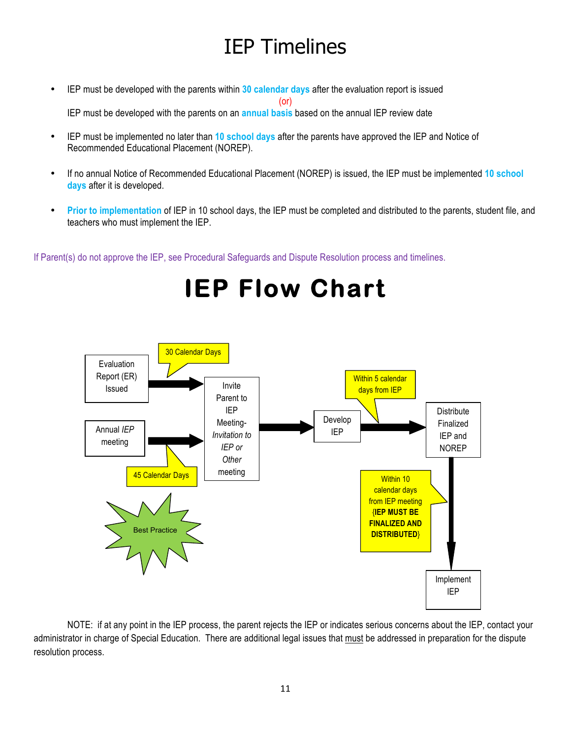# IEP Timelines

- IEP must be developed with the parents within **30 calendar days** after the evaluation report is issued

  (or)

  IEP must be developed with the parents on an **annual basis** based on the annual IEP review date

- IEP must be implemented no later than **10 school days** after the parents have approved the IEP and Notice of Recommended Educational Placement (NOREP).

- If no annual Notice of Recommended Educational Placement (NOREP) is issued, the IEP must be implemented **10 school days** after it is developed.

- **Prior to implementation** of IEP in 10 school days, the IEP must be completed and distributed to the parents, student file, and teachers who must implement the IEP.

If Parent(s) do not approve the IEP, see Procedural Safeguards and Dispute Resolution process and timelines.

# IEP Flow Chart

Evaluation Report (ER) Issued → (30 Calendar Days) → Invite Parent to IEP Meeting- *Invitation to IEP or Other* meeting

Annual *IEP* meeting → (45 Calendar Days) → Invite Parent to IEP Meeting- *Invitation to IEP or Other* meeting

Best Practice

Invite Parent to IEP Meeting → Develop IEP → (Within 5 calendar days from IEP) → Distribute Finalized IEP and NOREP → (Within 10 calendar days from IEP meeting {**IEP MUST BE FINALIZED AND DISTRIBUTED**}) → Implement IEP

NOTE: if at any point in the IEP process, the parent rejects the IEP or indicates serious concerns about the IEP, contact your administrator in charge of Special Education. There are additional legal issues that must be addressed in preparation for the dispute resolution process.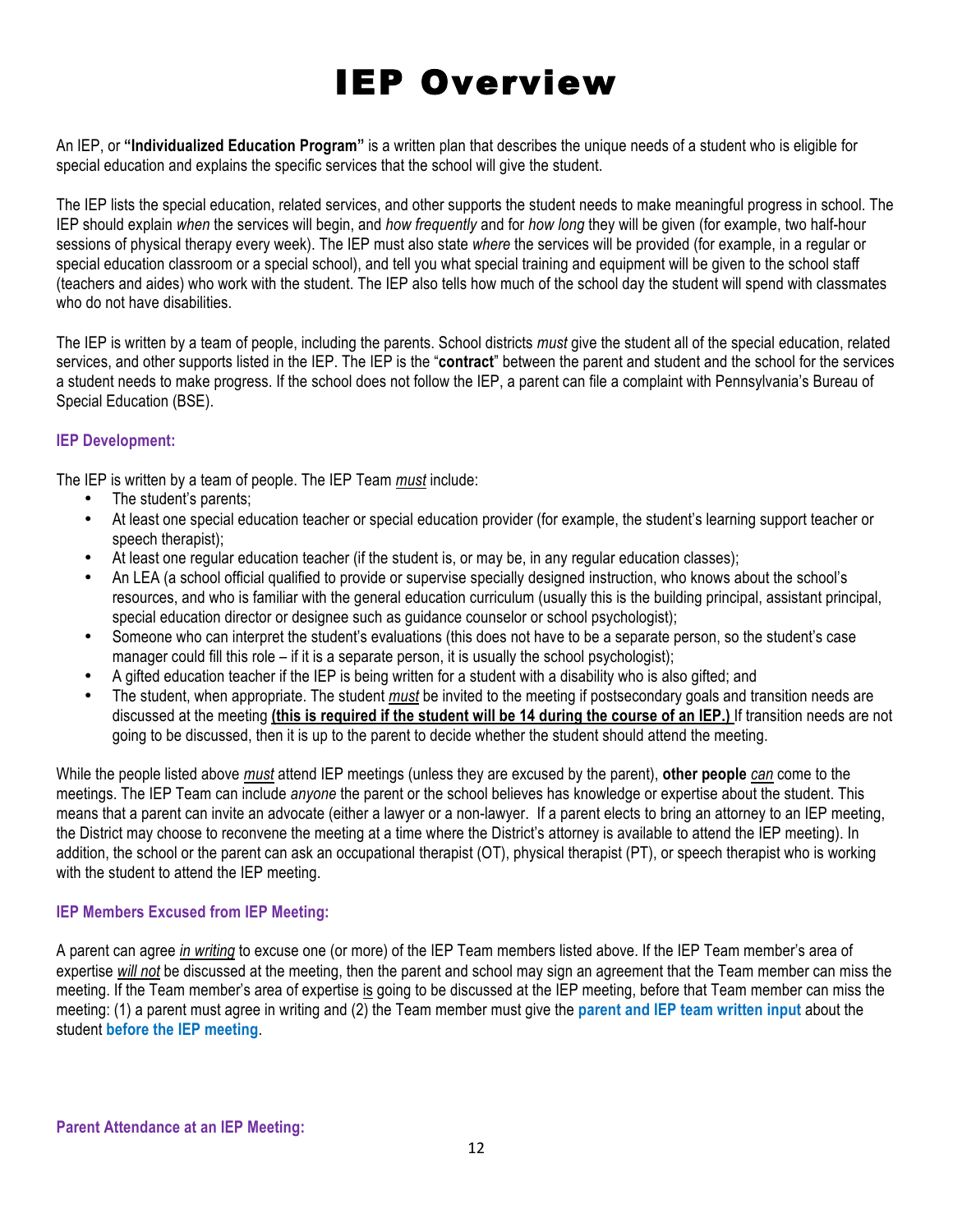# IEP Overview

An IEP, or **"Individualized Education Program"** is a written plan that describes the unique needs of a student who is eligible for special education and explains the specific services that the school will give the student.

The IEP lists the special education, related services, and other supports the student needs to make meaningful progress in school. The IEP should explain *when* the services will begin, and *how frequently* and for *how long* they will be given (for example, two half-hour sessions of physical therapy every week). The IEP must also state *where* the services will be provided (for example, in a regular or special education classroom or a special school), and tell you what special training and equipment will be given to the school staff (teachers and aides) who work with the student. The IEP also tells how much of the school day the student will spend with classmates who do not have disabilities.

The IEP is written by a team of people, including the parents. School districts *must* give the student all of the special education, related services, and other supports listed in the IEP. The IEP is the "**contract**" between the parent and student and the school for the services a student needs to make progress. If the school does not follow the IEP, a parent can file a complaint with Pennsylvania's Bureau of Special Education (BSE).

### IEP Development:

The IEP is written by a team of people. The IEP Team ***must*** include:

- The student's parents;
- At least one special education teacher or special education provider (for example, the student's learning support teacher or speech therapist);
- At least one regular education teacher (if the student is, or may be, in any regular education classes);
- An LEA (a school official qualified to provide or supervise specially designed instruction, who knows about the school's resources, and who is familiar with the general education curriculum (usually this is the building principal, assistant principal, special education director or designee such as guidance counselor or school psychologist);
- Someone who can interpret the student's evaluations (this does not have to be a separate person, so the student's case manager could fill this role – if it is a separate person, it is usually the school psychologist);
- A gifted education teacher if the IEP is being written for a student with a disability who is also gifted; and
- The student, when appropriate. The student ***must*** be invited to the meeting if postsecondary goals and transition needs are discussed at the meeting **(this is required if the student will be 14 during the course of an IEP.)** If transition needs are not going to be discussed, then it is up to the parent to decide whether the student should attend the meeting.

While the people listed above ***must*** attend IEP meetings (unless they are excused by the parent), **other people** ***can*** come to the meetings. The IEP Team can include *anyone* the parent or the school believes has knowledge or expertise about the student. This means that a parent can invite an advocate (either a lawyer or a non-lawyer. If a parent elects to bring an attorney to an IEP meeting, the District may choose to reconvene the meeting at a time where the District's attorney is available to attend the IEP meeting). In addition, the school or the parent can ask an occupational therapist (OT), physical therapist (PT), or speech therapist who is working with the student to attend the IEP meeting.

### IEP Members Excused from IEP Meeting:

A parent can agree *in writing* to excuse one (or more) of the IEP Team members listed above. If the IEP Team member's area of expertise ***will not*** be discussed at the meeting, then the parent and school may sign an agreement that the Team member can miss the meeting. If the Team member's area of expertise is going to be discussed at the IEP meeting, before that Team member can miss the meeting: (1) a parent must agree in writing and (2) the Team member must give the **parent and IEP team written input** about the student **before the IEP meeting**.

### Parent Attendance at an IEP Meeting: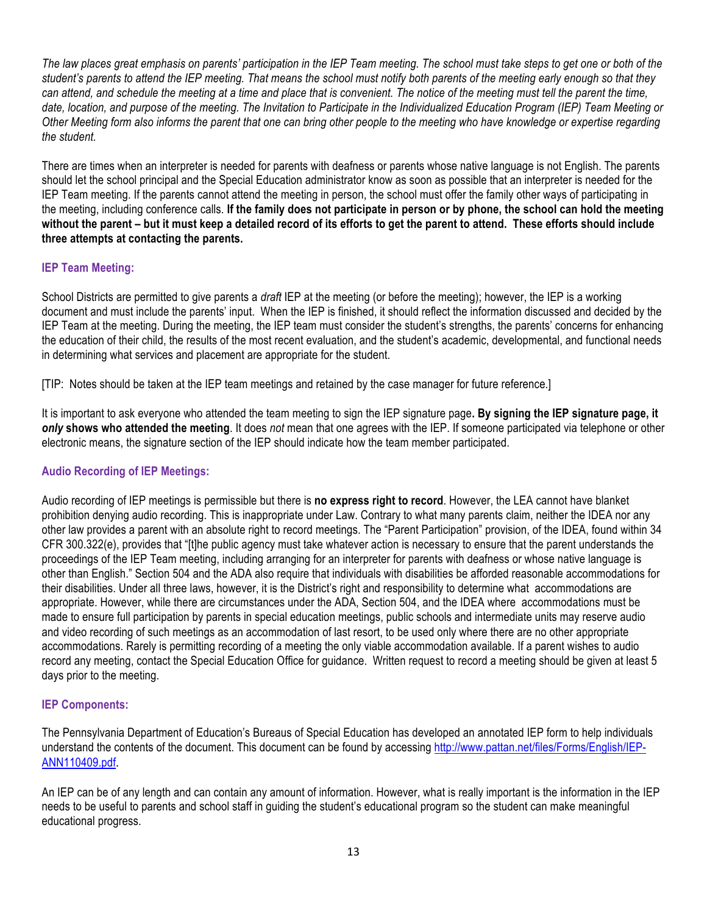*The law places great emphasis on parents' participation in the IEP Team meeting. The school must take steps to get one or both of the student's parents to attend the IEP meeting. That means the school must notify both parents of the meeting early enough so that they can attend, and schedule the meeting at a time and place that is convenient. The notice of the meeting must tell the parent the time, date, location, and purpose of the meeting. The Invitation to Participate in the Individualized Education Program (IEP) Team Meeting or Other Meeting form also informs the parent that one can bring other people to the meeting who have knowledge or expertise regarding the student.*

There are times when an interpreter is needed for parents with deafness or parents whose native language is not English. The parents should let the school principal and the Special Education administrator know as soon as possible that an interpreter is needed for the IEP Team meeting. If the parents cannot attend the meeting in person, the school must offer the family other ways of participating in the meeting, including conference calls. **If the family does not participate in person or by phone, the school can hold the meeting without the parent – but it must keep a detailed record of its efforts to get the parent to attend. These efforts should include three attempts at contacting the parents.**

### IEP Team Meeting:

School Districts are permitted to give parents a *draft* IEP at the meeting (or before the meeting); however, the IEP is a working document and must include the parents' input. When the IEP is finished, it should reflect the information discussed and decided by the IEP Team at the meeting. During the meeting, the IEP team must consider the student's strengths, the parents' concerns for enhancing the education of their child, the results of the most recent evaluation, and the student's academic, developmental, and functional needs in determining what services and placement are appropriate for the student.

[TIP: Notes should be taken at the IEP team meetings and retained by the case manager for future reference.]

It is important to ask everyone who attended the team meeting to sign the IEP signature page**. By signing the IEP signature page, it *only* shows who attended the meeting**. It does *not* mean that one agrees with the IEP. If someone participated via telephone or other electronic means, the signature section of the IEP should indicate how the team member participated.

### Audio Recording of IEP Meetings:

Audio recording of IEP meetings is permissible but there is **no express right to record**. However, the LEA cannot have blanket prohibition denying audio recording. This is inappropriate under Law. Contrary to what many parents claim, neither the IDEA nor any other law provides a parent with an absolute right to record meetings. The "Parent Participation" provision, of the IDEA, found within 34 CFR 300.322(e), provides that "[t]he public agency must take whatever action is necessary to ensure that the parent understands the proceedings of the IEP Team meeting, including arranging for an interpreter for parents with deafness or whose native language is other than English." Section 504 and the ADA also require that individuals with disabilities be afforded reasonable accommodations for their disabilities. Under all three laws, however, it is the District's right and responsibility to determine what accommodations are appropriate. However, while there are circumstances under the ADA, Section 504, and the IDEA where accommodations must be made to ensure full participation by parents in special education meetings, public schools and intermediate units may reserve audio and video recording of such meetings as an accommodation of last resort, to be used only where there are no other appropriate accommodations. Rarely is permitting recording of a meeting the only viable accommodation available. If a parent wishes to audio record any meeting, contact the Special Education Office for guidance. Written request to record a meeting should be given at least 5 days prior to the meeting.

### IEP Components:

The Pennsylvania Department of Education's Bureaus of Special Education has developed an annotated IEP form to help individuals understand the contents of the document. This document can be found by accessing [http://www.pattan.net/files/Forms/English/IEP-ANN110409.pdf](http://www.pattan.net/files/Forms/English/IEP-ANN110409.pdf).

An IEP can be of any length and can contain any amount of information. However, what is really important is the information in the IEP needs to be useful to parents and school staff in guiding the student's educational program so the student can make meaningful educational progress.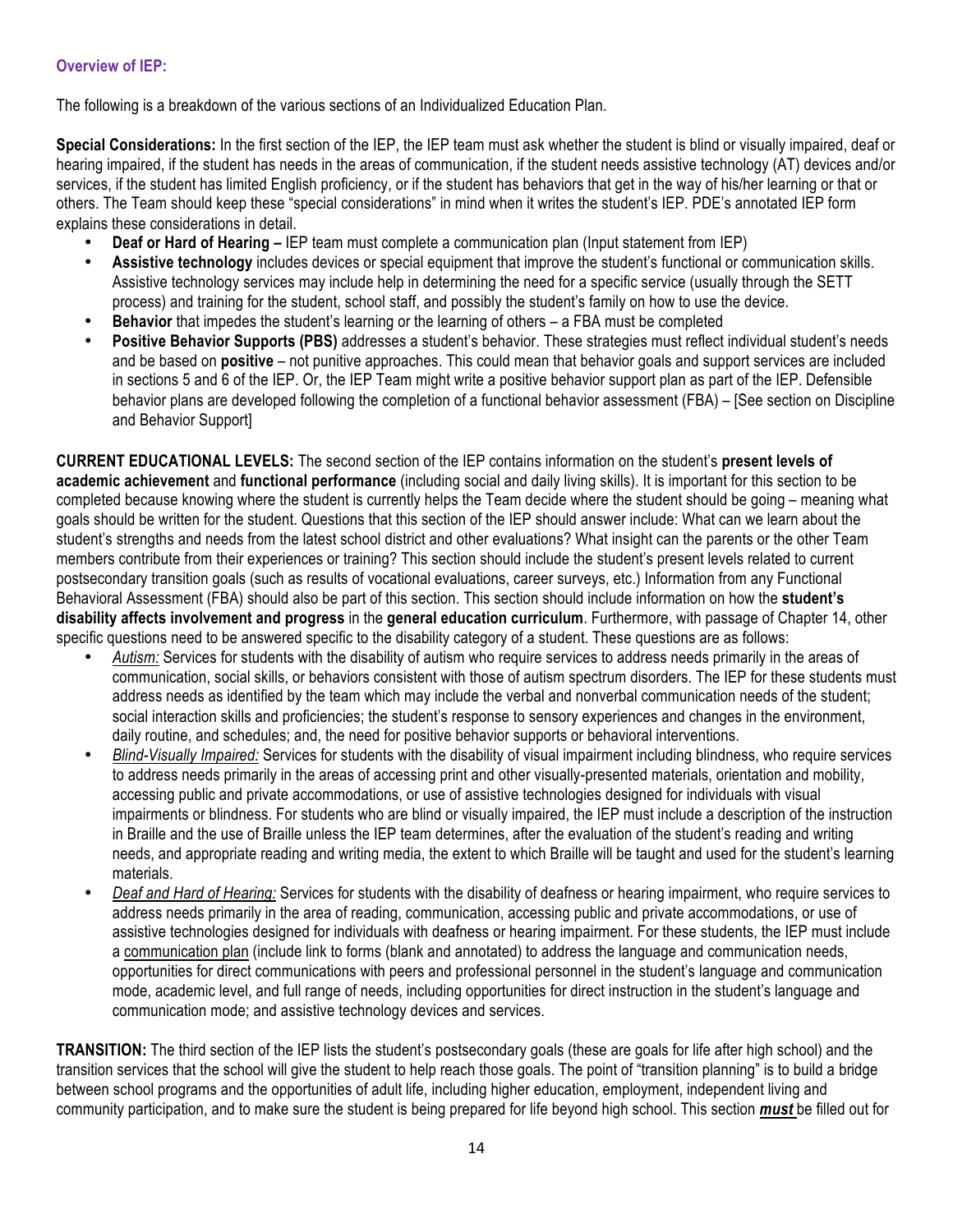### Overview of IEP:

The following is a breakdown of the various sections of an Individualized Education Plan.

**Special Considerations:** In the first section of the IEP, the IEP team must ask whether the student is blind or visually impaired, deaf or hearing impaired, if the student has needs in the areas of communication, if the student needs assistive technology (AT) devices and/or services, if the student has limited English proficiency, or if the student has behaviors that get in the way of his/her learning or that or others. The Team should keep these "special considerations" in mind when it writes the student's IEP. PDE's annotated IEP form explains these considerations in detail.

- **Deaf or Hard of Hearing –** IEP team must complete a communication plan (Input statement from IEP)
- **Assistive technology** includes devices or special equipment that improve the student's functional or communication skills. Assistive technology services may include help in determining the need for a specific service (usually through the SETT process) and training for the student, school staff, and possibly the student's family on how to use the device.
- **Behavior** that impedes the student's learning or the learning of others – a FBA must be completed
- **Positive Behavior Supports (PBS)** addresses a student's behavior. These strategies must reflect individual student's needs and be based on **positive** – not punitive approaches. This could mean that behavior goals and support services are included in sections 5 and 6 of the IEP. Or, the IEP Team might write a positive behavior support plan as part of the IEP. Defensible behavior plans are developed following the completion of a functional behavior assessment (FBA) – [See section on Discipline and Behavior Support]

**CURRENT EDUCATIONAL LEVELS:** The second section of the IEP contains information on the student's **present levels of academic achievement** and **functional performance** (including social and daily living skills). It is important for this section to be completed because knowing where the student is currently helps the Team decide where the student should be going – meaning what goals should be written for the student. Questions that this section of the IEP should answer include: What can we learn about the student's strengths and needs from the latest school district and other evaluations? What insight can the parents or the other Team members contribute from their experiences or training? This section should include the student's present levels related to current postsecondary transition goals (such as results of vocational evaluations, career surveys, etc.) Information from any Functional Behavioral Assessment (FBA) should also be part of this section. This section should include information on how the **student's disability affects involvement and progress** in the **general education curriculum**. Furthermore, with passage of Chapter 14, other specific questions need to be answered specific to the disability category of a student. These questions are as follows:

- *Autism:* Services for students with the disability of autism who require services to address needs primarily in the areas of communication, social skills, or behaviors consistent with those of autism spectrum disorders. The IEP for these students must address needs as identified by the team which may include the verbal and nonverbal communication needs of the student; social interaction skills and proficiencies; the student's response to sensory experiences and changes in the environment, daily routine, and schedules; and, the need for positive behavior supports or behavioral interventions.
- *Blind-Visually Impaired:* Services for students with the disability of visual impairment including blindness, who require services to address needs primarily in the areas of accessing print and other visually-presented materials, orientation and mobility, accessing public and private accommodations, or use of assistive technologies designed for individuals with visual impairments or blindness. For students who are blind or visually impaired, the IEP must include a description of the instruction in Braille and the use of Braille unless the IEP team determines, after the evaluation of the student's reading and writing needs, and appropriate reading and writing media, the extent to which Braille will be taught and used for the student's learning materials.
- *Deaf and Hard of Hearing:* Services for students with the disability of deafness or hearing impairment, who require services to address needs primarily in the area of reading, communication, accessing public and private accommodations, or use of assistive technologies designed for individuals with deafness or hearing impairment. For these students, the IEP must include a communication plan (include link to forms (blank and annotated) to address the language and communication needs, opportunities for direct communications with peers and professional personnel in the student's language and communication mode, academic level, and full range of needs, including opportunities for direct instruction in the student's language and communication mode; and assistive technology devices and services.

**TRANSITION:** The third section of the IEP lists the student's postsecondary goals (these are goals for life after high school) and the transition services that the school will give the student to help reach those goals. The point of "transition planning" is to build a bridge between school programs and the opportunities of adult life, including higher education, employment, independent living and community participation, and to make sure the student is being prepared for life beyond high school. This section ***must*** be filled out for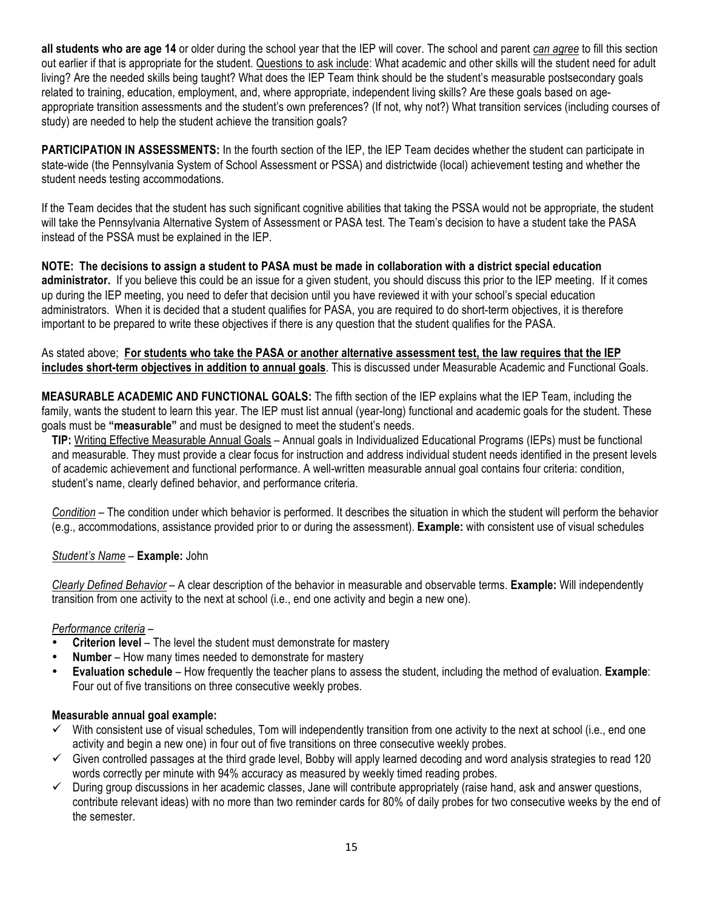**all students who are age 14** or older during the school year that the IEP will cover. The school and parent *can agree* to fill this section out earlier if that is appropriate for the student. Questions to ask include: What academic and other skills will the student need for adult living? Are the needed skills being taught? What does the IEP Team think should be the student's measurable postsecondary goals related to training, education, employment, and, where appropriate, independent living skills? Are these goals based on age-appropriate transition assessments and the student's own preferences? (If not, why not?) What transition services (including courses of study) are needed to help the student achieve the transition goals?

**PARTICIPATION IN ASSESSMENTS:** In the fourth section of the IEP, the IEP Team decides whether the student can participate in state-wide (the Pennsylvania System of School Assessment or PSSA) and districtwide (local) achievement testing and whether the student needs testing accommodations.

If the Team decides that the student has such significant cognitive abilities that taking the PSSA would not be appropriate, the student will take the Pennsylvania Alternative System of Assessment or PASA test. The Team's decision to have a student take the PASA instead of the PSSA must be explained in the IEP.

**NOTE: The decisions to assign a student to PASA must be made in collaboration with a district special education administrator.** If you believe this could be an issue for a given student, you should discuss this prior to the IEP meeting. If it comes up during the IEP meeting, you need to defer that decision until you have reviewed it with your school's special education administrators. When it is decided that a student qualifies for PASA, you are required to do short-term objectives, it is therefore important to be prepared to write these objectives if there is any question that the student qualifies for the PASA.

As stated above; **For students who take the PASA or another alternative assessment test, the law requires that the IEP includes short-term objectives in addition to annual goals**. This is discussed under Measurable Academic and Functional Goals.

**MEASURABLE ACADEMIC AND FUNCTIONAL GOALS:** The fifth section of the IEP explains what the IEP Team, including the family, wants the student to learn this year. The IEP must list annual (year-long) functional and academic goals for the student. These goals must be **"measurable"** and must be designed to meet the student's needs.

**TIP:** Writing Effective Measurable Annual Goals – Annual goals in Individualized Educational Programs (IEPs) must be functional and measurable. They must provide a clear focus for instruction and address individual student needs identified in the present levels of academic achievement and functional performance. A well-written measurable annual goal contains four criteria: condition, student's name, clearly defined behavior, and performance criteria.

*Condition* – The condition under which behavior is performed. It describes the situation in which the student will perform the behavior (e.g., accommodations, assistance provided prior to or during the assessment). **Example:** with consistent use of visual schedules

*Student's Name* – **Example:** John

*Clearly Defined Behavior* – A clear description of the behavior in measurable and observable terms. **Example:** Will independently transition from one activity to the next at school (i.e., end one activity and begin a new one).

*Performance criteria* –

- **Criterion level** – The level the student must demonstrate for mastery
- **Number** – How many times needed to demonstrate for mastery
- **Evaluation schedule** – How frequently the teacher plans to assess the student, including the method of evaluation. **Example**: Four out of five transitions on three consecutive weekly probes.

**Measurable annual goal example:**

- ✓ With consistent use of visual schedules, Tom will independently transition from one activity to the next at school (i.e., end one activity and begin a new one) in four out of five transitions on three consecutive weekly probes.
- ✓ Given controlled passages at the third grade level, Bobby will apply learned decoding and word analysis strategies to read 120 words correctly per minute with 94% accuracy as measured by weekly timed reading probes.
- ✓ During group discussions in her academic classes, Jane will contribute appropriately (raise hand, ask and answer questions, contribute relevant ideas) with no more than two reminder cards for 80% of daily probes for two consecutive weeks by the end of the semester.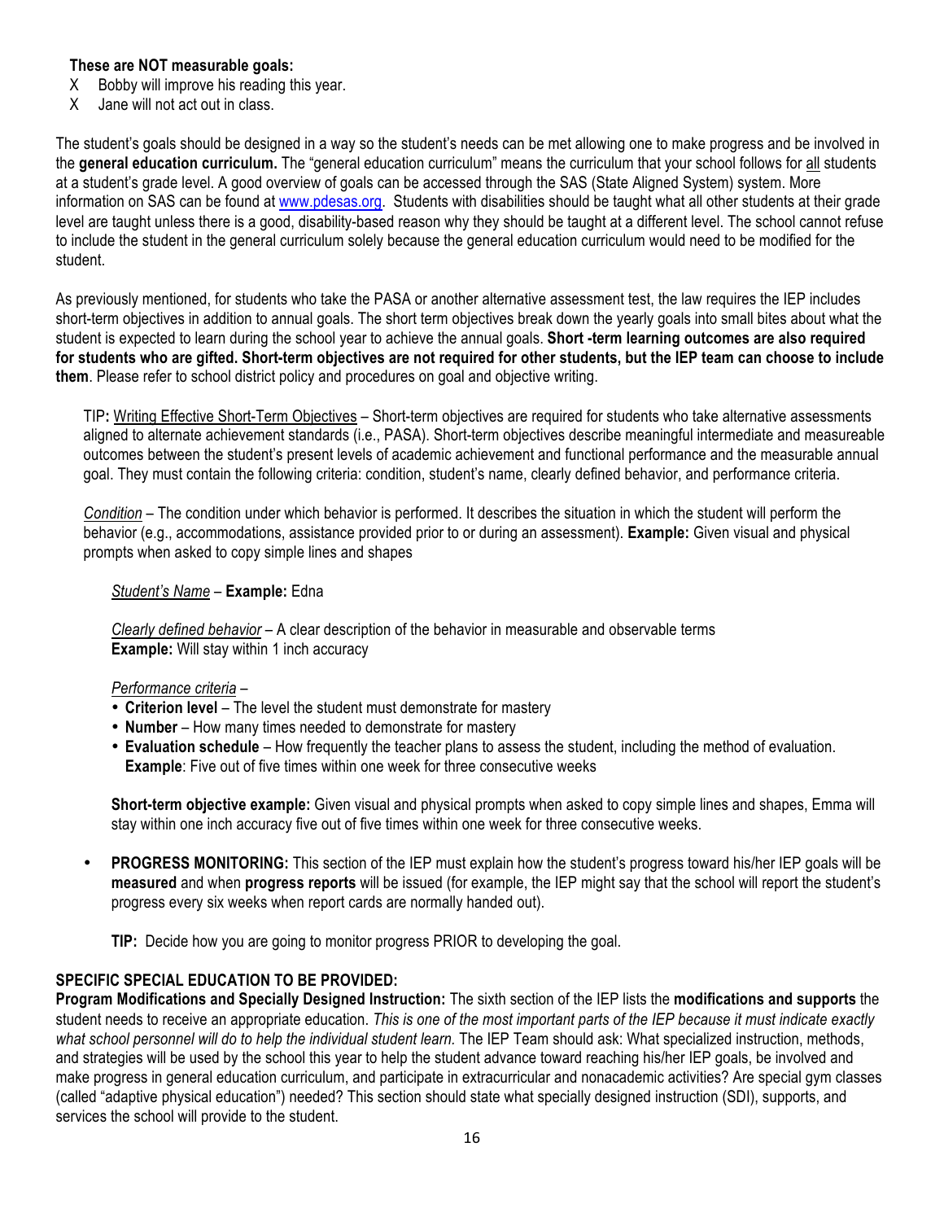**These are NOT measurable goals:**

X Bobby will improve his reading this year.

X Jane will not act out in class.

The student's goals should be designed in a way so the student's needs can be met allowing one to make progress and be involved in the **general education curriculum.** The "general education curriculum" means the curriculum that your school follows for <u>all</u> students at a student's grade level. A good overview of goals can be accessed through the SAS (State Aligned System) system. More information on SAS can be found at [www.pdesas.org](http://www.pdesas.org). Students with disabilities should be taught what all other students at their grade level are taught unless there is a good, disability-based reason why they should be taught at a different level. The school cannot refuse to include the student in the general curriculum solely because the general education curriculum would need to be modified for the student.

As previously mentioned, for students who take the PASA or another alternative assessment test, the law requires the IEP includes short-term objectives in addition to annual goals. The short term objectives break down the yearly goals into small bites about what the student is expected to learn during the school year to achieve the annual goals. **Short -term learning outcomes are also required for students who are gifted. Short-term objectives are not required for other students, but the IEP team can choose to include them**. Please refer to school district policy and procedures on goal and objective writing.

> TIP**:** <u>Writing Effective Short-Term Objectives</u> – Short-term objectives are required for students who take alternative assessments aligned to alternate achievement standards (i.e., PASA). Short-term objectives describe meaningful intermediate and measureable outcomes between the student's present levels of academic achievement and functional performance and the measurable annual goal. They must contain the following criteria: condition, student's name, clearly defined behavior, and performance criteria.
>
> *<u>Condition</u>* – The condition under which behavior is performed. It describes the situation in which the student will perform the behavior (e.g., accommodations, assistance provided prior to or during an assessment). **Example:** Given visual and physical prompts when asked to copy simple lines and shapes
>
> *<u>Student's Name</u>* – **Example:** Edna
>
> *<u>Clearly defined behavior</u>* – A clear description of the behavior in measurable and observable terms
> **Example:** Will stay within 1 inch accuracy
>
> *<u>Performance criteria</u>* –
> - **Criterion level** – The level the student must demonstrate for mastery
> - **Number** – How many times needed to demonstrate for mastery
> - **Evaluation schedule** – How frequently the teacher plans to assess the student, including the method of evaluation. **Example**: Five out of five times within one week for three consecutive weeks
>
> **Short-term objective example:** Given visual and physical prompts when asked to copy simple lines and shapes, Emma will stay within one inch accuracy five out of five times within one week for three consecutive weeks.

- **PROGRESS MONITORING:** This section of the IEP must explain how the student's progress toward his/her IEP goals will be **measured** and when **progress reports** will be issued (for example, the IEP might say that the school will report the student's progress every six weeks when report cards are normally handed out).

  **TIP:** Decide how you are going to monitor progress PRIOR to developing the goal.

**SPECIFIC SPECIAL EDUCATION TO BE PROVIDED:**

**Program Modifications and Specially Designed Instruction:** The sixth section of the IEP lists the **modifications and supports** the student needs to receive an appropriate education. *This is one of the most important parts of the IEP because it must indicate exactly what school personnel will do to help the individual student learn.* The IEP Team should ask: What specialized instruction, methods, and strategies will be used by the school this year to help the student advance toward reaching his/her IEP goals, be involved and make progress in general education curriculum, and participate in extracurricular and nonacademic activities? Are special gym classes (called "adaptive physical education") needed? This section should state what specially designed instruction (SDI), supports, and services the school will provide to the student.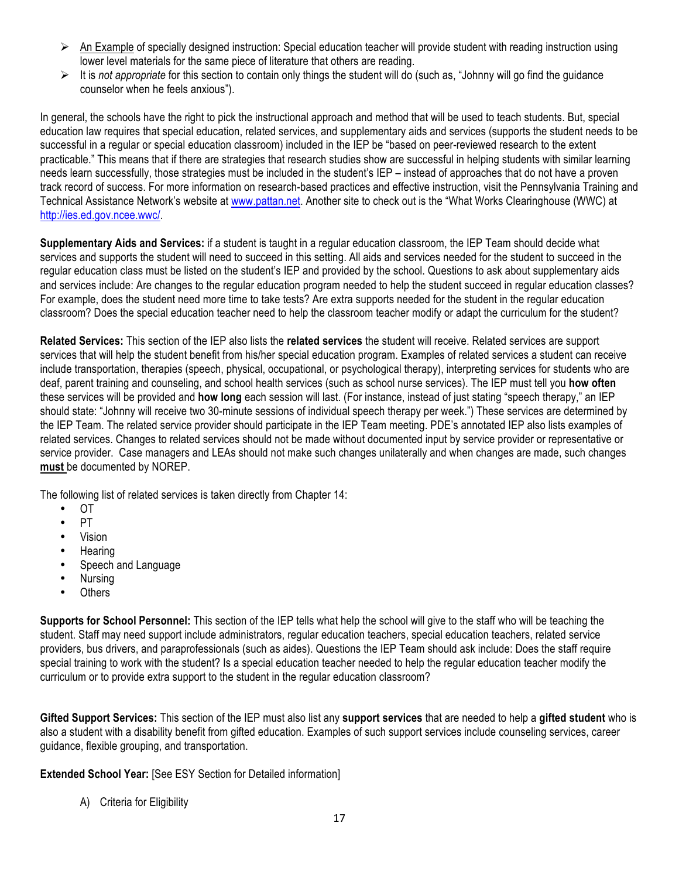- An Example of specially designed instruction: Special education teacher will provide student with reading instruction using lower level materials for the same piece of literature that others are reading.
- It is *not appropriate* for this section to contain only things the student will do (such as, "Johnny will go find the guidance counselor when he feels anxious").

In general, the schools have the right to pick the instructional approach and method that will be used to teach students. But, special education law requires that special education, related services, and supplementary aids and services (supports the student needs to be successful in a regular or special education classroom) included in the IEP be "based on peer-reviewed research to the extent practicable." This means that if there are strategies that research studies show are successful in helping students with similar learning needs learn successfully, those strategies must be included in the student's IEP – instead of approaches that do not have a proven track record of success. For more information on research-based practices and effective instruction, visit the Pennsylvania Training and Technical Assistance Network's website at [www.pattan.net](www.pattan.net). Another site to check out is the "What Works Clearinghouse (WWC) at [http://ies.ed.gov.ncee.wwc/](http://ies.ed.gov.ncee.wwc/).

**Supplementary Aids and Services:** if a student is taught in a regular education classroom, the IEP Team should decide what services and supports the student will need to succeed in this setting. All aids and services needed for the student to succeed in the regular education class must be listed on the student's IEP and provided by the school. Questions to ask about supplementary aids and services include: Are changes to the regular education program needed to help the student succeed in regular education classes? For example, does the student need more time to take tests? Are extra supports needed for the student in the regular education classroom? Does the special education teacher need to help the classroom teacher modify or adapt the curriculum for the student?

**Related Services:** This section of the IEP also lists the **related services** the student will receive. Related services are support services that will help the student benefit from his/her special education program. Examples of related services a student can receive include transportation, therapies (speech, physical, occupational, or psychological therapy), interpreting services for students who are deaf, parent training and counseling, and school health services (such as school nurse services). The IEP must tell you **how often** these services will be provided and **how long** each session will last. (For instance, instead of just stating "speech therapy," an IEP should state: "Johnny will receive two 30-minute sessions of individual speech therapy per week.") These services are determined by the IEP Team. The related service provider should participate in the IEP Team meeting. PDE's annotated IEP also lists examples of related services. Changes to related services should not be made without documented input by service provider or representative or service provider. Case managers and LEAs should not make such changes unilaterally and when changes are made, such changes **must** be documented by NOREP.

The following list of related services is taken directly from Chapter 14:

- OT
- PT
- Vision
- Hearing
- Speech and Language
- Nursing
- Others

**Supports for School Personnel:** This section of the IEP tells what help the school will give to the staff who will be teaching the student. Staff may need support include administrators, regular education teachers, special education teachers, related service providers, bus drivers, and paraprofessionals (such as aides). Questions the IEP Team should ask include: Does the staff require special training to work with the student? Is a special education teacher needed to help the regular education teacher modify the curriculum or to provide extra support to the student in the regular education classroom?

**Gifted Support Services:** This section of the IEP must also list any **support services** that are needed to help a **gifted student** who is also a student with a disability benefit from gifted education. Examples of such support services include counseling services, career guidance, flexible grouping, and transportation.

**Extended School Year:** [See ESY Section for Detailed information]

A) Criteria for Eligibility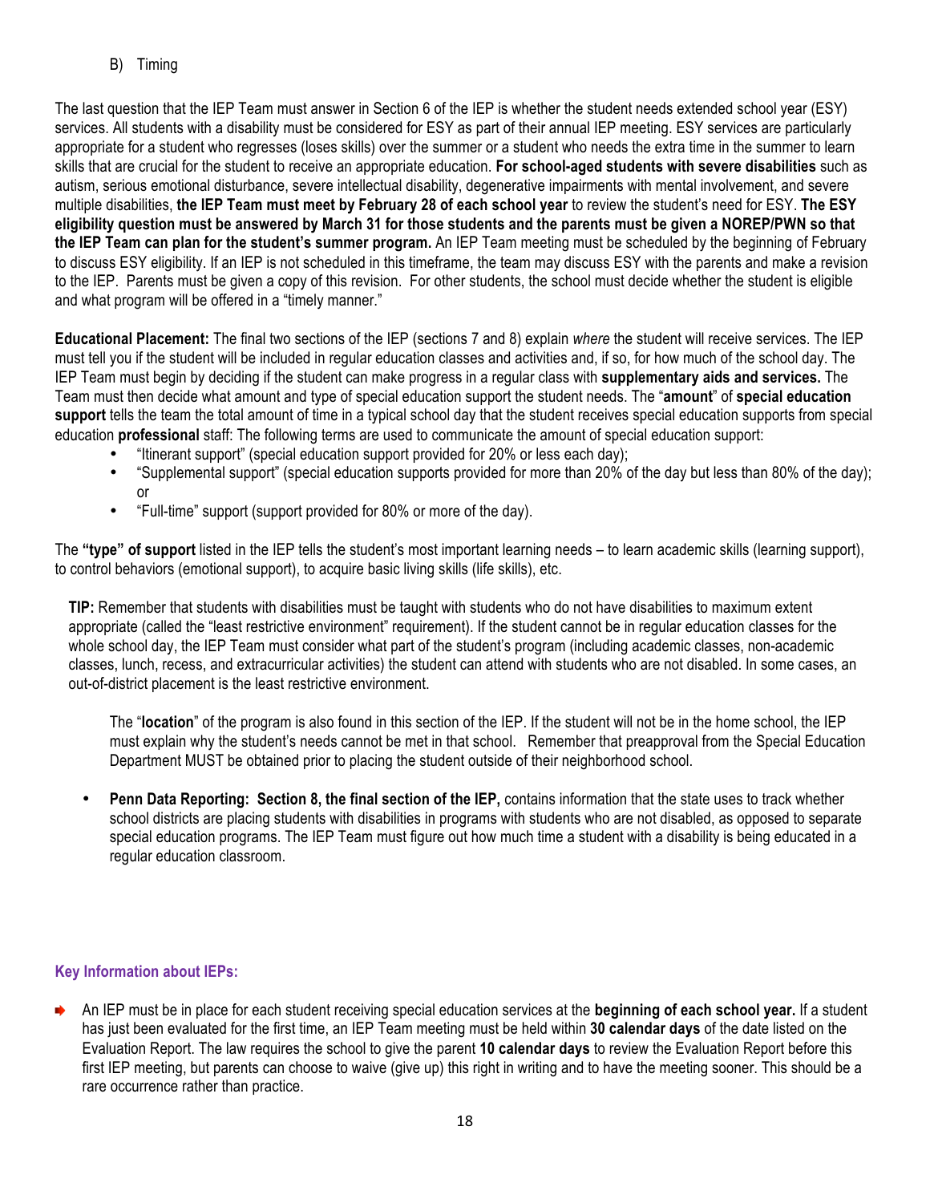B) Timing

The last question that the IEP Team must answer in Section 6 of the IEP is whether the student needs extended school year (ESY) services. All students with a disability must be considered for ESY as part of their annual IEP meeting. ESY services are particularly appropriate for a student who regresses (loses skills) over the summer or a student who needs the extra time in the summer to learn skills that are crucial for the student to receive an appropriate education. **For school-aged students with severe disabilities** such as autism, serious emotional disturbance, severe intellectual disability, degenerative impairments with mental involvement, and severe multiple disabilities, **the IEP Team must meet by February 28 of each school year** to review the student's need for ESY. **The ESY eligibility question must be answered by March 31 for those students and the parents must be given a NOREP/PWN so that the IEP Team can plan for the student's summer program.** An IEP Team meeting must be scheduled by the beginning of February to discuss ESY eligibility. If an IEP is not scheduled in this timeframe, the team may discuss ESY with the parents and make a revision to the IEP. Parents must be given a copy of this revision. For other students, the school must decide whether the student is eligible and what program will be offered in a "timely manner."

**Educational Placement:** The final two sections of the IEP (sections 7 and 8) explain *where* the student will receive services. The IEP must tell you if the student will be included in regular education classes and activities and, if so, for how much of the school day. The IEP Team must begin by deciding if the student can make progress in a regular class with **supplementary aids and services.** The Team must then decide what amount and type of special education support the student needs. The "**amount**" of **special education support** tells the team the total amount of time in a typical school day that the student receives special education supports from special education **professional** staff: The following terms are used to communicate the amount of special education support:

- "Itinerant support" (special education support provided for 20% or less each day);
- "Supplemental support" (special education supports provided for more than 20% of the day but less than 80% of the day); or
- "Full-time" support (support provided for 80% or more of the day).

The **"type" of support** listed in the IEP tells the student's most important learning needs – to learn academic skills (learning support), to control behaviors (emotional support), to acquire basic living skills (life skills), etc.

**TIP:** Remember that students with disabilities must be taught with students who do not have disabilities to maximum extent appropriate (called the "least restrictive environment" requirement). If the student cannot be in regular education classes for the whole school day, the IEP Team must consider what part of the student's program (including academic classes, non-academic classes, lunch, recess, and extracurricular activities) the student can attend with students who are not disabled. In some cases, an out-of-district placement is the least restrictive environment.

The "**location**" of the program is also found in this section of the IEP. If the student will not be in the home school, the IEP must explain why the student's needs cannot be met in that school. Remember that preapproval from the Special Education Department MUST be obtained prior to placing the student outside of their neighborhood school.

- **Penn Data Reporting: Section 8, the final section of the IEP,** contains information that the state uses to track whether school districts are placing students with disabilities in programs with students who are not disabled, as opposed to separate special education programs. The IEP Team must figure out how much time a student with a disability is being educated in a regular education classroom.

### Key Information about IEPs:

- An IEP must be in place for each student receiving special education services at the **beginning of each school year.** If a student has just been evaluated for the first time, an IEP Team meeting must be held within **30 calendar days** of the date listed on the Evaluation Report. The law requires the school to give the parent **10 calendar days** to review the Evaluation Report before this first IEP meeting, but parents can choose to waive (give up) this right in writing and to have the meeting sooner. This should be a rare occurrence rather than practice.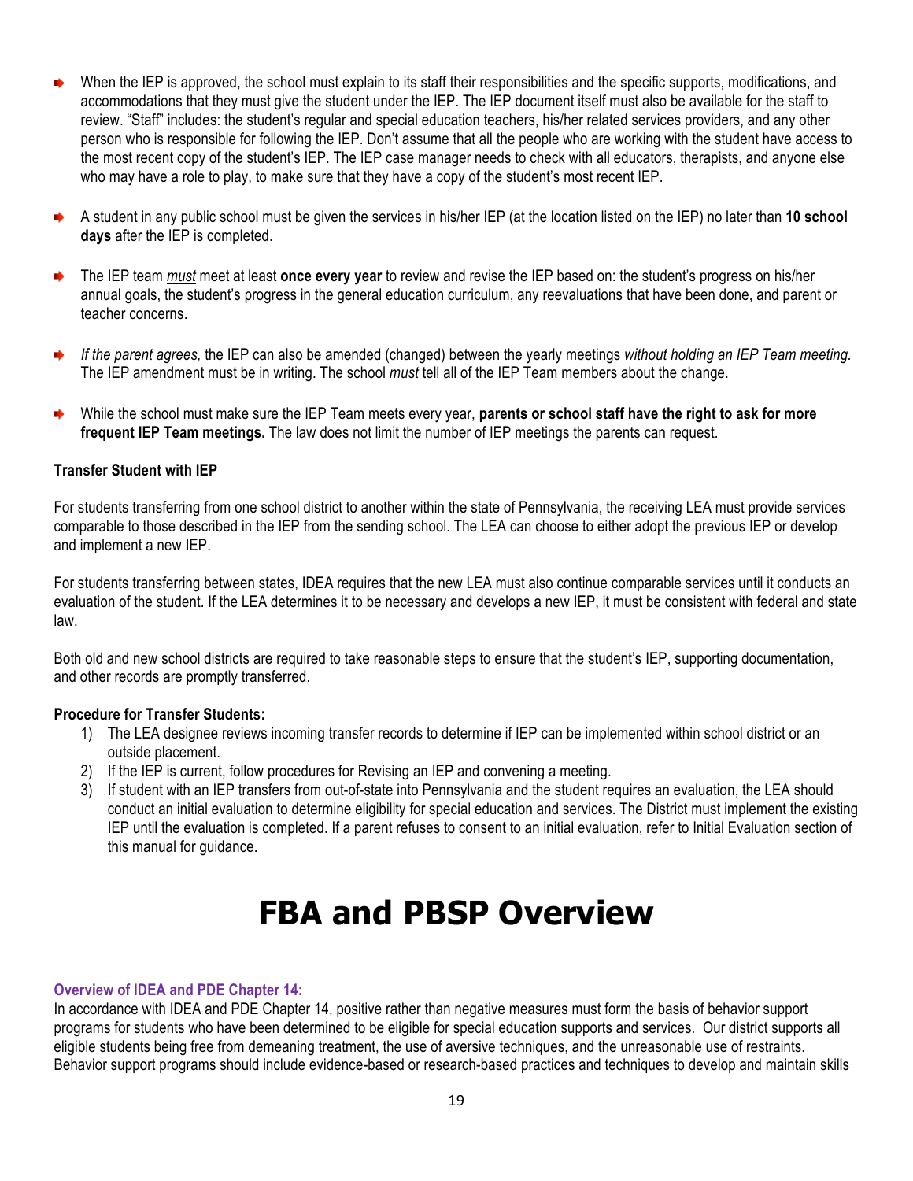- When the IEP is approved, the school must explain to its staff their responsibilities and the specific supports, modifications, and accommodations that they must give the student under the IEP. The IEP document itself must also be available for the staff to review. "Staff" includes: the student's regular and special education teachers, his/her related services providers, and any other person who is responsible for following the IEP. Don't assume that all the people who are working with the student have access to the most recent copy of the student's IEP. The IEP case manager needs to check with all educators, therapists, and anyone else who may have a role to play, to make sure that they have a copy of the student's most recent IEP.

- A student in any public school must be given the services in his/her IEP (at the location listed on the IEP) no later than **10 school days** after the IEP is completed.

- The IEP team *must* meet at least **once every year** to review and revise the IEP based on: the student's progress on his/her annual goals, the student's progress in the general education curriculum, any reevaluations that have been done, and parent or teacher concerns.

- *If the parent agrees,* the IEP can also be amended (changed) between the yearly meetings *without holding an IEP Team meeting.* The IEP amendment must be in writing. The school *must* tell all of the IEP Team members about the change.

- While the school must make sure the IEP Team meets every year, **parents or school staff have the right to ask for more frequent IEP Team meetings.** The law does not limit the number of IEP meetings the parents can request.

**Transfer Student with IEP**

For students transferring from one school district to another within the state of Pennsylvania, the receiving LEA must provide services comparable to those described in the IEP from the sending school. The LEA can choose to either adopt the previous IEP or develop and implement a new IEP.

For students transferring between states, IDEA requires that the new LEA must also continue comparable services until it conducts an evaluation of the student. If the LEA determines it to be necessary and develops a new IEP, it must be consistent with federal and state law.

Both old and new school districts are required to take reasonable steps to ensure that the student's IEP, supporting documentation, and other records are promptly transferred.

**Procedure for Transfer Students:**

1) The LEA designee reviews incoming transfer records to determine if IEP can be implemented within school district or an outside placement.
2) If the IEP is current, follow procedures for Revising an IEP and convening a meeting.
3) If student with an IEP transfers from out-of-state into Pennsylvania and the student requires an evaluation, the LEA should conduct an initial evaluation to determine eligibility for special education and services. The District must implement the existing IEP until the evaluation is completed. If a parent refuses to consent to an initial evaluation, refer to Initial Evaluation section of this manual for guidance.

# FBA and PBSP Overview

### Overview of IDEA and PDE Chapter 14:

In accordance with IDEA and PDE Chapter 14, positive rather than negative measures must form the basis of behavior support programs for students who have been determined to be eligible for special education supports and services. Our district supports all eligible students being free from demeaning treatment, the use of aversive techniques, and the unreasonable use of restraints. Behavior support programs should include evidence-based or research-based practices and techniques to develop and maintain skills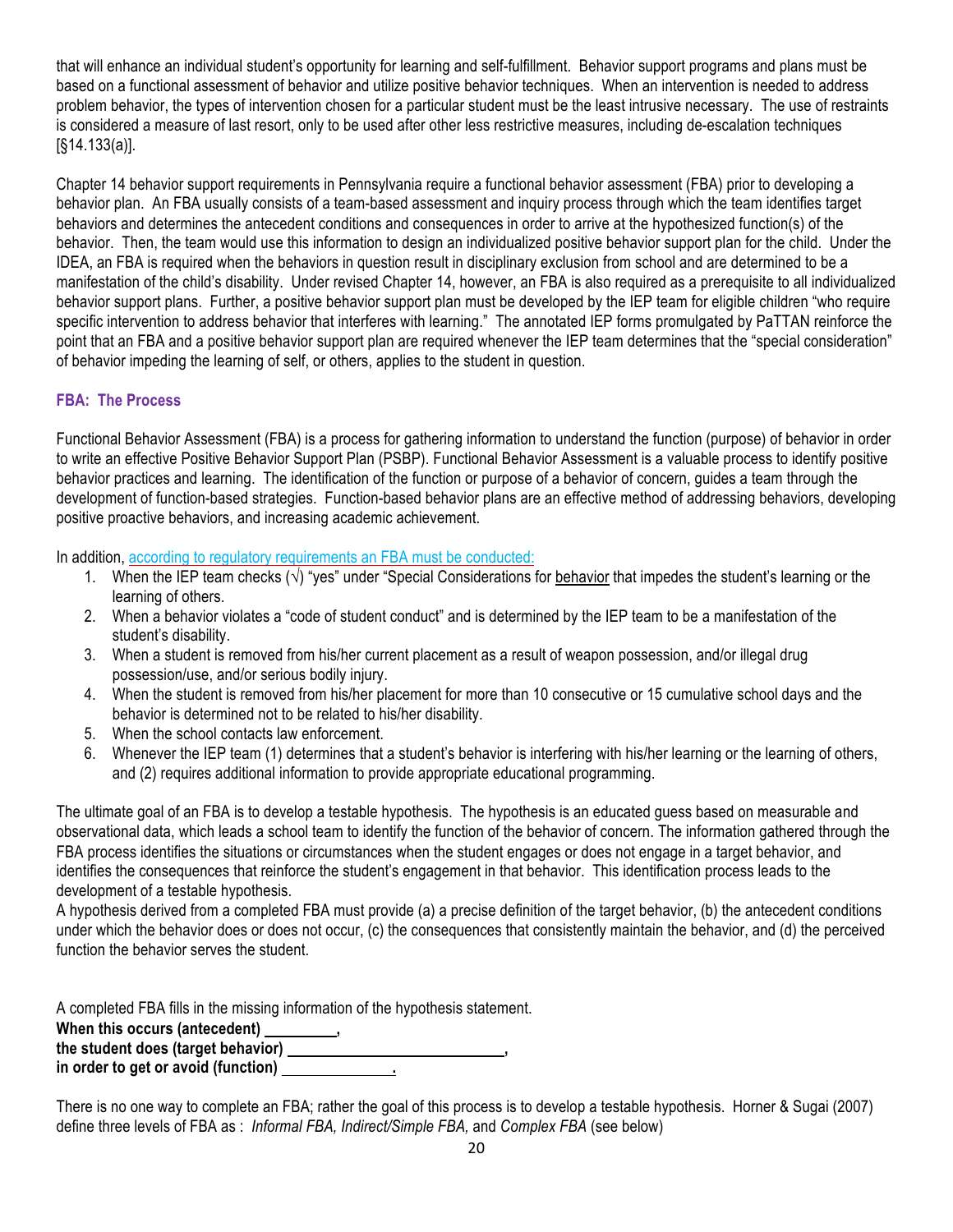that will enhance an individual student's opportunity for learning and self-fulfillment. Behavior support programs and plans must be based on a functional assessment of behavior and utilize positive behavior techniques. When an intervention is needed to address problem behavior, the types of intervention chosen for a particular student must be the least intrusive necessary. The use of restraints is considered a measure of last resort, only to be used after other less restrictive measures, including de-escalation techniques [§14.133(a)].

Chapter 14 behavior support requirements in Pennsylvania require a functional behavior assessment (FBA) prior to developing a behavior plan. An FBA usually consists of a team-based assessment and inquiry process through which the team identifies target behaviors and determines the antecedent conditions and consequences in order to arrive at the hypothesized function(s) of the behavior. Then, the team would use this information to design an individualized positive behavior support plan for the child. Under the IDEA, an FBA is required when the behaviors in question result in disciplinary exclusion from school and are determined to be a manifestation of the child's disability. Under revised Chapter 14, however, an FBA is also required as a prerequisite to all individualized behavior support plans. Further, a positive behavior support plan must be developed by the IEP team for eligible children "who require specific intervention to address behavior that interferes with learning." The annotated IEP forms promulgated by PaTTAN reinforce the point that an FBA and a positive behavior support plan are required whenever the IEP team determines that the "special consideration" of behavior impeding the learning of self, or others, applies to the student in question.

### FBA: The Process

Functional Behavior Assessment (FBA) is a process for gathering information to understand the function (purpose) of behavior in order to write an effective Positive Behavior Support Plan (PSBP). Functional Behavior Assessment is a valuable process to identify positive behavior practices and learning. The identification of the function or purpose of a behavior of concern, guides a team through the development of function-based strategies. Function-based behavior plans are an effective method of addressing behaviors, developing positive proactive behaviors, and increasing academic achievement.

In addition, according to regulatory requirements an FBA must be conducted:

1. When the IEP team checks (√) "yes" under "Special Considerations for behavior that impedes the student's learning or the learning of others.
2. When a behavior violates a "code of student conduct" and is determined by the IEP team to be a manifestation of the student's disability.
3. When a student is removed from his/her current placement as a result of weapon possession, and/or illegal drug possession/use, and/or serious bodily injury.
4. When the student is removed from his/her placement for more than 10 consecutive or 15 cumulative school days and the behavior is determined not to be related to his/her disability.
5. When the school contacts law enforcement.
6. Whenever the IEP team (1) determines that a student's behavior is interfering with his/her learning or the learning of others, and (2) requires additional information to provide appropriate educational programming.

The ultimate goal of an FBA is to develop a testable hypothesis. The hypothesis is an educated guess based on measurable and observational data, which leads a school team to identify the function of the behavior of concern. The information gathered through the FBA process identifies the situations or circumstances when the student engages or does not engage in a target behavior, and identifies the consequences that reinforce the student's engagement in that behavior. This identification process leads to the development of a testable hypothesis.

A hypothesis derived from a completed FBA must provide (a) a precise definition of the target behavior, (b) the antecedent conditions under which the behavior does or does not occur, (c) the consequences that consistently maintain the behavior, and (d) the perceived function the behavior serves the student.

A completed FBA fills in the missing information of the hypothesis statement.
**When this occurs (antecedent) \_\_\_\_\_\_\_\_\_\_,**
**the student does (target behavior) \_\_\_\_\_\_\_\_\_\_\_\_\_\_\_\_\_\_\_\_\_\_\_\_\_\_\_\_,**
**in order to get or avoid (function) \_\_\_\_\_\_\_\_\_\_\_\_\_\_.**

There is no one way to complete an FBA; rather the goal of this process is to develop a testable hypothesis. Horner & Sugai (2007) define three levels of FBA as : *Informal FBA, Indirect/Simple FBA,* and *Complex FBA* (see below)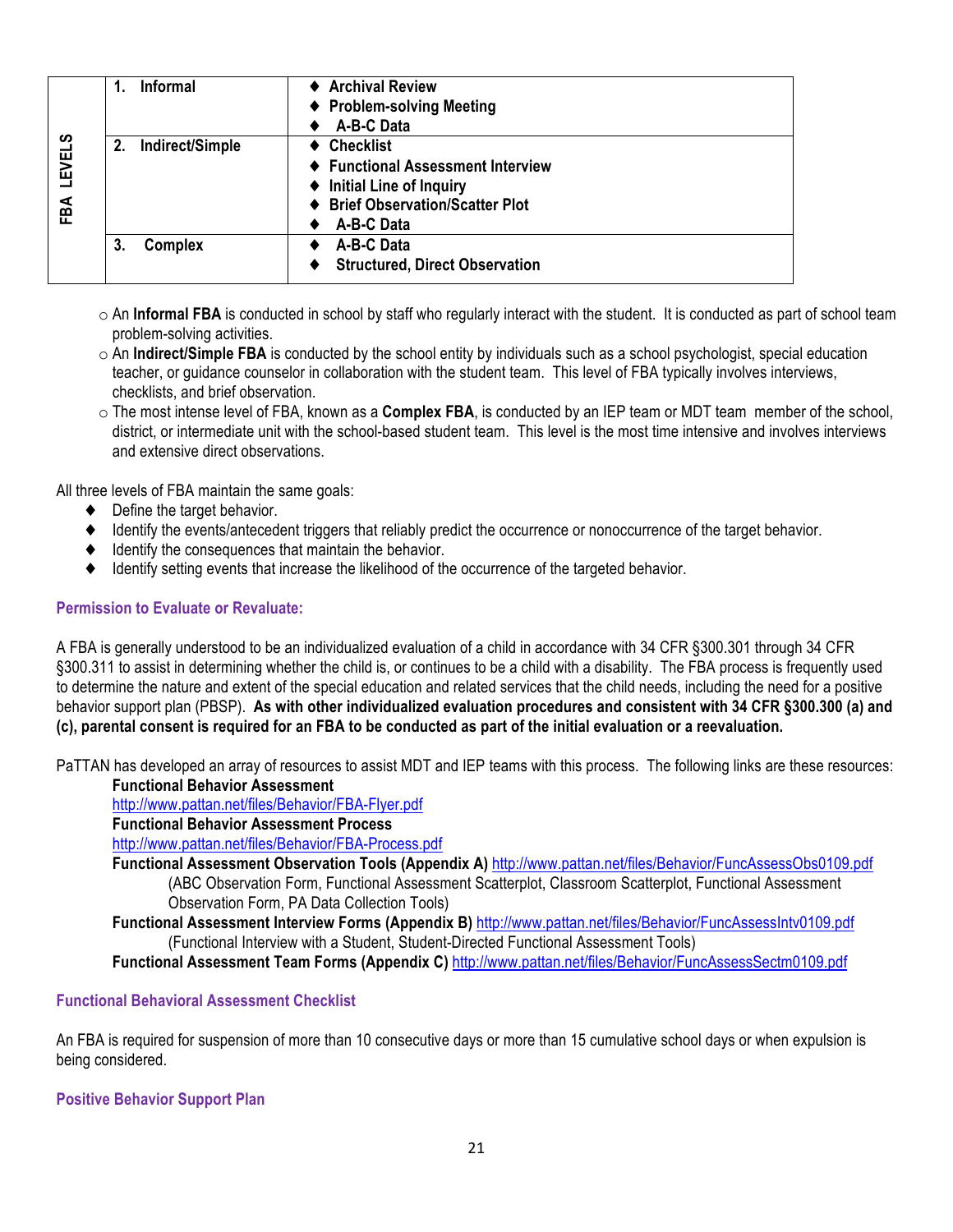| FBA LEVELS | | |
|---|---|---|
| | **1. Informal** | ◆ **Archival Review**<br>◆ **Problem-solving Meeting**<br>◆ **A-B-C Data** |
| | **2. Indirect/Simple** | ◆ **Checklist**<br>◆ **Functional Assessment Interview**<br>◆ **Initial Line of Inquiry**<br>◆ **Brief Observation/Scatter Plot**<br>◆ **A-B-C Data** |
| | **3. Complex** | ◆ **A-B-C Data**<br>◆ **Structured, Direct Observation** |

- An **Informal FBA** is conducted in school by staff who regularly interact with the student. It is conducted as part of school team problem-solving activities.
- An **Indirect/Simple FBA** is conducted by the school entity by individuals such as a school psychologist, special education teacher, or guidance counselor in collaboration with the student team. This level of FBA typically involves interviews, checklists, and brief observation.
- The most intense level of FBA, known as a **Complex FBA**, is conducted by an IEP team or MDT team member of the school, district, or intermediate unit with the school-based student team. This level is the most time intensive and involves interviews and extensive direct observations.

All three levels of FBA maintain the same goals:

- Define the target behavior.
- Identify the events/antecedent triggers that reliably predict the occurrence or nonoccurrence of the target behavior.
- Identify the consequences that maintain the behavior.
- Identify setting events that increase the likelihood of the occurrence of the targeted behavior.

### Permission to Evaluate or Revaluate:

A FBA is generally understood to be an individualized evaluation of a child in accordance with 34 CFR §300.301 through 34 CFR §300.311 to assist in determining whether the child is, or continues to be a child with a disability. The FBA process is frequently used to determine the nature and extent of the special education and related services that the child needs, including the need for a positive behavior support plan (PBSP). **As with other individualized evaluation procedures and consistent with 34 CFR §300.300 (a) and (c), parental consent is required for an FBA to be conducted as part of the initial evaluation or a reevaluation.**

PaTTAN has developed an array of resources to assist MDT and IEP teams with this process. The following links are these resources:

**Functional Behavior Assessment**
http://www.pattan.net/files/Behavior/FBA-Flyer.pdf
**Functional Behavior Assessment Process**
http://www.pattan.net/files/Behavior/FBA-Process.pdf
**Functional Assessment Observation Tools (Appendix A)** http://www.pattan.net/files/Behavior/FuncAssessObs0109.pdf
(ABC Observation Form, Functional Assessment Scatterplot, Classroom Scatterplot, Functional Assessment Observation Form, PA Data Collection Tools)
**Functional Assessment Interview Forms (Appendix B)** http://www.pattan.net/files/Behavior/FuncAssessIntv0109.pdf
(Functional Interview with a Student, Student-Directed Functional Assessment Tools)
**Functional Assessment Team Forms (Appendix C)** http://www.pattan.net/files/Behavior/FuncAssessSectm0109.pdf

### Functional Behavioral Assessment Checklist

An FBA is required for suspension of more than 10 consecutive days or more than 15 cumulative school days or when expulsion is being considered.

### Positive Behavior Support Plan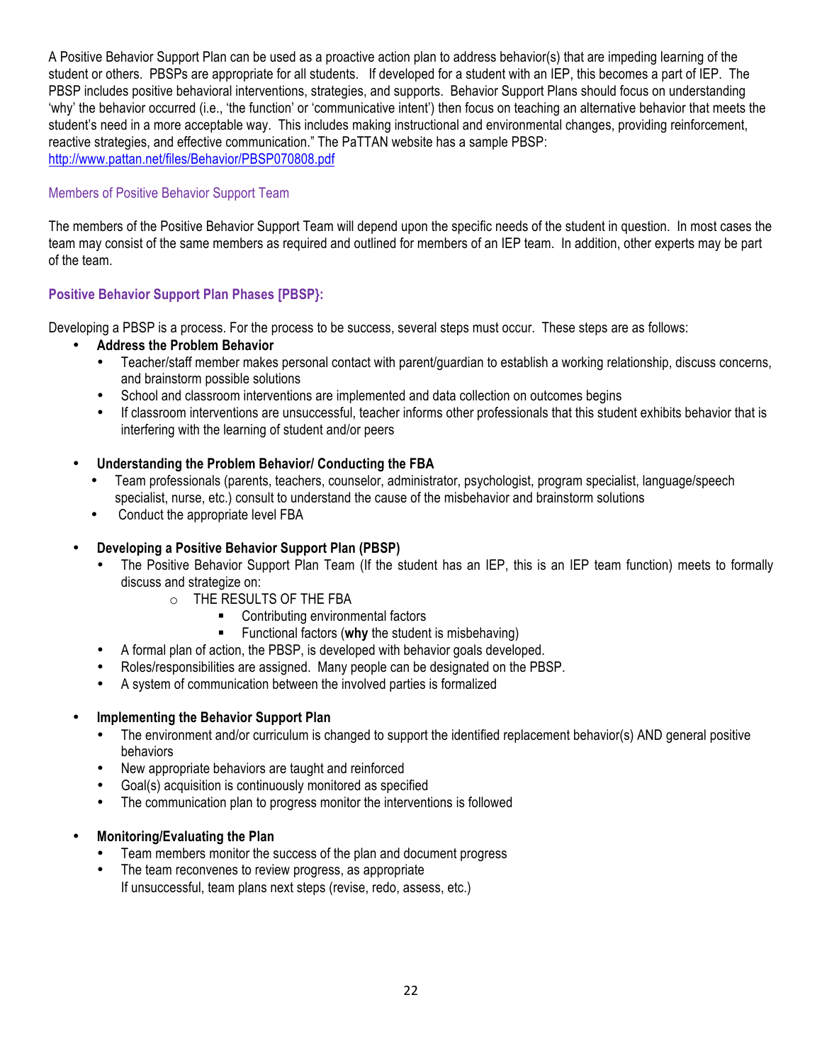A Positive Behavior Support Plan can be used as a proactive action plan to address behavior(s) that are impeding learning of the student or others. PBSPs are appropriate for all students. If developed for a student with an IEP, this becomes a part of IEP. The PBSP includes positive behavioral interventions, strategies, and supports. Behavior Support Plans should focus on understanding 'why' the behavior occurred (i.e., 'the function' or 'communicative intent') then focus on teaching an alternative behavior that meets the student's need in a more acceptable way. This includes making instructional and environmental changes, providing reinforcement, reactive strategies, and effective communication." The PaTTAN website has a sample PBSP: http://www.pattan.net/files/Behavior/PBSP070808.pdf

### Members of Positive Behavior Support Team

The members of the Positive Behavior Support Team will depend upon the specific needs of the student in question. In most cases the team may consist of the same members as required and outlined for members of an IEP team. In addition, other experts may be part of the team.

### Positive Behavior Support Plan Phases [PBSP}:

Developing a PBSP is a process. For the process to be success, several steps must occur. These steps are as follows:

- **Address the Problem Behavior**
  - Teacher/staff member makes personal contact with parent/guardian to establish a working relationship, discuss concerns, and brainstorm possible solutions
  - School and classroom interventions are implemented and data collection on outcomes begins
  - If classroom interventions are unsuccessful, teacher informs other professionals that this student exhibits behavior that is interfering with the learning of student and/or peers

- **Understanding the Problem Behavior/ Conducting the FBA**
  - Team professionals (parents, teachers, counselor, administrator, psychologist, program specialist, language/speech specialist, nurse, etc.) consult to understand the cause of the misbehavior and brainstorm solutions
  - Conduct the appropriate level FBA

- **Developing a Positive Behavior Support Plan (PBSP)**
  - The Positive Behavior Support Plan Team (If the student has an IEP, this is an IEP team function) meets to formally discuss and strategize on:
    - THE RESULTS OF THE FBA
      - Contributing environmental factors
      - Functional factors (**why** the student is misbehaving)
  - A formal plan of action, the PBSP, is developed with behavior goals developed.
  - Roles/responsibilities are assigned. Many people can be designated on the PBSP.
  - A system of communication between the involved parties is formalized

- **Implementing the Behavior Support Plan**
  - The environment and/or curriculum is changed to support the identified replacement behavior(s) AND general positive behaviors
  - New appropriate behaviors are taught and reinforced
  - Goal(s) acquisition is continuously monitored as specified
  - The communication plan to progress monitor the interventions is followed

- **Monitoring/Evaluating the Plan**
  - Team members monitor the success of the plan and document progress
  - The team reconvenes to review progress, as appropriate
    If unsuccessful, team plans next steps (revise, redo, assess, etc.)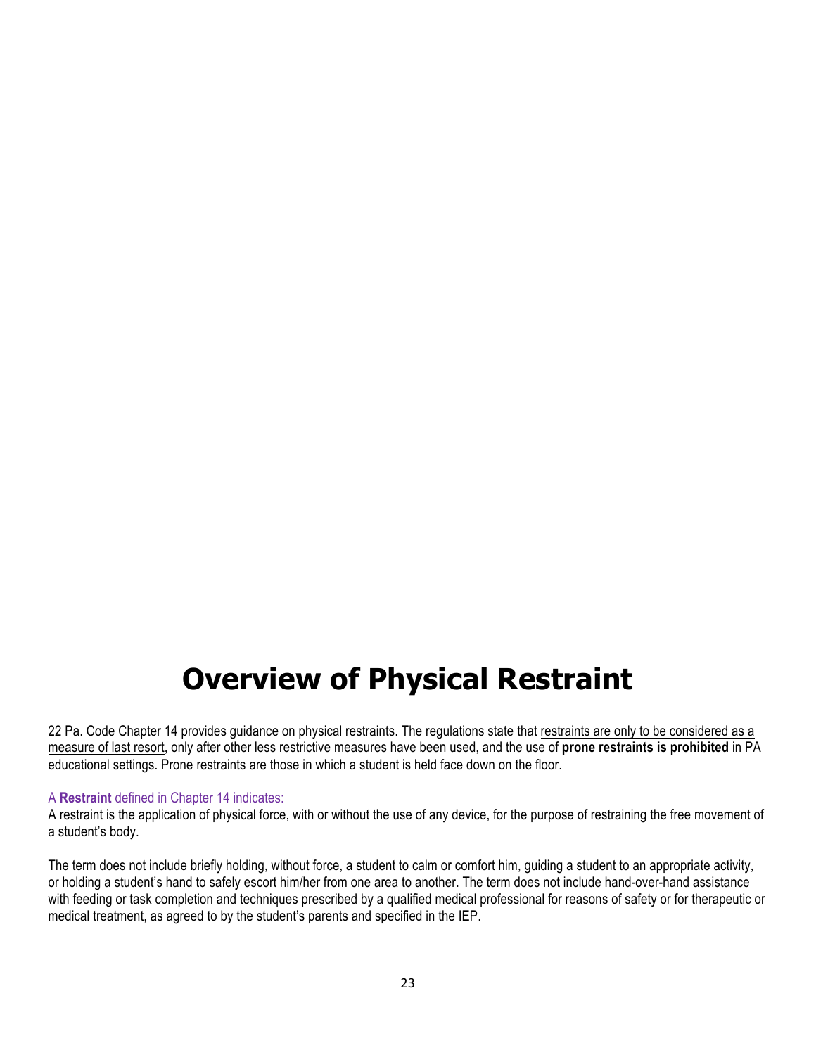# Overview of Physical Restraint

22 Pa. Code Chapter 14 provides guidance on physical restraints. The regulations state that restraints are only to be considered as a measure of last resort, only after other less restrictive measures have been used, and the use of **prone restraints is prohibited** in PA educational settings. Prone restraints are those in which a student is held face down on the floor.

A **Restraint** defined in Chapter 14 indicates:

A restraint is the application of physical force, with or without the use of any device, for the purpose of restraining the free movement of a student's body.

The term does not include briefly holding, without force, a student to calm or comfort him, guiding a student to an appropriate activity, or holding a student's hand to safely escort him/her from one area to another. The term does not include hand-over-hand assistance with feeding or task completion and techniques prescribed by a qualified medical professional for reasons of safety or for therapeutic or medical treatment, as agreed to by the student's parents and specified in the IEP.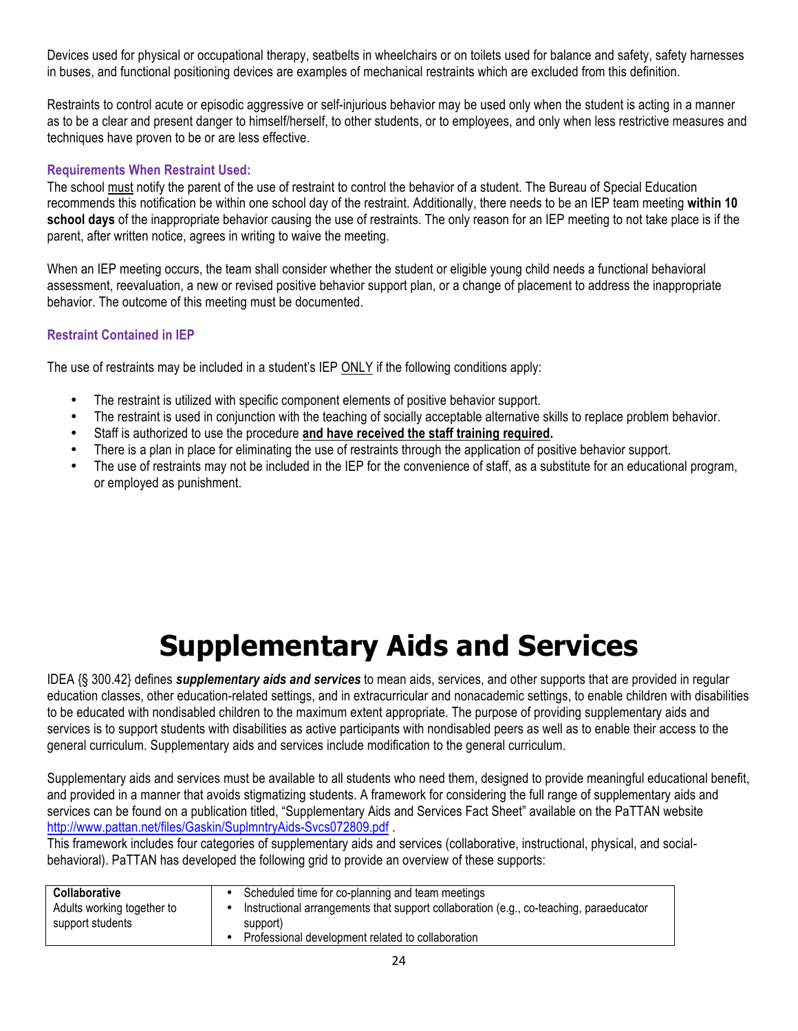Devices used for physical or occupational therapy, seatbelts in wheelchairs or on toilets used for balance and safety, safety harnesses in buses, and functional positioning devices are examples of mechanical restraints which are excluded from this definition.

Restraints to control acute or episodic aggressive or self-injurious behavior may be used only when the student is acting in a manner as to be a clear and present danger to himself/herself, to other students, or to employees, and only when less restrictive measures and techniques have proven to be or are less effective.

### Requirements When Restraint Used:

The school must notify the parent of the use of restraint to control the behavior of a student. The Bureau of Special Education recommends this notification be within one school day of the restraint. Additionally, there needs to be an IEP team meeting **within 10 school days** of the inappropriate behavior causing the use of restraints. The only reason for an IEP meeting to not take place is if the parent, after written notice, agrees in writing to waive the meeting.

When an IEP meeting occurs, the team shall consider whether the student or eligible young child needs a functional behavioral assessment, reevaluation, a new or revised positive behavior support plan, or a change of placement to address the inappropriate behavior. The outcome of this meeting must be documented.

### Restraint Contained in IEP

The use of restraints may be included in a student's IEP ONLY if the following conditions apply:

- The restraint is utilized with specific component elements of positive behavior support.
- The restraint is used in conjunction with the teaching of socially acceptable alternative skills to replace problem behavior.
- Staff is authorized to use the procedure **and have received the staff training required.**
- There is a plan in place for eliminating the use of restraints through the application of positive behavior support.
- The use of restraints may not be included in the IEP for the convenience of staff, as a substitute for an educational program, or employed as punishment.

# Supplementary Aids and Services

IDEA {§ 300.42} defines ***supplementary aids and services*** to mean aids, services, and other supports that are provided in regular education classes, other education-related settings, and in extracurricular and nonacademic settings, to enable children with disabilities to be educated with nondisabled children to the maximum extent appropriate. The purpose of providing supplementary aids and services is to support students with disabilities as active participants with nondisabled peers as well as to enable their access to the general curriculum. Supplementary aids and services include modification to the general curriculum.

Supplementary aids and services must be available to all students who need them, designed to provide meaningful educational benefit, and provided in a manner that avoids stigmatizing students. A framework for considering the full range of supplementary aids and services can be found on a publication titled, "Supplementary Aids and Services Fact Sheet" available on the PaTTAN website http://www.pattan.net/files/Gaskin/SuplmntryAids-Svcs072809.pdf .
This framework includes four categories of supplementary aids and services (collaborative, instructional, physical, and social-behavioral). PaTTAN has developed the following grid to provide an overview of these supports:

| Category | Supports |
|---|---|
| **Collaborative**<br>Adults working together to support students | • Scheduled time for co-planning and team meetings<br>• Instructional arrangements that support collaboration (e.g., co-teaching, paraeducator support)<br>• Professional development related to collaboration |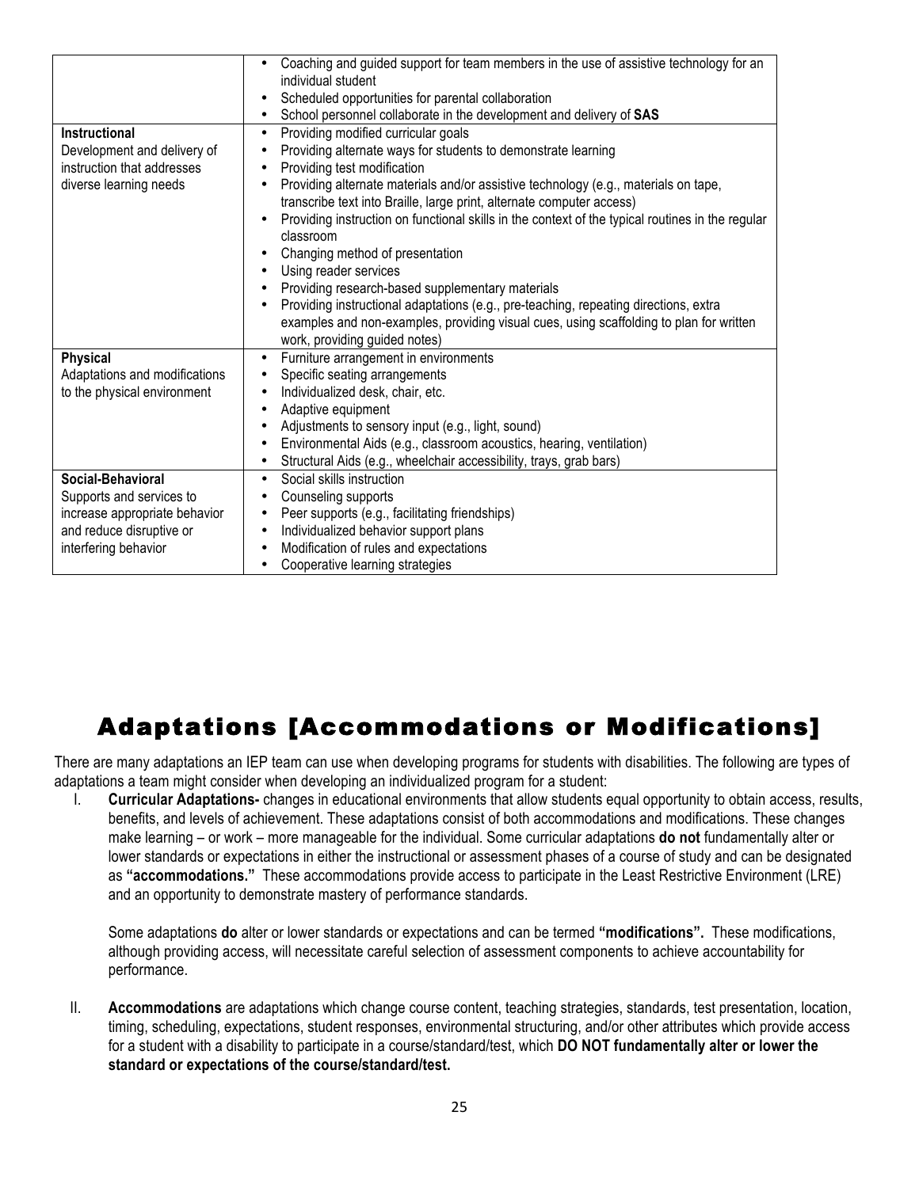| | |
|---|---|
| | • Coaching and guided support for team members in the use of assistive technology for an individual student<br>• Scheduled opportunities for parental collaboration<br>• School personnel collaborate in the development and delivery of **SAS** |
| **Instructional**<br>Development and delivery of instruction that addresses diverse learning needs | • Providing modified curricular goals<br>• Providing alternate ways for students to demonstrate learning<br>• Providing test modification<br>• Providing alternate materials and/or assistive technology (e.g., materials on tape, transcribe text into Braille, large print, alternate computer access)<br>• Providing instruction on functional skills in the context of the typical routines in the regular classroom<br>• Changing method of presentation<br>• Using reader services<br>• Providing research-based supplementary materials<br>• Providing instructional adaptations (e.g., pre-teaching, repeating directions, extra examples and non-examples, providing visual cues, using scaffolding to plan for written work, providing guided notes) |
| **Physical**<br>Adaptations and modifications to the physical environment | • Furniture arrangement in environments<br>• Specific seating arrangements<br>• Individualized desk, chair, etc.<br>• Adaptive equipment<br>• Adjustments to sensory input (e.g., light, sound)<br>• Environmental Aids (e.g., classroom acoustics, hearing, ventilation)<br>• Structural Aids (e.g., wheelchair accessibility, trays, grab bars) |
| **Social-Behavioral**<br>Supports and services to increase appropriate behavior and reduce disruptive or interfering behavior | • Social skills instruction<br>• Counseling supports<br>• Peer supports (e.g., facilitating friendships)<br>• Individualized behavior support plans<br>• Modification of rules and expectations<br>• Cooperative learning strategies |

# Adaptations [Accommodations or Modifications]

There are many adaptations an IEP team can use when developing programs for students with disabilities. The following are types of adaptations a team might consider when developing an individualized program for a student:

I. **Curricular Adaptations-** changes in educational environments that allow students equal opportunity to obtain access, results, benefits, and levels of achievement. These adaptations consist of both accommodations and modifications. These changes make learning – or work – more manageable for the individual. Some curricular adaptations **do not** fundamentally alter or lower standards or expectations in either the instructional or assessment phases of a course of study and can be designated as **"accommodations."** These accommodations provide access to participate in the Least Restrictive Environment (LRE) and an opportunity to demonstrate mastery of performance standards.

   Some adaptations **do** alter or lower standards or expectations and can be termed **"modifications".** These modifications, although providing access, will necessitate careful selection of assessment components to achieve accountability for performance.

II. **Accommodations** are adaptations which change course content, teaching strategies, standards, test presentation, location, timing, scheduling, expectations, student responses, environmental structuring, and/or other attributes which provide access for a student with a disability to participate in a course/standard/test, which **DO NOT fundamentally alter or lower the standard or expectations of the course/standard/test.**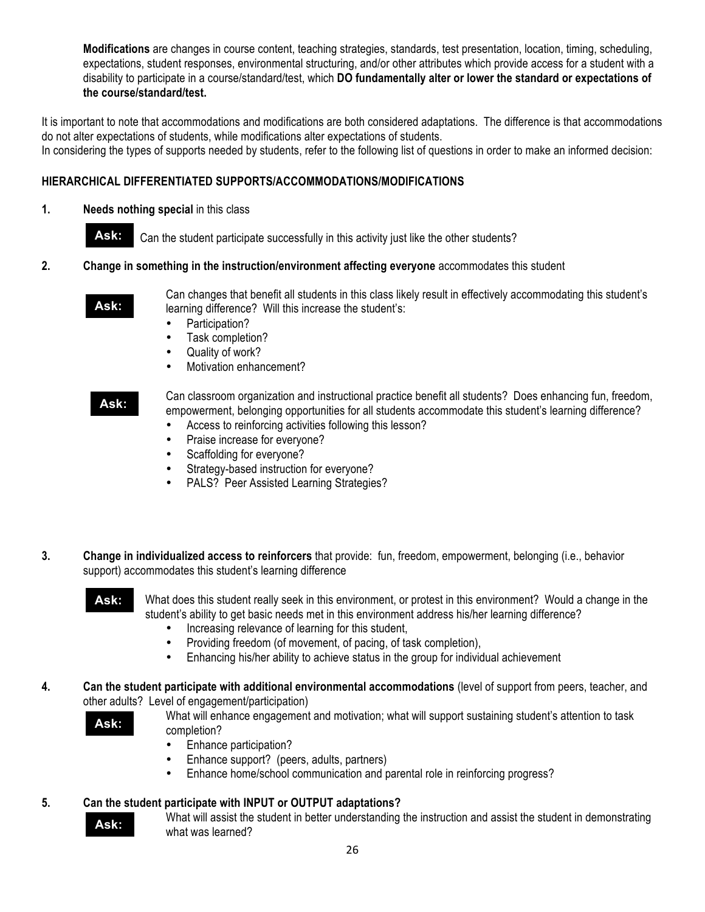**Modifications** are changes in course content, teaching strategies, standards, test presentation, location, timing, scheduling, expectations, student responses, environmental structuring, and/or other attributes which provide access for a student with a disability to participate in a course/standard/test, which **DO fundamentally alter or lower the standard or expectations of the course/standard/test.**

It is important to note that accommodations and modifications are both considered adaptations. The difference is that accommodations do not alter expectations of students, while modifications alter expectations of students.
In considering the types of supports needed by students, refer to the following list of questions in order to make an informed decision:

## HIERARCHICAL DIFFERENTIATED SUPPORTS/ACCOMMODATIONS/MODIFICATIONS

**1. Needs nothing special** in this class

**Ask:** Can the student participate successfully in this activity just like the other students?

**2. Change in something in the instruction/environment affecting everyone** accommodates this student

**Ask:** Can changes that benefit all students in this class likely result in effectively accommodating this student's learning difference? Will this increase the student's:

- Participation?
- Task completion?
- Quality of work?
- Motivation enhancement?

**Ask:** Can classroom organization and instructional practice benefit all students? Does enhancing fun, freedom, empowerment, belonging opportunities for all students accommodate this student's learning difference?

- Access to reinforcing activities following this lesson?
- Praise increase for everyone?
- Scaffolding for everyone?
- Strategy-based instruction for everyone?
- PALS? Peer Assisted Learning Strategies?

**3. Change in individualized access to reinforcers** that provide: fun, freedom, empowerment, belonging (i.e., behavior support) accommodates this student's learning difference

**Ask:** What does this student really seek in this environment, or protest in this environment? Would a change in the student's ability to get basic needs met in this environment address his/her learning difference?

- Increasing relevance of learning for this student,
- Providing freedom (of movement, of pacing, of task completion),
- Enhancing his/her ability to achieve status in the group for individual achievement

**4. Can the student participate with additional environmental accommodations** (level of support from peers, teacher, and other adults? Level of engagement/participation)

**Ask:** What will enhance engagement and motivation; what will support sustaining student's attention to task completion?

- Enhance participation?
- Enhance support? (peers, adults, partners)
- Enhance home/school communication and parental role in reinforcing progress?

**5. Can the student participate with INPUT or OUTPUT adaptations?**

**Ask:** What will assist the student in better understanding the instruction and assist the student in demonstrating what was learned?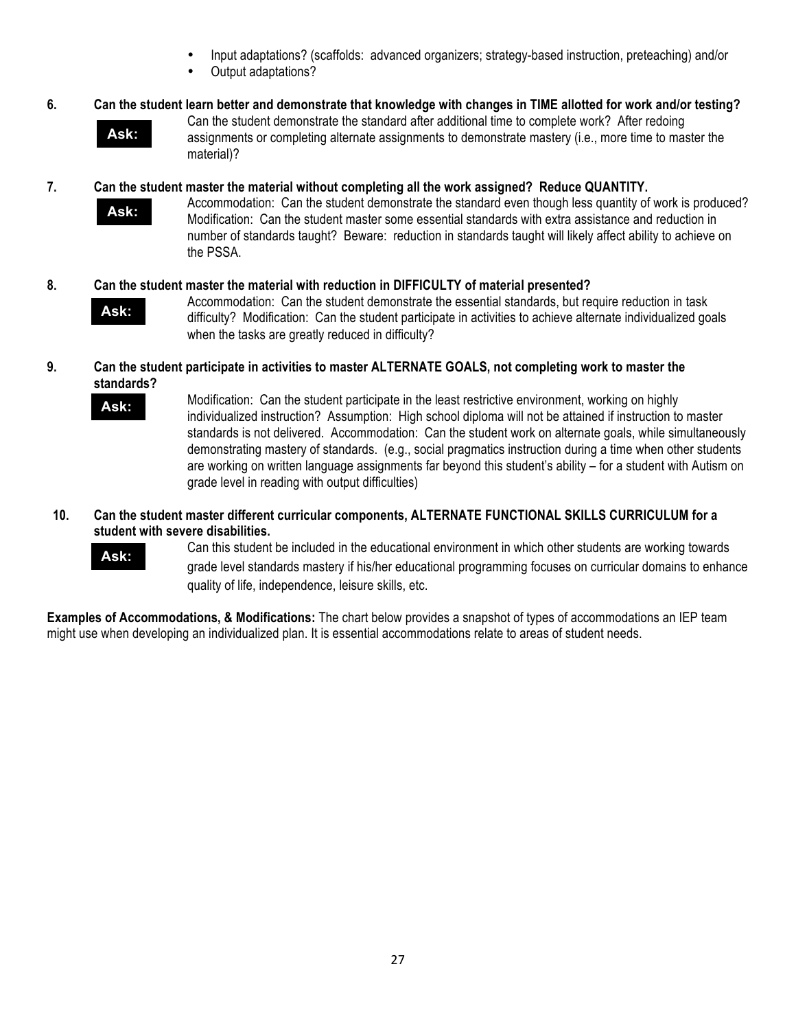- Input adaptations? (scaffolds: advanced organizers; strategy-based instruction, preteaching) and/or
- Output adaptations?

**6. Can the student learn better and demonstrate that knowledge with changes in TIME allotted for work and/or testing?**

**Ask:** Can the student demonstrate the standard after additional time to complete work? After redoing assignments or completing alternate assignments to demonstrate mastery (i.e., more time to master the material)?

**7. Can the student master the material without completing all the work assigned? Reduce QUANTITY.**

**Ask:** Accommodation: Can the student demonstrate the standard even though less quantity of work is produced? Modification: Can the student master some essential standards with extra assistance and reduction in number of standards taught? Beware: reduction in standards taught will likely affect ability to achieve on the PSSA.

**8. Can the student master the material with reduction in DIFFICULTY of material presented?**

**Ask:** Accommodation: Can the student demonstrate the essential standards, but require reduction in task difficulty? Modification: Can the student participate in activities to achieve alternate individualized goals when the tasks are greatly reduced in difficulty?

**9. Can the student participate in activities to master ALTERNATE GOALS, not completing work to master the standards?**

**Ask:** Modification: Can the student participate in the least restrictive environment, working on highly individualized instruction? Assumption: High school diploma will not be attained if instruction to master standards is not delivered. Accommodation: Can the student work on alternate goals, while simultaneously demonstrating mastery of standards. (e.g., social pragmatics instruction during a time when other students are working on written language assignments far beyond this student's ability – for a student with Autism on grade level in reading with output difficulties)

**10. Can the student master different curricular components, ALTERNATE FUNCTIONAL SKILLS CURRICULUM for a student with severe disabilities.**

**Ask:** Can this student be included in the educational environment in which other students are working towards grade level standards mastery if his/her educational programming focuses on curricular domains to enhance quality of life, independence, leisure skills, etc.

**Examples of Accommodations, & Modifications:** The chart below provides a snapshot of types of accommodations an IEP team might use when developing an individualized plan. It is essential accommodations relate to areas of student needs.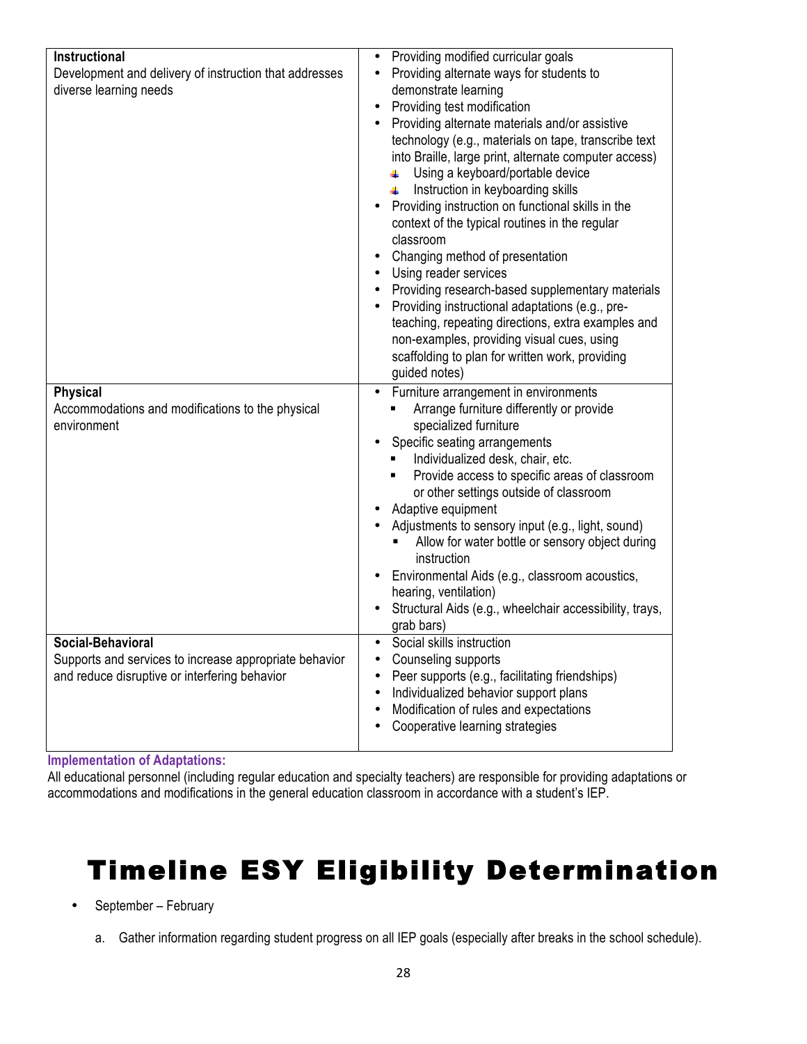| | |
|---|---|
| **Instructional**<br>Development and delivery of instruction that addresses diverse learning needs | • Providing modified curricular goals<br>• Providing alternate ways for students to demonstrate learning<br>• Providing test modification<br>• Providing alternate materials and/or assistive technology (e.g., materials on tape, transcribe text into Braille, large print, alternate computer access)<br>&nbsp;&nbsp;&nbsp;&nbsp;◦ Using a keyboard/portable device<br>&nbsp;&nbsp;&nbsp;&nbsp;◦ Instruction in keyboarding skills<br>• Providing instruction on functional skills in the context of the typical routines in the regular classroom<br>• Changing method of presentation<br>• Using reader services<br>• Providing research-based supplementary materials<br>• Providing instructional adaptations (e.g., pre-teaching, repeating directions, extra examples and non-examples, providing visual cues, using scaffolding to plan for written work, providing guided notes) |
| **Physical**<br>Accommodations and modifications to the physical environment | • Furniture arrangement in environments<br>&nbsp;&nbsp;&nbsp;&nbsp;▪ Arrange furniture differently or provide specialized furniture<br>• Specific seating arrangements<br>&nbsp;&nbsp;&nbsp;&nbsp;▪ Individualized desk, chair, etc.<br>&nbsp;&nbsp;&nbsp;&nbsp;▪ Provide access to specific areas of classroom or other settings outside of classroom<br>• Adaptive equipment<br>• Adjustments to sensory input (e.g., light, sound)<br>&nbsp;&nbsp;&nbsp;&nbsp;▪ Allow for water bottle or sensory object during instruction<br>• Environmental Aids (e.g., classroom acoustics, hearing, ventilation)<br>• Structural Aids (e.g., wheelchair accessibility, trays, grab bars) |
| **Social-Behavioral**<br>Supports and services to increase appropriate behavior and reduce disruptive or interfering behavior | • Social skills instruction<br>• Counseling supports<br>• Peer supports (e.g., facilitating friendships)<br>• Individualized behavior support plans<br>• Modification of rules and expectations<br>• Cooperative learning strategies |

**Implementation of Adaptations:**

All educational personnel (including regular education and specialty teachers) are responsible for providing adaptations or accommodations and modifications in the general education classroom in accordance with a student's IEP.

# Timeline ESY Eligibility Determination

- September – February

  a. Gather information regarding student progress on all IEP goals (especially after breaks in the school schedule).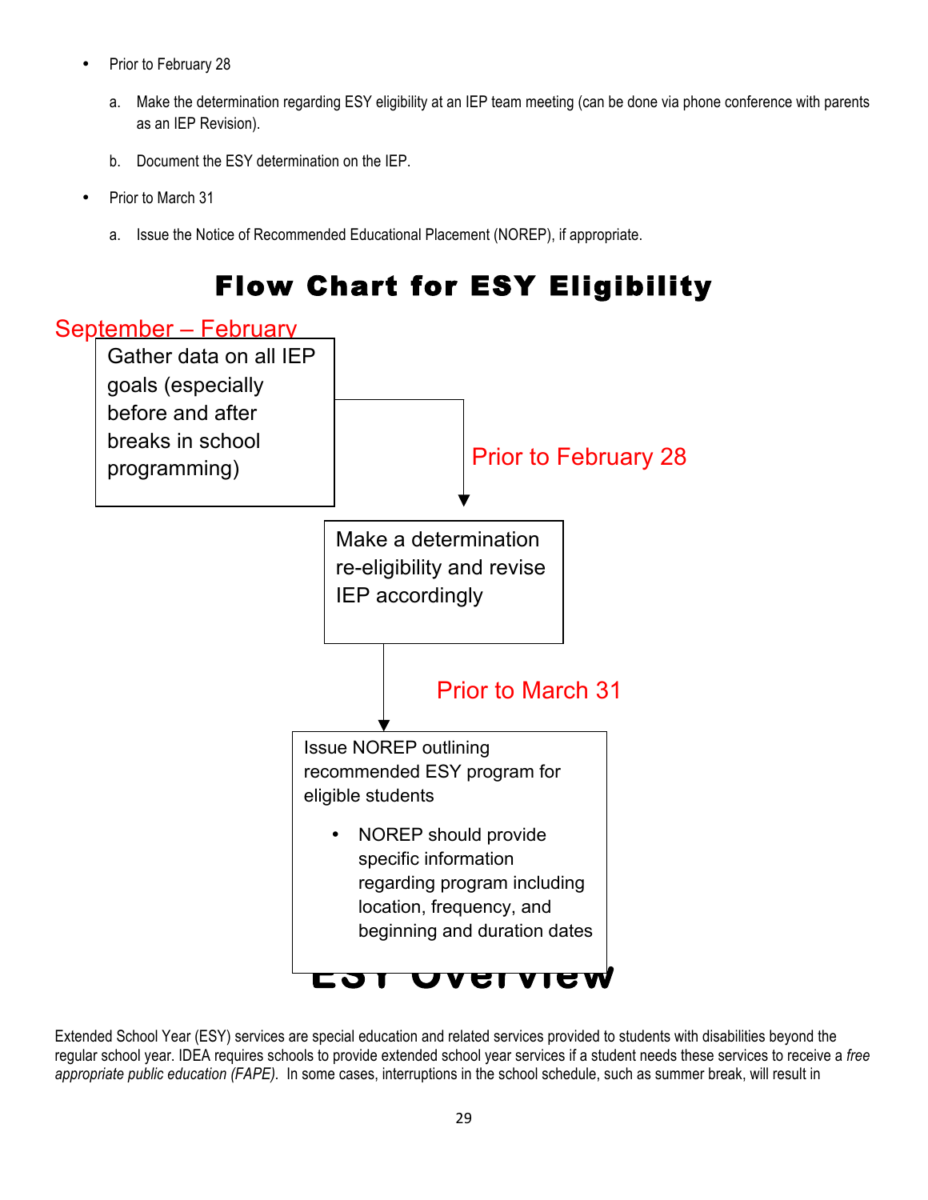- Prior to February 28

  a. Make the determination regarding ESY eligibility at an IEP team meeting (can be done via phone conference with parents as an IEP Revision).

  b. Document the ESY determination on the IEP.

- Prior to March 31

  a. Issue the Notice of Recommended Educational Placement (NOREP), if appropriate.

# Flow Chart for ESY Eligibility

September – February

Gather data on all IEP goals (especially before and after breaks in school programming)

↓ Prior to February 28

Make a determination re-eligibility and revise IEP accordingly

↓ Prior to March 31

Issue NOREP outlining recommended ESY program for eligible students

- NOREP should provide specific information regarding program including location, frequency, and beginning and duration dates

# ESY Overview

Extended School Year (ESY) services are special education and related services provided to students with disabilities beyond the regular school year. IDEA requires schools to provide extended school year services if a student needs these services to receive a *free appropriate public education (FAPE)*. In some cases, interruptions in the school schedule, such as summer break, will result in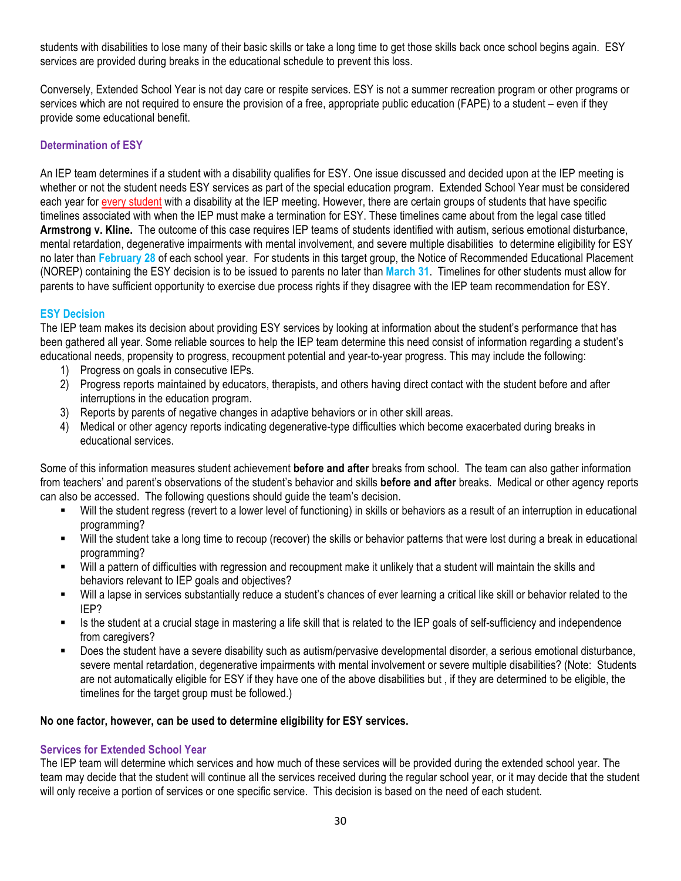students with disabilities to lose many of their basic skills or take a long time to get those skills back once school begins again. ESY services are provided during breaks in the educational schedule to prevent this loss.

Conversely, Extended School Year is not day care or respite services. ESY is not a summer recreation program or other programs or services which are not required to ensure the provision of a free, appropriate public education (FAPE) to a student – even if they provide some educational benefit.

### Determination of ESY

An IEP team determines if a student with a disability qualifies for ESY. One issue discussed and decided upon at the IEP meeting is whether or not the student needs ESY services as part of the special education program. Extended School Year must be considered each year for every student with a disability at the IEP meeting. However, there are certain groups of students that have specific timelines associated with when the IEP must make a termination for ESY. These timelines came about from the legal case titled **Armstrong v. Kline.** The outcome of this case requires IEP teams of students identified with autism, serious emotional disturbance, mental retardation, degenerative impairments with mental involvement, and severe multiple disabilities to determine eligibility for ESY no later than **February 28** of each school year. For students in this target group, the Notice of Recommended Educational Placement (NOREP) containing the ESY decision is to be issued to parents no later than **March 31**. Timelines for other students must allow for parents to have sufficient opportunity to exercise due process rights if they disagree with the IEP team recommendation for ESY.

### ESY Decision

The IEP team makes its decision about providing ESY services by looking at information about the student's performance that has been gathered all year. Some reliable sources to help the IEP team determine this need consist of information regarding a student's educational needs, propensity to progress, recoupment potential and year-to-year progress. This may include the following:

1) Progress on goals in consecutive IEPs.
2) Progress reports maintained by educators, therapists, and others having direct contact with the student before and after interruptions in the education program.
3) Reports by parents of negative changes in adaptive behaviors or in other skill areas.
4) Medical or other agency reports indicating degenerative-type difficulties which become exacerbated during breaks in educational services.

Some of this information measures student achievement **before and after** breaks from school. The team can also gather information from teachers' and parent's observations of the student's behavior and skills **before and after** breaks. Medical or other agency reports can also be accessed. The following questions should guide the team's decision.

- Will the student regress (revert to a lower level of functioning) in skills or behaviors as a result of an interruption in educational programming?
- Will the student take a long time to recoup (recover) the skills or behavior patterns that were lost during a break in educational programming?
- Will a pattern of difficulties with regression and recoupment make it unlikely that a student will maintain the skills and behaviors relevant to IEP goals and objectives?
- Will a lapse in services substantially reduce a student's chances of ever learning a critical like skill or behavior related to the IEP?
- Is the student at a crucial stage in mastering a life skill that is related to the IEP goals of self-sufficiency and independence from caregivers?
- Does the student have a severe disability such as autism/pervasive developmental disorder, a serious emotional disturbance, severe mental retardation, degenerative impairments with mental involvement or severe multiple disabilities? (Note: Students are not automatically eligible for ESY if they have one of the above disabilities but , if they are determined to be eligible, the timelines for the target group must be followed.)

**No one factor, however, can be used to determine eligibility for ESY services.**

### Services for Extended School Year

The IEP team will determine which services and how much of these services will be provided during the extended school year. The team may decide that the student will continue all the services received during the regular school year, or it may decide that the student will only receive a portion of services or one specific service. This decision is based on the need of each student.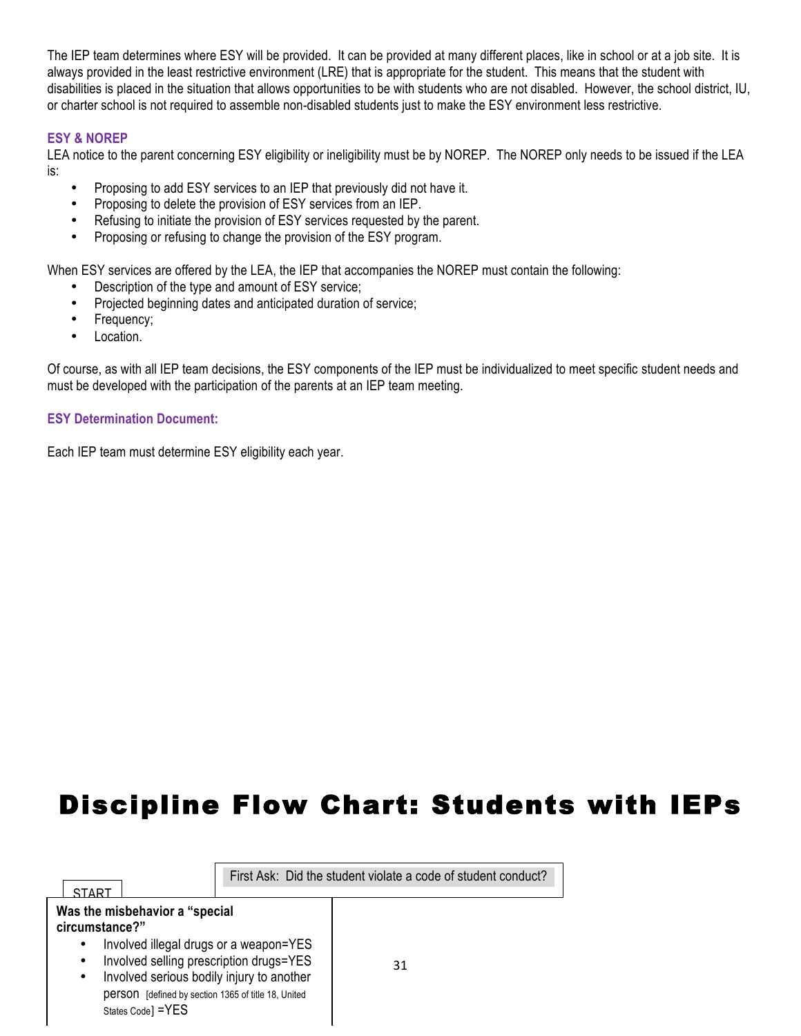The IEP team determines where ESY will be provided. It can be provided at many different places, like in school or at a job site. It is always provided in the least restrictive environment (LRE) that is appropriate for the student. This means that the student with disabilities is placed in the situation that allows opportunities to be with students who are not disabled. However, the school district, IU, or charter school is not required to assemble non-disabled students just to make the ESY environment less restrictive.

### ESY & NOREP

LEA notice to the parent concerning ESY eligibility or ineligibility must be by NOREP. The NOREP only needs to be issued if the LEA is:

- Proposing to add ESY services to an IEP that previously did not have it.
- Proposing to delete the provision of ESY services from an IEP.
- Refusing to initiate the provision of ESY services requested by the parent.
- Proposing or refusing to change the provision of the ESY program.

When ESY services are offered by the LEA, the IEP that accompanies the NOREP must contain the following:

- Description of the type and amount of ESY service;
- Projected beginning dates and anticipated duration of service;
- Frequency;
- Location.

Of course, as with all IEP team decisions, the ESY components of the IEP must be individualized to meet specific student needs and must be developed with the participation of the parents at an IEP team meeting.

### ESY Determination Document:

Each IEP team must determine ESY eligibility each year.

# Discipline Flow Chart: Students with IEPs

First Ask: Did the student violate a code of student conduct?

START

**Was the misbehavior a "special circumstance?"**

- Involved illegal drugs or a weapon=YES
- Involved selling prescription drugs=YES
- Involved serious bodily injury to another person [defined by section 1365 of title 18, United States Code] =YES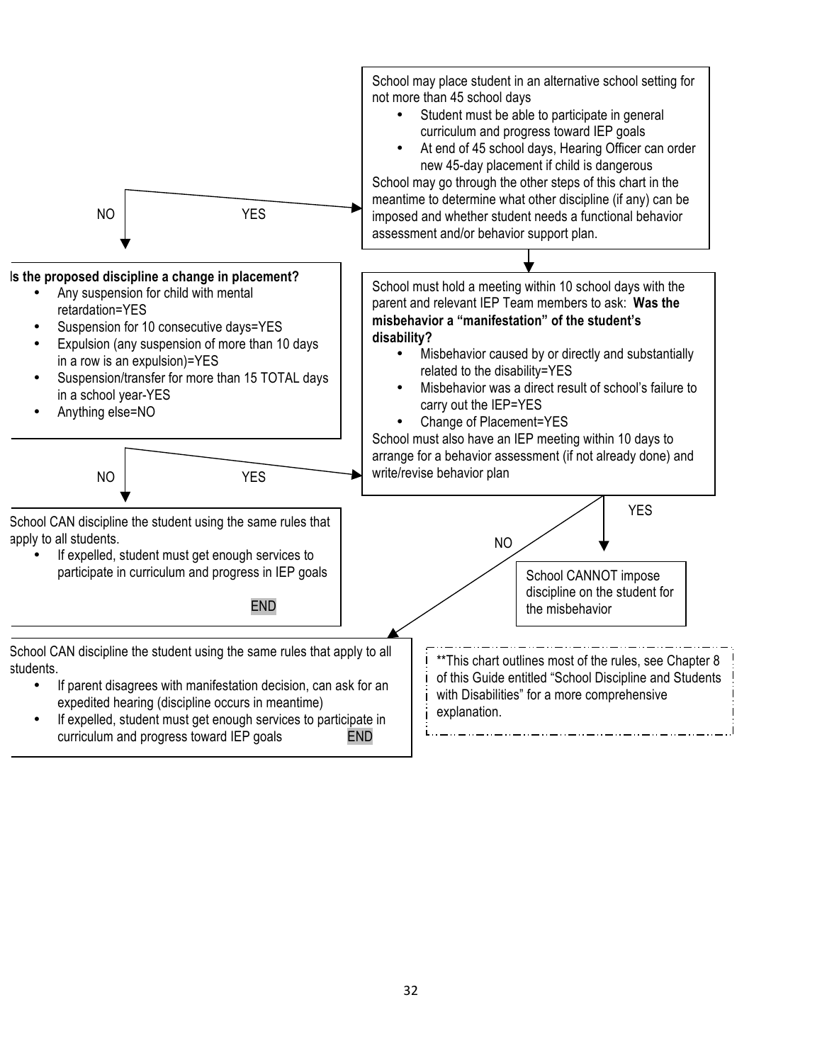NO YES

School may place student in an alternative school setting for not more than 45 school days

- Student must be able to participate in general curriculum and progress toward IEP goals
- At end of 45 school days, Hearing Officer can order new 45-day placement if child is dangerous

School may go through the other steps of this chart in the meantime to determine what other discipline (if any) can be imposed and whether student needs a functional behavior assessment and/or behavior support plan.

**Is the proposed discipline a change in placement?**

- Any suspension for child with mental retardation=YES
- Suspension for 10 consecutive days=YES
- Expulsion (any suspension of more than 10 days in a row is an expulsion)=YES
- Suspension/transfer for more than 15 TOTAL days in a school year-YES
- Anything else=NO

NO YES

School CAN discipline the student using the same rules that apply to all students.

- If expelled, student must get enough services to participate in curriculum and progress in IEP goals

END

School must hold a meeting within 10 school days with the parent and relevant IEP Team members to ask: **Was the misbehavior a "manifestation" of the student's disability?**

- Misbehavior caused by or directly and substantially related to the disability=YES
- Misbehavior was a direct result of school's failure to carry out the IEP=YES
- Change of Placement=YES

School must also have an IEP meeting within 10 days to arrange for a behavior assessment (if not already done) and write/revise behavior plan

YES

School CANNOT impose discipline on the student for the misbehavior

NO

School CAN discipline the student using the same rules that apply to all students.

- If parent disagrees with manifestation decision, can ask for an expedited hearing (discipline occurs in meantime)
- If expelled, student must get enough services to participate in curriculum and progress toward IEP goals

END

**This chart outlines most of the rules, see Chapter 8 of this Guide entitled "School Discipline and Students with Disabilities" for a more comprehensive explanation.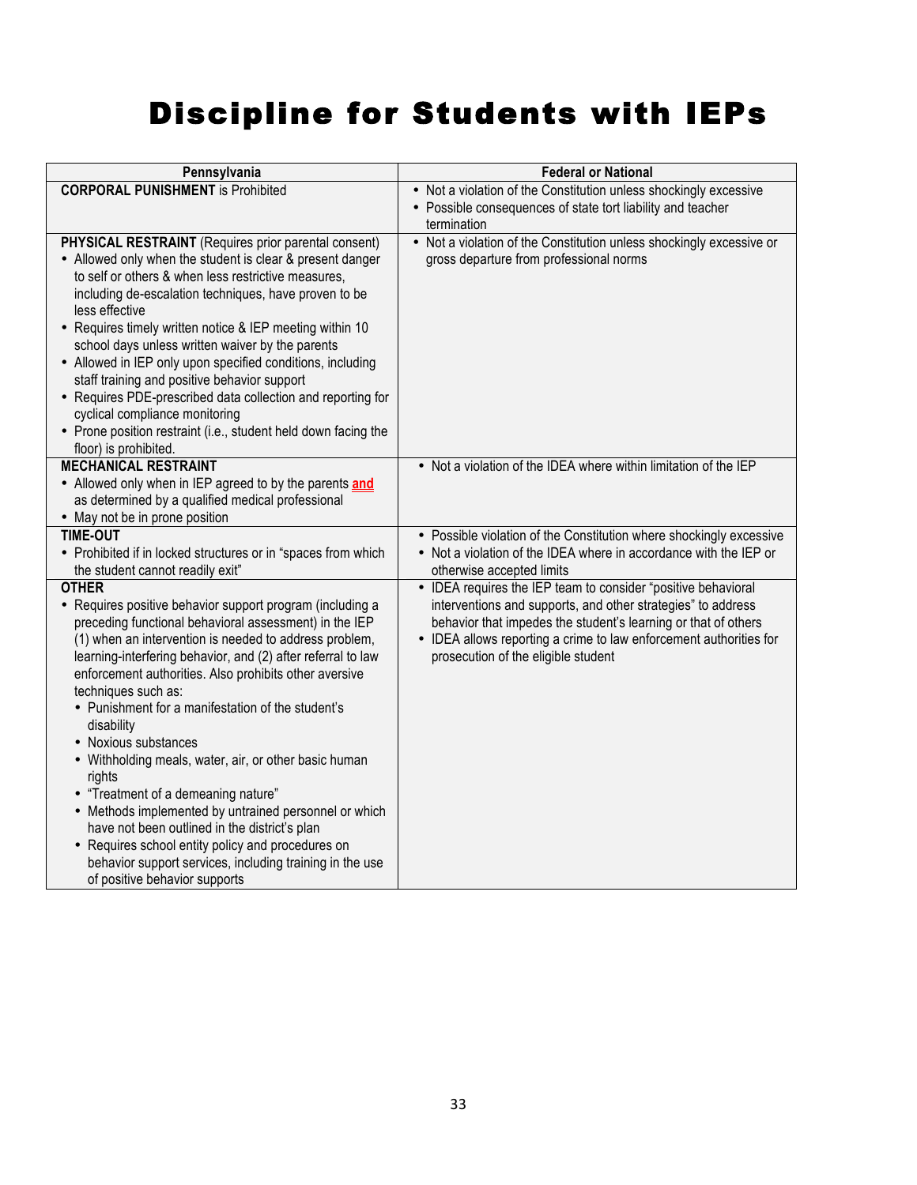# Discipline for Students with IEPs

| Pennsylvania | Federal or National |
|---|---|
| **CORPORAL PUNISHMENT** is Prohibited | • Not a violation of the Constitution unless shockingly excessive<br>• Possible consequences of state tort liability and teacher termination |
| **PHYSICAL RESTRAINT** (Requires prior parental consent)<br>• Allowed only when the student is clear & present danger to self or others & when less restrictive measures, including de-escalation techniques, have proven to be less effective<br>• Requires timely written notice & IEP meeting within 10 school days unless written waiver by the parents<br>• Allowed in IEP only upon specified conditions, including staff training and positive behavior support<br>• Requires PDE-prescribed data collection and reporting for cyclical compliance monitoring<br>• Prone position restraint (i.e., student held down facing the floor) is prohibited. | • Not a violation of the Constitution unless shockingly excessive or gross departure from professional norms |
| **MECHANICAL RESTRAINT**<br>• Allowed only when in IEP agreed to by the parents **and** as determined by a qualified medical professional<br>• May not be in prone position | • Not a violation of the IDEA where within limitation of the IEP |
| **TIME-OUT**<br>• Prohibited if in locked structures or in "spaces from which the student cannot readily exit" | • Possible violation of the Constitution where shockingly excessive<br>• Not a violation of the IDEA where in accordance with the IEP or otherwise accepted limits |
| **OTHER**<br>• Requires positive behavior support program (including a preceding functional behavioral assessment) in the IEP (1) when an intervention is needed to address problem, learning-interfering behavior, and (2) after referral to law enforcement authorities. Also prohibits other aversive techniques such as:<br>&nbsp;&nbsp;• Punishment for a manifestation of the student's disability<br>&nbsp;&nbsp;• Noxious substances<br>&nbsp;&nbsp;• Withholding meals, water, air, or other basic human rights<br>&nbsp;&nbsp;• "Treatment of a demeaning nature"<br>&nbsp;&nbsp;• Methods implemented by untrained personnel or which have not been outlined in the district's plan<br>&nbsp;&nbsp;• Requires school entity policy and procedures on behavior support services, including training in the use of positive behavior supports | • IDEA requires the IEP team to consider "positive behavioral interventions and supports, and other strategies" to address behavior that impedes the student's learning or that of others<br>• IDEA allows reporting a crime to law enforcement authorities for prosecution of the eligible student |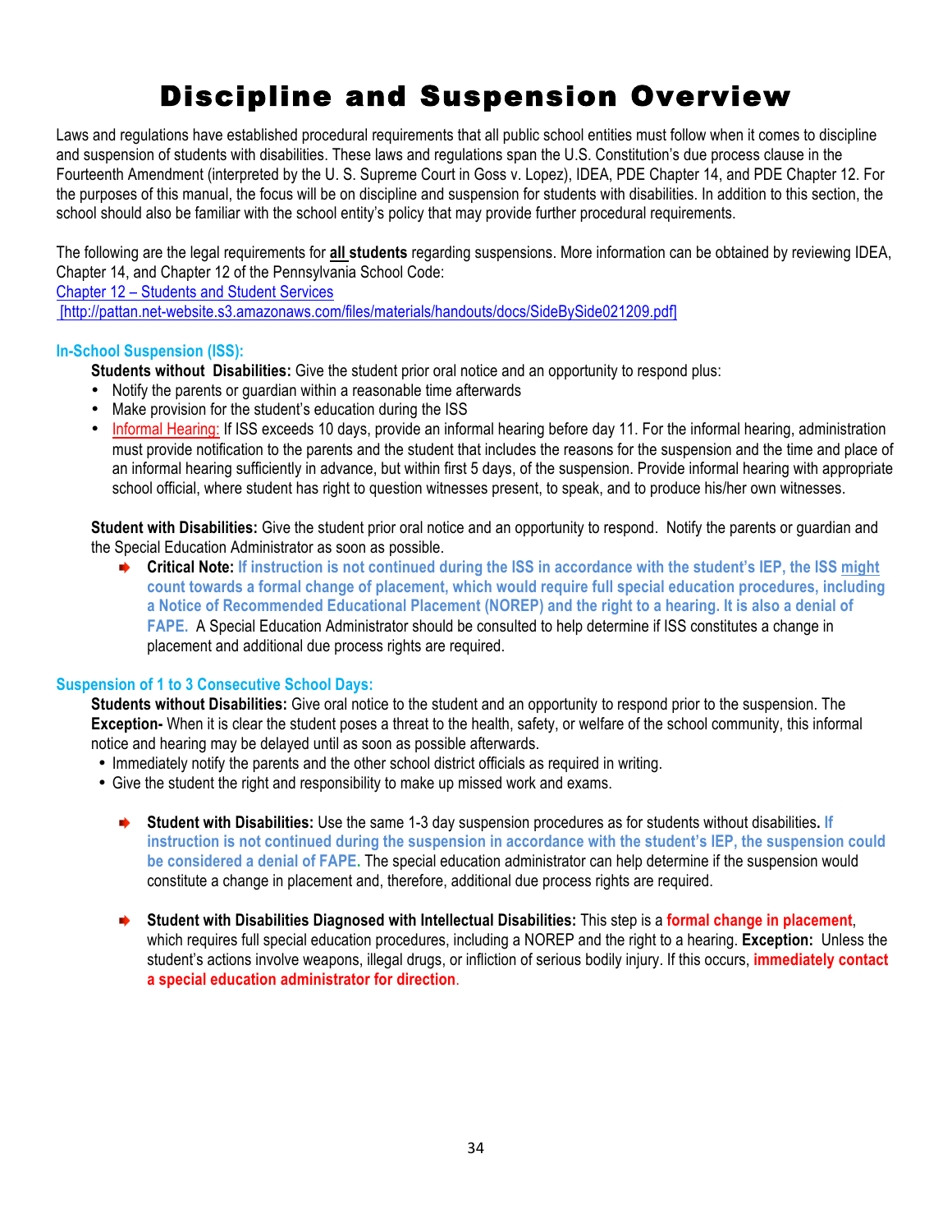# Discipline and Suspension Overview

Laws and regulations have established procedural requirements that all public school entities must follow when it comes to discipline and suspension of students with disabilities. These laws and regulations span the U.S. Constitution's due process clause in the Fourteenth Amendment (interpreted by the U. S. Supreme Court in Goss v. Lopez), IDEA, PDE Chapter 14, and PDE Chapter 12. For the purposes of this manual, the focus will be on discipline and suspension for students with disabilities. In addition to this section, the school should also be familiar with the school entity's policy that may provide further procedural requirements.

The following are the legal requirements for **all students** regarding suspensions. More information can be obtained by reviewing IDEA, Chapter 14, and Chapter 12 of the Pennsylvania School Code:
[Chapter 12 – Students and Student Services](http://pattan.net-website.s3.amazonaws.com/files/materials/handouts/docs/SideBySide021209.pdf)
[http://pattan.net-website.s3.amazonaws.com/files/materials/handouts/docs/SideBySide021209.pdf]

### In-School Suspension (ISS):

**Students without Disabilities:** Give the student prior oral notice and an opportunity to respond plus:

- Notify the parents or guardian within a reasonable time afterwards
- Make provision for the student's education during the ISS
- Informal Hearing: If ISS exceeds 10 days, provide an informal hearing before day 11. For the informal hearing, administration must provide notification to the parents and the student that includes the reasons for the suspension and the time and place of an informal hearing sufficiently in advance, but within first 5 days, of the suspension. Provide informal hearing with appropriate school official, where student has right to question witnesses present, to speak, and to produce his/her own witnesses.

**Student with Disabilities:** Give the student prior oral notice and an opportunity to respond. Notify the parents or guardian and the Special Education Administrator as soon as possible.

- **Critical Note: If instruction is not continued during the ISS in accordance with the student's IEP, the ISS might count towards a formal change of placement, which would require full special education procedures, including a Notice of Recommended Educational Placement (NOREP) and the right to a hearing. It is also a denial of FAPE.** A Special Education Administrator should be consulted to help determine if ISS constitutes a change in placement and additional due process rights are required.

### Suspension of 1 to 3 Consecutive School Days:

**Students without Disabilities:** Give oral notice to the student and an opportunity to respond prior to the suspension. The **Exception-** When it is clear the student poses a threat to the health, safety, or welfare of the school community, this informal notice and hearing may be delayed until as soon as possible afterwards.

- Immediately notify the parents and the other school district officials as required in writing.
- Give the student the right and responsibility to make up missed work and exams.

- **Student with Disabilities:** Use the same 1-3 day suspension procedures as for students without disabilities. **If instruction is not continued during the suspension in accordance with the student's IEP, the suspension could be considered a denial of FAPE.** The special education administrator can help determine if the suspension would constitute a change in placement and, therefore, additional due process rights are required.

- **Student with Disabilities Diagnosed with Intellectual Disabilities:** This step is a **formal change in placement**, which requires full special education procedures, including a NOREP and the right to a hearing. **Exception:** Unless the student's actions involve weapons, illegal drugs, or infliction of serious bodily injury. If this occurs, **immediately contact a special education administrator for direction**.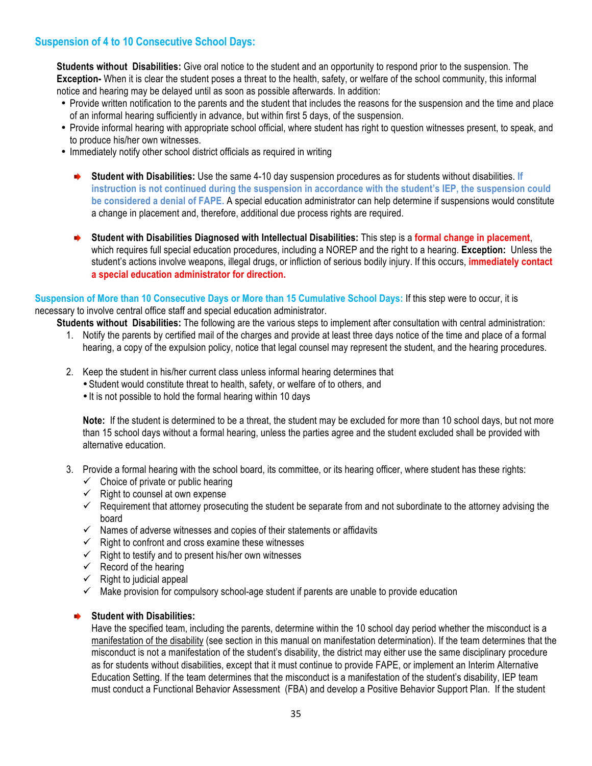### Suspension of 4 to 10 Consecutive School Days:

**Students without Disabilities:** Give oral notice to the student and an opportunity to respond prior to the suspension. The **Exception-** When it is clear the student poses a threat to the health, safety, or welfare of the school community, this informal notice and hearing may be delayed until as soon as possible afterwards. In addition:

- Provide written notification to the parents and the student that includes the reasons for the suspension and the time and place of an informal hearing sufficiently in advance, but within first 5 days, of the suspension.
- Provide informal hearing with appropriate school official, where student has right to question witnesses present, to speak, and to produce his/her own witnesses.
- Immediately notify other school district officials as required in writing

➡ **Student with Disabilities:** Use the same 4-10 day suspension procedures as for students without disabilities. **If instruction is not continued during the suspension in accordance with the student's IEP, the suspension could be considered a denial of FAPE.** A special education administrator can help determine if suspensions would constitute a change in placement and, therefore, additional due process rights are required.

➡ **Student with Disabilities Diagnosed with Intellectual Disabilities:** This step is a **formal change in placement**, which requires full special education procedures, including a NOREP and the right to a hearing. **Exception:** Unless the student's actions involve weapons, illegal drugs, or infliction of serious bodily injury. If this occurs, **immediately contact a special education administrator for direction.**

**Suspension of More than 10 Consecutive Days or More than 15 Cumulative School Days:** If this step were to occur, it is necessary to involve central office staff and special education administrator.

**Students without Disabilities:** The following are the various steps to implement after consultation with central administration:

1. Notify the parents by certified mail of the charges and provide at least three days notice of the time and place of a formal hearing, a copy of the expulsion policy, notice that legal counsel may represent the student, and the hearing procedures.

2. Keep the student in his/her current class unless informal hearing determines that
   - Student would constitute threat to health, safety, or welfare of to others, and
   - It is not possible to hold the formal hearing within 10 days

   **Note:** If the student is determined to be a threat, the student may be excluded for more than 10 school days, but not more than 15 school days without a formal hearing, unless the parties agree and the student excluded shall be provided with alternative education.

3. Provide a formal hearing with the school board, its committee, or its hearing officer, where student has these rights:
   - ✓ Choice of private or public hearing
   - ✓ Right to counsel at own expense
   - ✓ Requirement that attorney prosecuting the student be separate from and not subordinate to the attorney advising the board
   - ✓ Names of adverse witnesses and copies of their statements or affidavits
   - ✓ Right to confront and cross examine these witnesses
   - ✓ Right to testify and to present his/her own witnesses
   - ✓ Record of the hearing
   - ✓ Right to judicial appeal
   - ✓ Make provision for compulsory school-age student if parents are unable to provide education

➡ **Student with Disabilities:**
Have the specified team, including the parents, determine within the 10 school day period whether the misconduct is a manifestation of the disability (see section in this manual on manifestation determination). If the team determines that the misconduct is not a manifestation of the student's disability, the district may either use the same disciplinary procedure as for students without disabilities, except that it must continue to provide FAPE, or implement an Interim Alternative Education Setting. If the team determines that the misconduct is a manifestation of the student's disability, IEP team must conduct a Functional Behavior Assessment (FBA) and develop a Positive Behavior Support Plan. If the student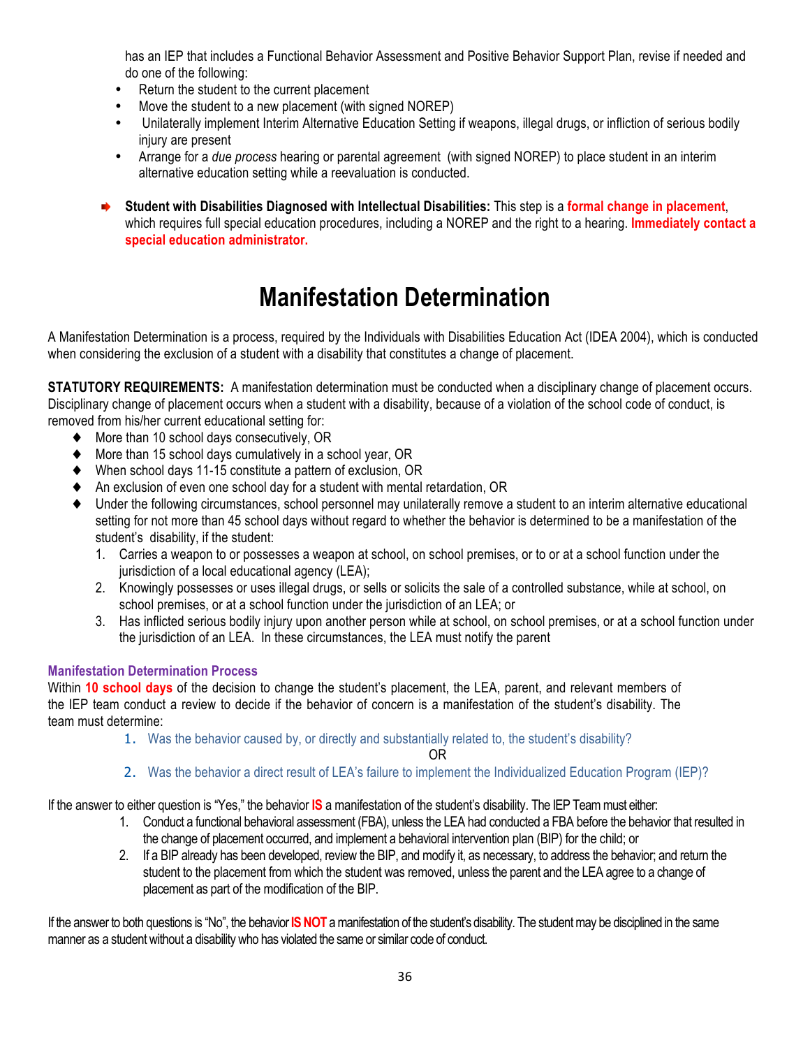has an IEP that includes a Functional Behavior Assessment and Positive Behavior Support Plan, revise if needed and do one of the following:

- Return the student to the current placement
- Move the student to a new placement (with signed NOREP)
- Unilaterally implement Interim Alternative Education Setting if weapons, illegal drugs, or infliction of serious bodily injury are present
- Arrange for a *due process* hearing or parental agreement (with signed NOREP) to place student in an interim alternative education setting while a reevaluation is conducted.

➡ **Student with Disabilities Diagnosed with Intellectual Disabilities:** This step is a **formal change in placement**, which requires full special education procedures, including a NOREP and the right to a hearing. **Immediately contact a special education administrator.**

# Manifestation Determination

A Manifestation Determination is a process, required by the Individuals with Disabilities Education Act (IDEA 2004), which is conducted when considering the exclusion of a student with a disability that constitutes a change of placement.

**STATUTORY REQUIREMENTS:** A manifestation determination must be conducted when a disciplinary change of placement occurs. Disciplinary change of placement occurs when a student with a disability, because of a violation of the school code of conduct, is removed from his/her current educational setting for:

- More than 10 school days consecutively, OR
- More than 15 school days cumulatively in a school year, OR
- When school days 11-15 constitute a pattern of exclusion, OR
- An exclusion of even one school day for a student with mental retardation, OR
- Under the following circumstances, school personnel may unilaterally remove a student to an interim alternative educational setting for not more than 45 school days without regard to whether the behavior is determined to be a manifestation of the student's disability, if the student:
  1. Carries a weapon to or possesses a weapon at school, on school premises, or to or at a school function under the jurisdiction of a local educational agency (LEA);
  2. Knowingly possesses or uses illegal drugs, or sells or solicits the sale of a controlled substance, while at school, on school premises, or at a school function under the jurisdiction of an LEA; or
  3. Has inflicted serious bodily injury upon another person while at school, on school premises, or at a school function under the jurisdiction of an LEA. In these circumstances, the LEA must notify the parent

### Manifestation Determination Process

Within **10 school days** of the decision to change the student's placement, the LEA, parent, and relevant members of the IEP team conduct a review to decide if the behavior of concern is a manifestation of the student's disability. The team must determine:

1. Was the behavior caused by, or directly and substantially related to, the student's disability?

   OR

2. Was the behavior a direct result of LEA's failure to implement the Individualized Education Program (IEP)?

If the answer to either question is "Yes," the behavior **IS** a manifestation of the student's disability. The IEP Team must either:

1. Conduct a functional behavioral assessment (FBA), unless the LEA had conducted a FBA before the behavior that resulted in the change of placement occurred, and implement a behavioral intervention plan (BIP) for the child; or
2. If a BIP already has been developed, review the BIP, and modify it, as necessary, to address the behavior; and return the student to the placement from which the student was removed, unless the parent and the LEA agree to a change of placement as part of the modification of the BIP.

If the answer to both questions is "No", the behavior **IS NOT** a manifestation of the student's disability. The student may be disciplined in the same manner as a student without a disability who has violated the same or similar code of conduct.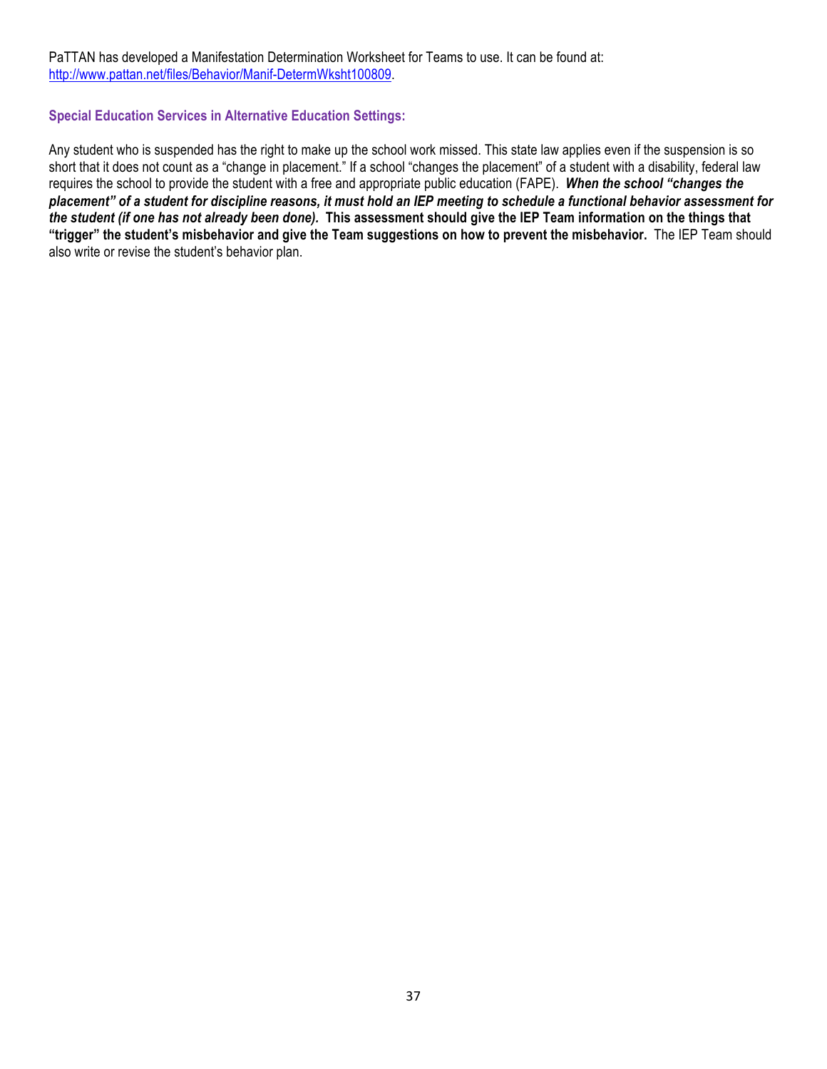PaTTAN has developed a Manifestation Determination Worksheet for Teams to use. It can be found at: [http://www.pattan.net/files/Behavior/Manif-DetermWksht100809](http://www.pattan.net/files/Behavior/Manif-DetermWksht100809).

### Special Education Services in Alternative Education Settings:

Any student who is suspended has the right to make up the school work missed. This state law applies even if the suspension is so short that it does not count as a "change in placement." If a school "changes the placement" of a student with a disability, federal law requires the school to provide the student with a free and appropriate public education (FAPE). ***When the school "changes the placement" of a student for discipline reasons, it must hold an IEP meeting to schedule a functional behavior assessment for the student (if one has not already been done).*** **This assessment should give the IEP Team information on the things that "trigger" the student's misbehavior and give the Team suggestions on how to prevent the misbehavior.** The IEP Team should also write or revise the student's behavior plan.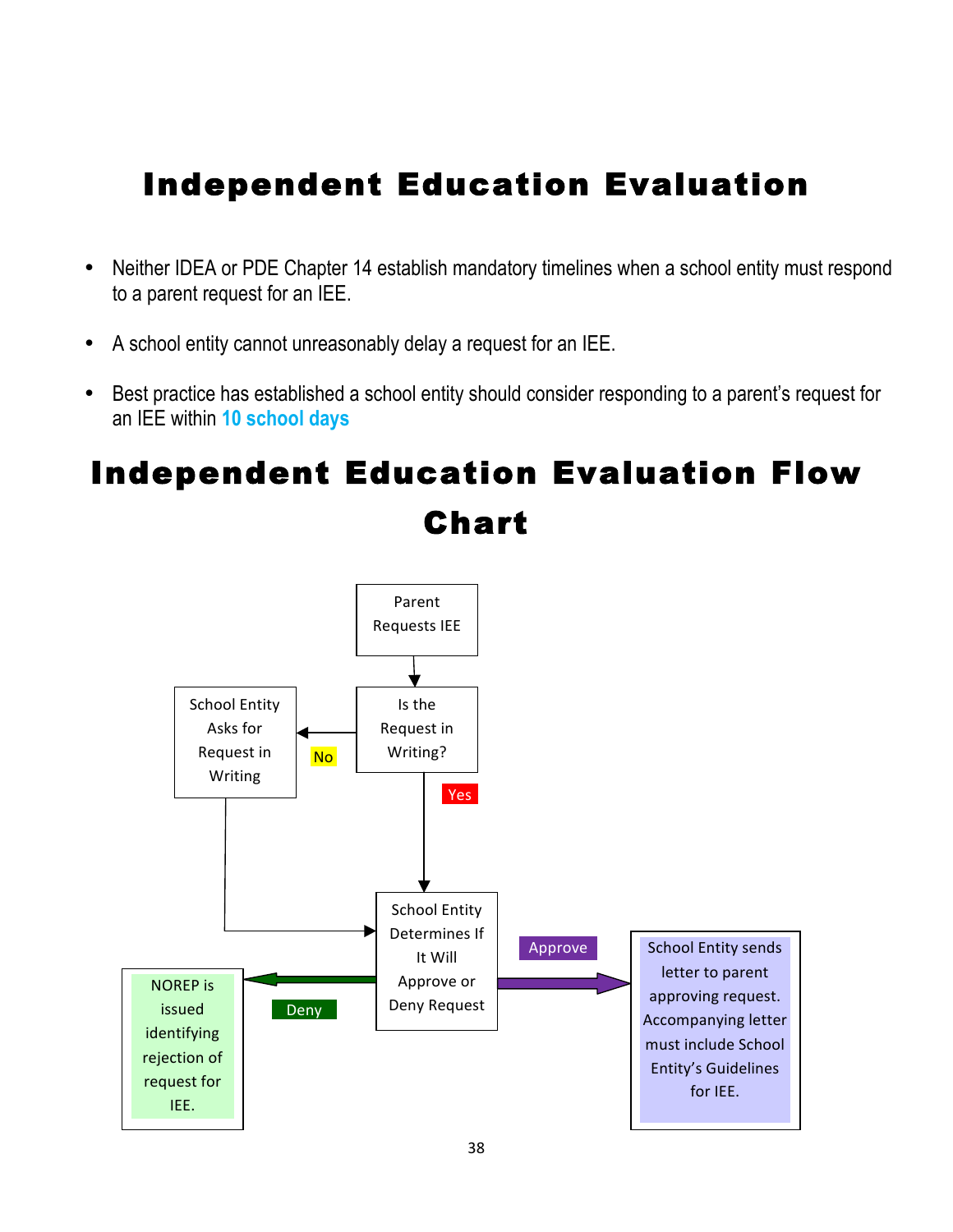# Independent Education Evaluation

- Neither IDEA or PDE Chapter 14 establish mandatory timelines when a school entity must respond to a parent request for an IEE.
- A school entity cannot unreasonably delay a request for an IEE.
- Best practice has established a school entity should consider responding to a parent's request for an IEE within **10 school days**

# Independent Education Evaluation Flow Chart

Parent Requests IEE

Is the Request in Writing?

No

School Entity Asks for Request in Writing

Yes

School Entity Determines If It Will Approve or Deny Request

Deny

NOREP is issued identifying rejection of request for IEE.

Approve

School Entity sends letter to parent approving request. Accompanying letter must include School Entity's Guidelines for IEE.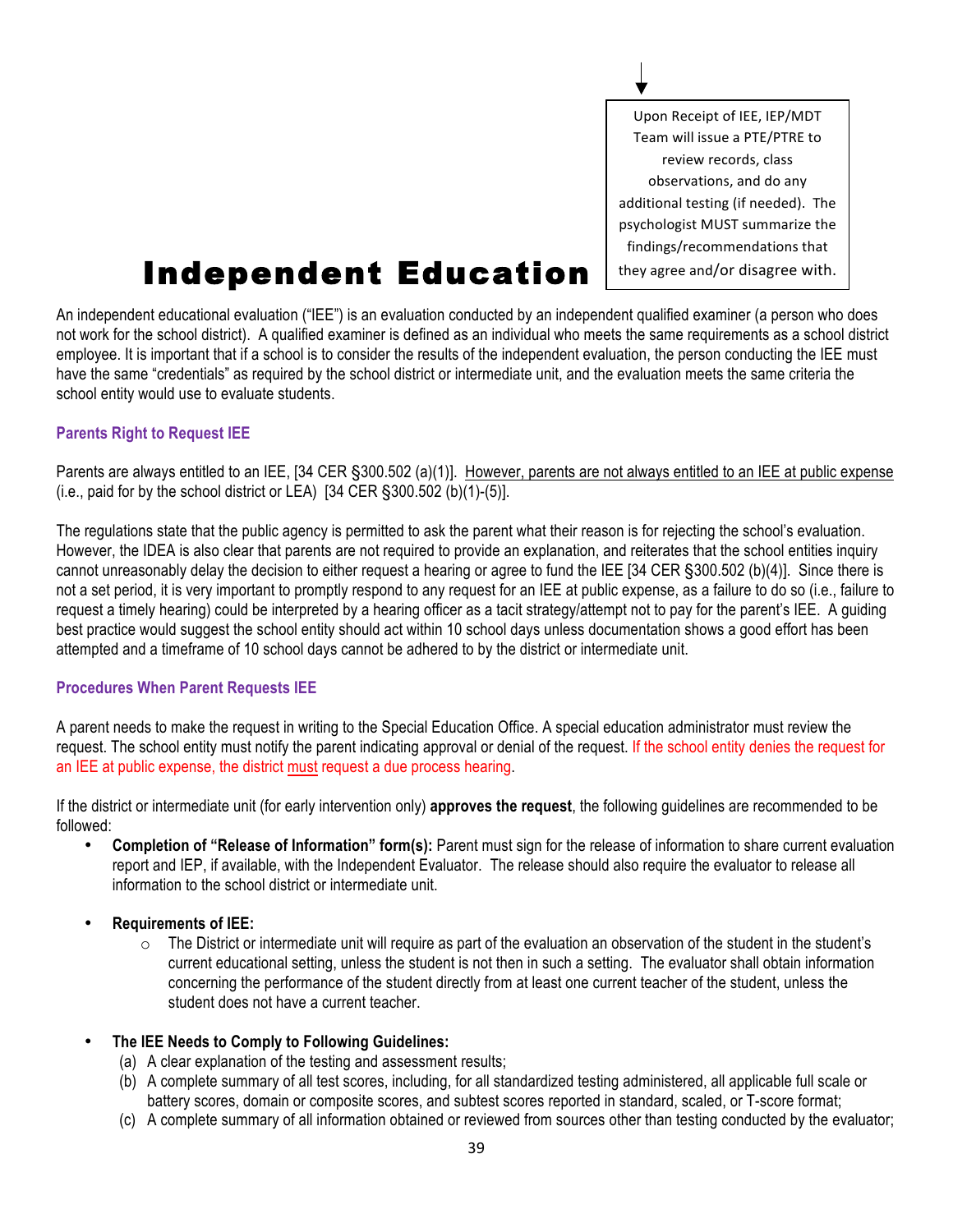Upon Receipt of IEE, IEP/MDT Team will issue a PTE/PTRE to review records, class observations, and do any additional testing (if needed). The psychologist MUST summarize the findings/recommendations that they agree and/or disagree with.

# Independent Education

An independent educational evaluation ("IEE") is an evaluation conducted by an independent qualified examiner (a person who does not work for the school district). A qualified examiner is defined as an individual who meets the same requirements as a school district employee. It is important that if a school is to consider the results of the independent evaluation, the person conducting the IEE must have the same "credentials" as required by the school district or intermediate unit, and the evaluation meets the same criteria the school entity would use to evaluate students.

### Parents Right to Request IEE

Parents are always entitled to an IEE, [34 CER §300.502 (a)(1)]. However, parents are not always entitled to an IEE at public expense (i.e., paid for by the school district or LEA) [34 CER §300.502 (b)(1)-(5)].

The regulations state that the public agency is permitted to ask the parent what their reason is for rejecting the school's evaluation. However, the IDEA is also clear that parents are not required to provide an explanation, and reiterates that the school entities inquiry cannot unreasonably delay the decision to either request a hearing or agree to fund the IEE [34 CER §300.502 (b)(4)]. Since there is not a set period, it is very important to promptly respond to any request for an IEE at public expense, as a failure to do so (i.e., failure to request a timely hearing) could be interpreted by a hearing officer as a tacit strategy/attempt not to pay for the parent's IEE. A guiding best practice would suggest the school entity should act within 10 school days unless documentation shows a good effort has been attempted and a timeframe of 10 school days cannot be adhered to by the district or intermediate unit.

### Procedures When Parent Requests IEE

A parent needs to make the request in writing to the Special Education Office. A special education administrator must review the request. The school entity must notify the parent indicating approval or denial of the request. If the school entity denies the request for an IEE at public expense, the district must request a due process hearing.

If the district or intermediate unit (for early intervention only) **approves the request**, the following guidelines are recommended to be followed:

- **Completion of "Release of Information" form(s):** Parent must sign for the release of information to share current evaluation report and IEP, if available, with the Independent Evaluator. The release should also require the evaluator to release all information to the school district or intermediate unit.

- **Requirements of IEE:**
  - The District or intermediate unit will require as part of the evaluation an observation of the student in the student's current educational setting, unless the student is not then in such a setting. The evaluator shall obtain information concerning the performance of the student directly from at least one current teacher of the student, unless the student does not have a current teacher.

- **The IEE Needs to Comply to Following Guidelines:**
  (a) A clear explanation of the testing and assessment results;
  (b) A complete summary of all test scores, including, for all standardized testing administered, all applicable full scale or battery scores, domain or composite scores, and subtest scores reported in standard, scaled, or T-score format;
  (c) A complete summary of all information obtained or reviewed from sources other than testing conducted by the evaluator;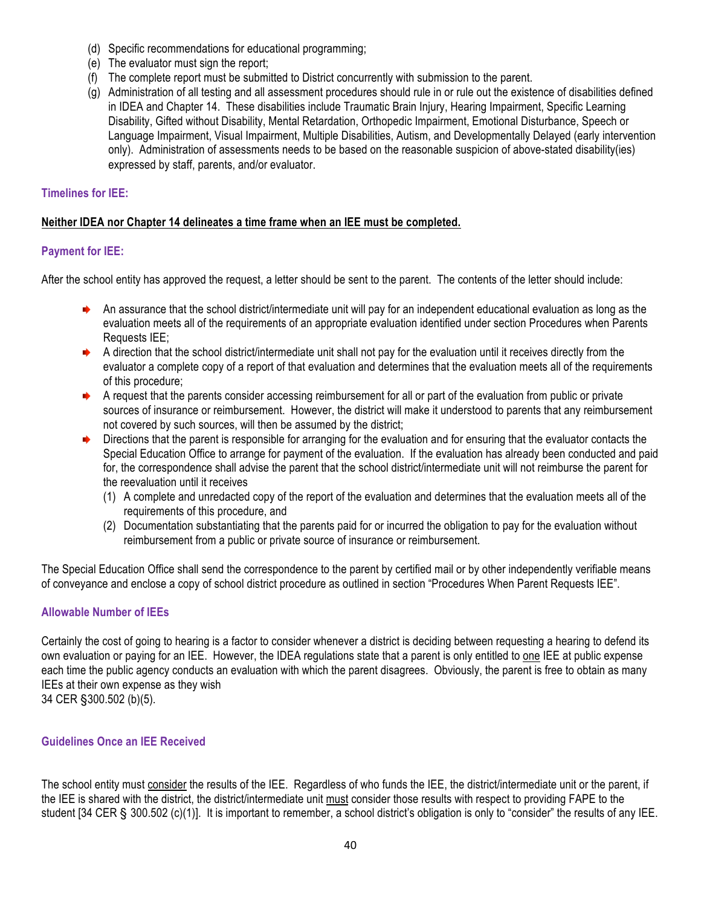(d) Specific recommendations for educational programming;
(e) The evaluator must sign the report;
(f) The complete report must be submitted to District concurrently with submission to the parent.
(g) Administration of all testing and all assessment procedures should rule in or rule out the existence of disabilities defined in IDEA and Chapter 14. These disabilities include Traumatic Brain Injury, Hearing Impairment, Specific Learning Disability, Gifted without Disability, Mental Retardation, Orthopedic Impairment, Emotional Disturbance, Speech or Language Impairment, Visual Impairment, Multiple Disabilities, Autism, and Developmentally Delayed (early intervention only). Administration of assessments needs to be based on the reasonable suspicion of above-stated disability(ies) expressed by staff, parents, and/or evaluator.

### Timelines for IEE:

**Neither IDEA nor Chapter 14 delineates a time frame when an IEE must be completed.**

### Payment for IEE:

After the school entity has approved the request, a letter should be sent to the parent. The contents of the letter should include:

- An assurance that the school district/intermediate unit will pay for an independent educational evaluation as long as the evaluation meets all of the requirements of an appropriate evaluation identified under section Procedures when Parents Requests IEE;
- A direction that the school district/intermediate unit shall not pay for the evaluation until it receives directly from the evaluator a complete copy of a report of that evaluation and determines that the evaluation meets all of the requirements of this procedure;
- A request that the parents consider accessing reimbursement for all or part of the evaluation from public or private sources of insurance or reimbursement. However, the district will make it understood to parents that any reimbursement not covered by such sources, will then be assumed by the district;
- Directions that the parent is responsible for arranging for the evaluation and for ensuring that the evaluator contacts the Special Education Office to arrange for payment of the evaluation. If the evaluation has already been conducted and paid for, the correspondence shall advise the parent that the school district/intermediate unit will not reimburse the parent for the reevaluation until it receives
  (1) A complete and unredacted copy of the report of the evaluation and determines that the evaluation meets all of the requirements of this procedure, and
  (2) Documentation substantiating that the parents paid for or incurred the obligation to pay for the evaluation without reimbursement from a public or private source of insurance or reimbursement.

The Special Education Office shall send the correspondence to the parent by certified mail or by other independently verifiable means of conveyance and enclose a copy of school district procedure as outlined in section "Procedures When Parent Requests IEE".

### Allowable Number of IEEs

Certainly the cost of going to hearing is a factor to consider whenever a district is deciding between requesting a hearing to defend its own evaluation or paying for an IEE. However, the IDEA regulations state that a parent is only entitled to one IEE at public expense each time the public agency conducts an evaluation with which the parent disagrees. Obviously, the parent is free to obtain as many IEEs at their own expense as they wish
34 CER §300.502 (b)(5).

### Guidelines Once an IEE Received

The school entity must consider the results of the IEE. Regardless of who funds the IEE, the district/intermediate unit or the parent, if the IEE is shared with the district, the district/intermediate unit must consider those results with respect to providing FAPE to the student [34 CER § 300.502 (c)(1)]. It is important to remember, a school district's obligation is only to "consider" the results of any IEE.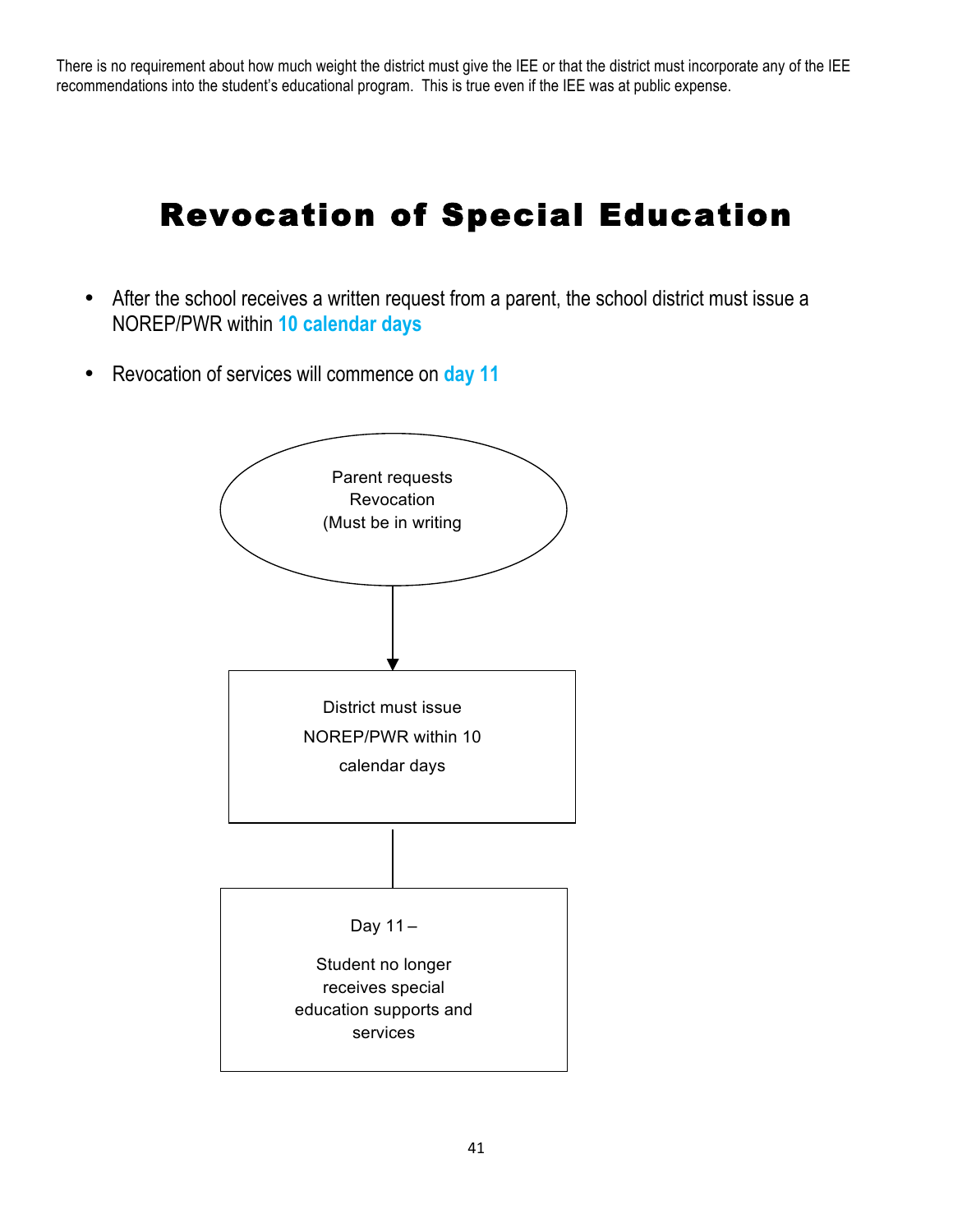There is no requirement about how much weight the district must give the IEE or that the district must incorporate any of the IEE recommendations into the student's educational program. This is true even if the IEE was at public expense.

# Revocation of Special Education

- After the school receives a written request from a parent, the school district must issue a NOREP/PWR within **10 calendar days**
- Revocation of services will commence on **day 11**

Parent requests Revocation (Must be in writing

↓

District must issue NOREP/PWR within 10 calendar days

↓

Day 11 –

Student no longer receives special education supports and services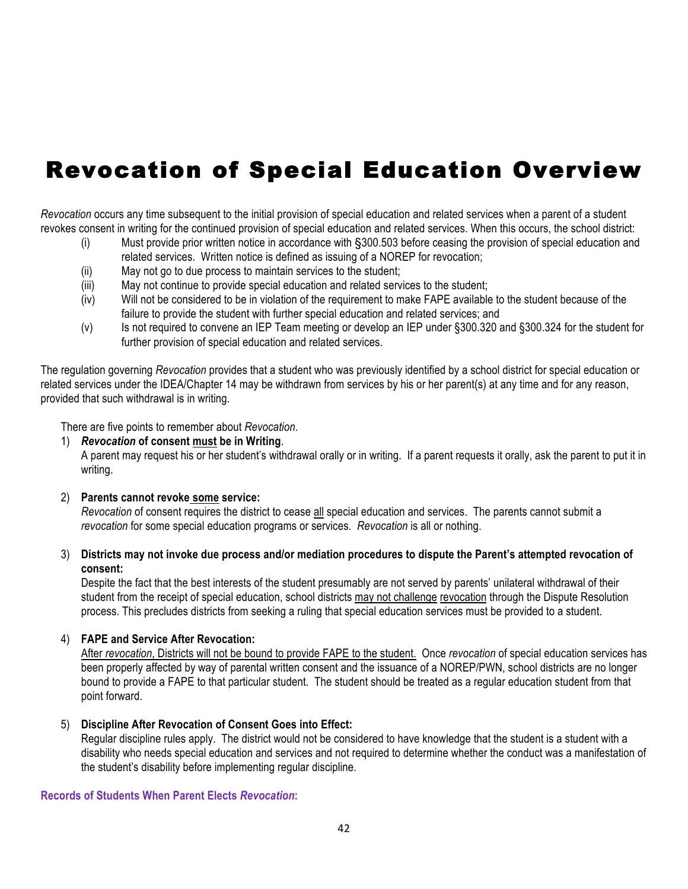# Revocation of Special Education Overview

*Revocation* occurs any time subsequent to the initial provision of special education and related services when a parent of a student revokes consent in writing for the continued provision of special education and related services. When this occurs, the school district:

(i) Must provide prior written notice in accordance with §300.503 before ceasing the provision of special education and related services. Written notice is defined as issuing of a NOREP for revocation;

(ii) May not go to due process to maintain services to the student;

(iii) May not continue to provide special education and related services to the student;

(iv) Will not be considered to be in violation of the requirement to make FAPE available to the student because of the failure to provide the student with further special education and related services; and

(v) Is not required to convene an IEP Team meeting or develop an IEP under §300.320 and §300.324 for the student for further provision of special education and related services.

The regulation governing *Revocation* provides that a student who was previously identified by a school district for special education or related services under the IDEA/Chapter 14 may be withdrawn from services by his or her parent(s) at any time and for any reason, provided that such withdrawal is in writing.

There are five points to remember about *Revocation*.

1) ***Revocation* of consent must be in Writing**.
   A parent may request his or her student's withdrawal orally or in writing. If a parent requests it orally, ask the parent to put it in writing.

2) **Parents cannot revoke some service:**
   *Revocation* of consent requires the district to cease all special education and services. The parents cannot submit a *revocation* for some special education programs or services. *Revocation* is all or nothing.

3) **Districts may not invoke due process and/or mediation procedures to dispute the Parent's attempted revocation of consent:**
   Despite the fact that the best interests of the student presumably are not served by parents' unilateral withdrawal of their student from the receipt of special education, school districts may not challenge revocation through the Dispute Resolution process. This precludes districts from seeking a ruling that special education services must be provided to a student.

4) **FAPE and Service After Revocation:**
   After *revocation*, Districts will not be bound to provide FAPE to the student. Once *revocation* of special education services has been properly affected by way of parental written consent and the issuance of a NOREP/PWN, school districts are no longer bound to provide a FAPE to that particular student. The student should be treated as a regular education student from that point forward.

5) **Discipline After Revocation of Consent Goes into Effect:**
   Regular discipline rules apply. The district would not be considered to have knowledge that the student is a student with a disability who needs special education and services and not required to determine whether the conduct was a manifestation of the student's disability before implementing regular discipline.

**Records of Students When Parent Elects *Revocation*:**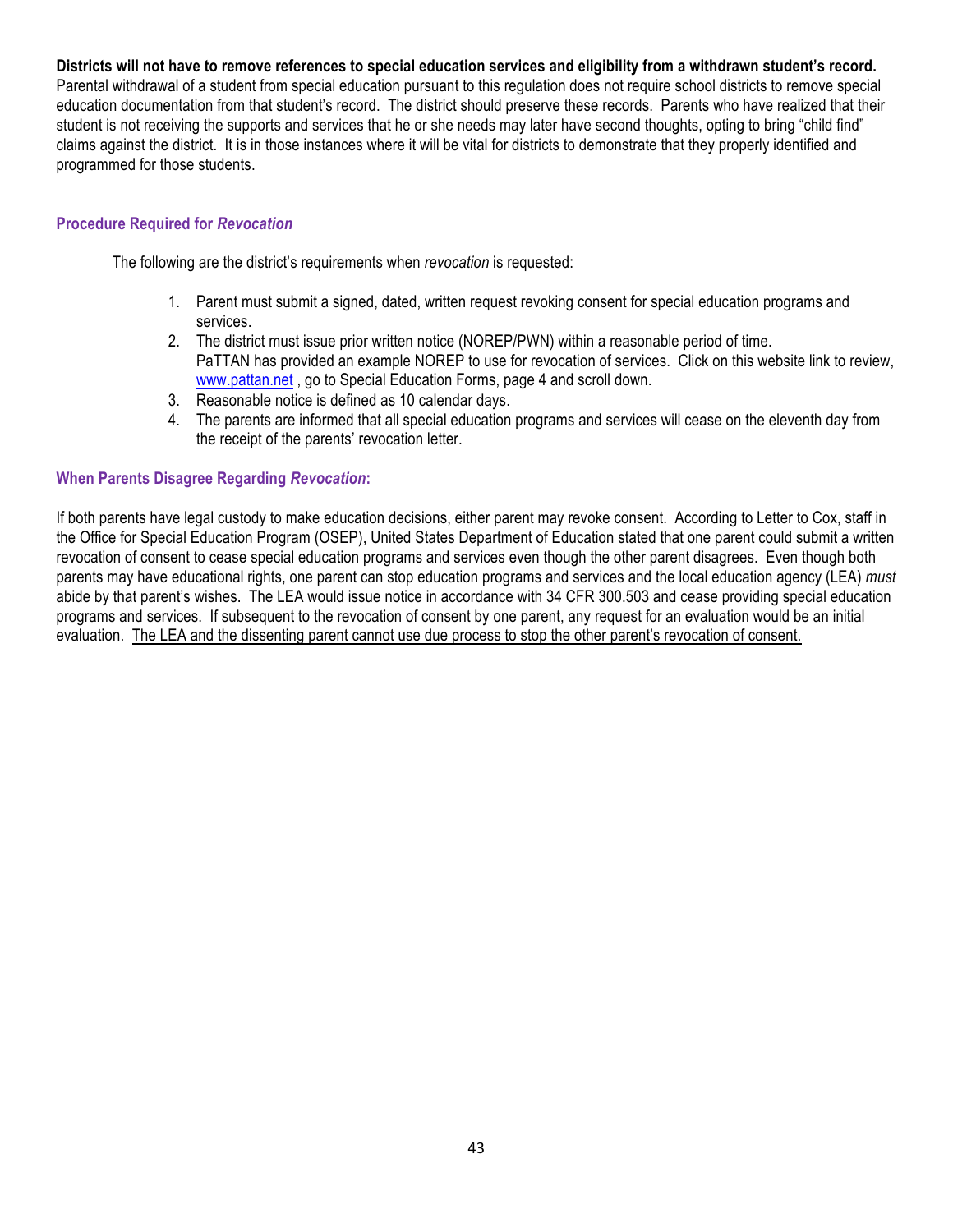**Districts will not have to remove references to special education services and eligibility from a withdrawn student's record.** Parental withdrawal of a student from special education pursuant to this regulation does not require school districts to remove special education documentation from that student's record. The district should preserve these records. Parents who have realized that their student is not receiving the supports and services that he or she needs may later have second thoughts, opting to bring "child find" claims against the district. It is in those instances where it will be vital for districts to demonstrate that they properly identified and programmed for those students.

### Procedure Required for *Revocation*

The following are the district's requirements when *revocation* is requested:

1. Parent must submit a signed, dated, written request revoking consent for special education programs and services.
2. The district must issue prior written notice (NOREP/PWN) within a reasonable period of time. PaTTAN has provided an example NOREP to use for revocation of services. Click on this website link to review, [www.pattan.net](http://www.pattan.net) , go to Special Education Forms, page 4 and scroll down.
3. Reasonable notice is defined as 10 calendar days.
4. The parents are informed that all special education programs and services will cease on the eleventh day from the receipt of the parents' revocation letter.

### When Parents Disagree Regarding *Revocation*:

If both parents have legal custody to make education decisions, either parent may revoke consent. According to Letter to Cox, staff in the Office for Special Education Program (OSEP), United States Department of Education stated that one parent could submit a written revocation of consent to cease special education programs and services even though the other parent disagrees. Even though both parents may have educational rights, one parent can stop education programs and services and the local education agency (LEA) *must* abide by that parent's wishes. The LEA would issue notice in accordance with 34 CFR 300.503 and cease providing special education programs and services. If subsequent to the revocation of consent by one parent, any request for an evaluation would be an initial evaluation. <u>The LEA and the dissenting parent cannot use due process to stop the other parent's revocation of consent.</u>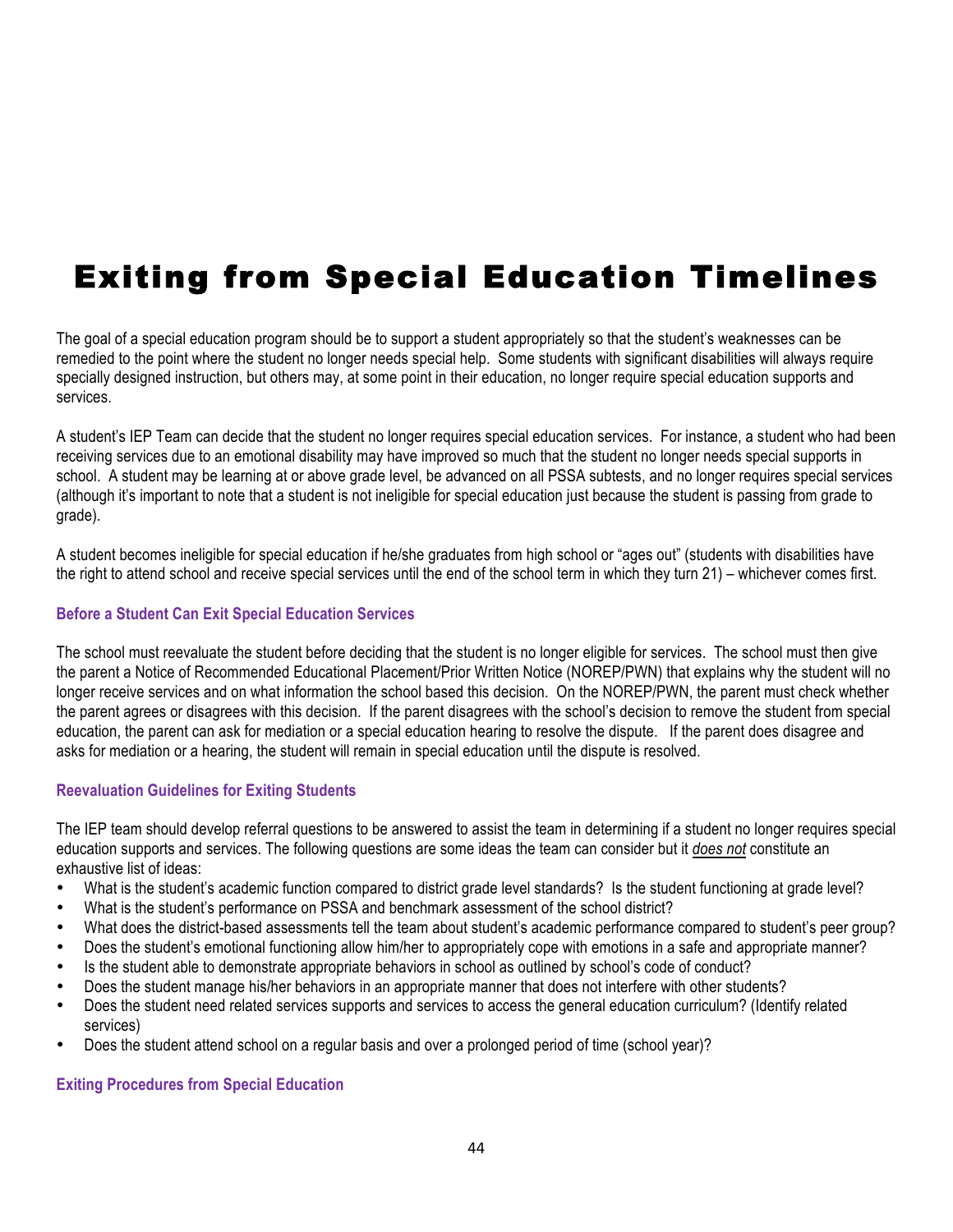# Exiting from Special Education Timelines

The goal of a special education program should be to support a student appropriately so that the student's weaknesses can be remedied to the point where the student no longer needs special help. Some students with significant disabilities will always require specially designed instruction, but others may, at some point in their education, no longer require special education supports and services.

A student's IEP Team can decide that the student no longer requires special education services. For instance, a student who had been receiving services due to an emotional disability may have improved so much that the student no longer needs special supports in school. A student may be learning at or above grade level, be advanced on all PSSA subtests, and no longer requires special services (although it's important to note that a student is not ineligible for special education just because the student is passing from grade to grade).

A student becomes ineligible for special education if he/she graduates from high school or "ages out" (students with disabilities have the right to attend school and receive special services until the end of the school term in which they turn 21) – whichever comes first.

### Before a Student Can Exit Special Education Services

The school must reevaluate the student before deciding that the student is no longer eligible for services. The school must then give the parent a Notice of Recommended Educational Placement/Prior Written Notice (NOREP/PWN) that explains why the student will no longer receive services and on what information the school based this decision. On the NOREP/PWN, the parent must check whether the parent agrees or disagrees with this decision. If the parent disagrees with the school's decision to remove the student from special education, the parent can ask for mediation or a special education hearing to resolve the dispute. If the parent does disagree and asks for mediation or a hearing, the student will remain in special education until the dispute is resolved.

### Reevaluation Guidelines for Exiting Students

The IEP team should develop referral questions to be answered to assist the team in determining if a student no longer requires special education supports and services. The following questions are some ideas the team can consider but it *does not* constitute an exhaustive list of ideas:

- What is the student's academic function compared to district grade level standards? Is the student functioning at grade level?
- What is the student's performance on PSSA and benchmark assessment of the school district?
- What does the district-based assessments tell the team about student's academic performance compared to student's peer group?
- Does the student's emotional functioning allow him/her to appropriately cope with emotions in a safe and appropriate manner?
- Is the student able to demonstrate appropriate behaviors in school as outlined by school's code of conduct?
- Does the student manage his/her behaviors in an appropriate manner that does not interfere with other students?
- Does the student need related services supports and services to access the general education curriculum? (Identify related services)
- Does the student attend school on a regular basis and over a prolonged period of time (school year)?

### Exiting Procedures from Special Education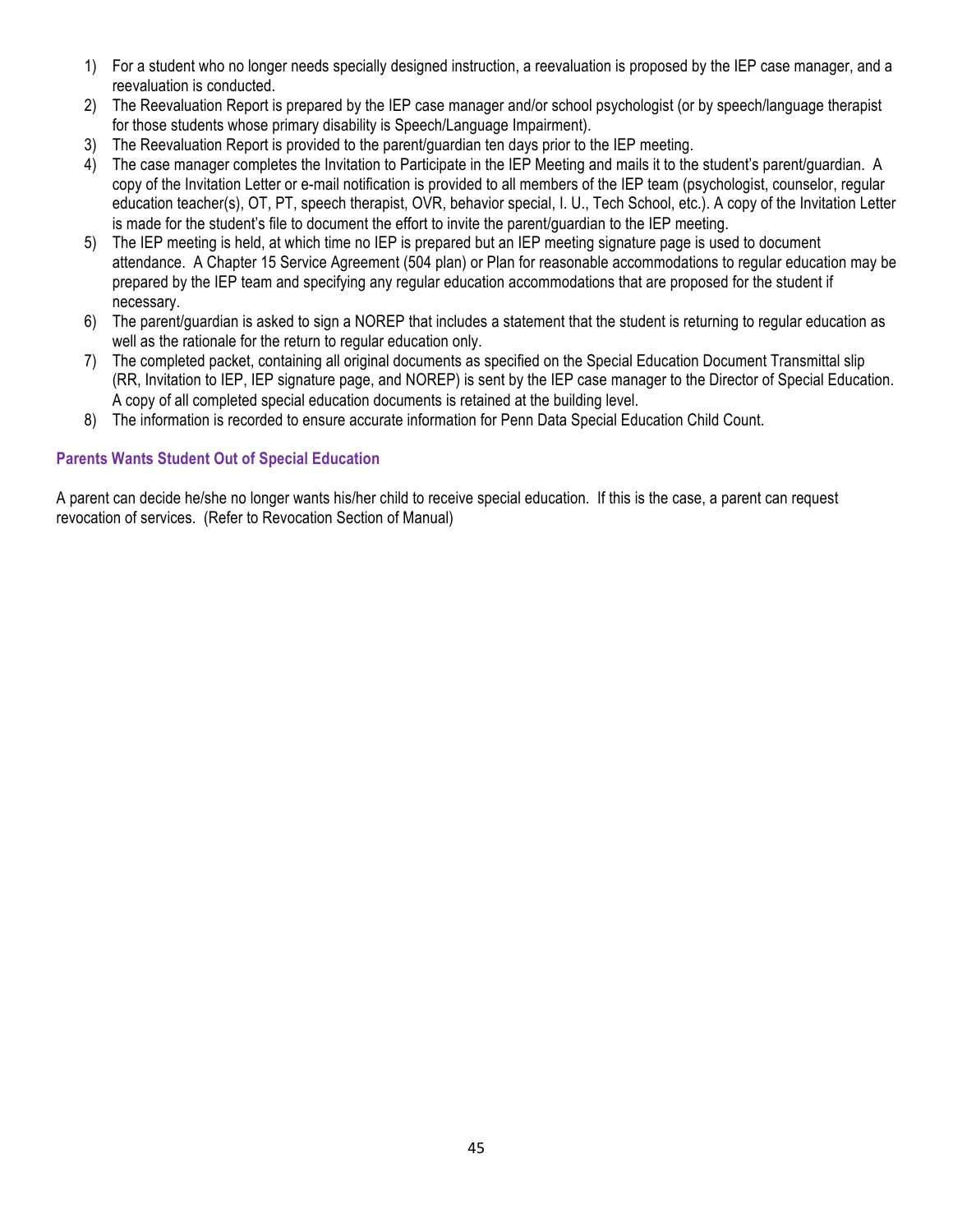1) For a student who no longer needs specially designed instruction, a reevaluation is proposed by the IEP case manager, and a reevaluation is conducted.
2) The Reevaluation Report is prepared by the IEP case manager and/or school psychologist (or by speech/language therapist for those students whose primary disability is Speech/Language Impairment).
3) The Reevaluation Report is provided to the parent/guardian ten days prior to the IEP meeting.
4) The case manager completes the Invitation to Participate in the IEP Meeting and mails it to the student's parent/guardian. A copy of the Invitation Letter or e-mail notification is provided to all members of the IEP team (psychologist, counselor, regular education teacher(s), OT, PT, speech therapist, OVR, behavior special, I. U., Tech School, etc.). A copy of the Invitation Letter is made for the student's file to document the effort to invite the parent/guardian to the IEP meeting.
5) The IEP meeting is held, at which time no IEP is prepared but an IEP meeting signature page is used to document attendance. A Chapter 15 Service Agreement (504 plan) or Plan for reasonable accommodations to regular education may be prepared by the IEP team and specifying any regular education accommodations that are proposed for the student if necessary.
6) The parent/guardian is asked to sign a NOREP that includes a statement that the student is returning to regular education as well as the rationale for the return to regular education only.
7) The completed packet, containing all original documents as specified on the Special Education Document Transmittal slip (RR, Invitation to IEP, IEP signature page, and NOREP) is sent by the IEP case manager to the Director of Special Education. A copy of all completed special education documents is retained at the building level.
8) The information is recorded to ensure accurate information for Penn Data Special Education Child Count.

### Parents Wants Student Out of Special Education

A parent can decide he/she no longer wants his/her child to receive special education. If this is the case, a parent can request revocation of services. (Refer to Revocation Section of Manual)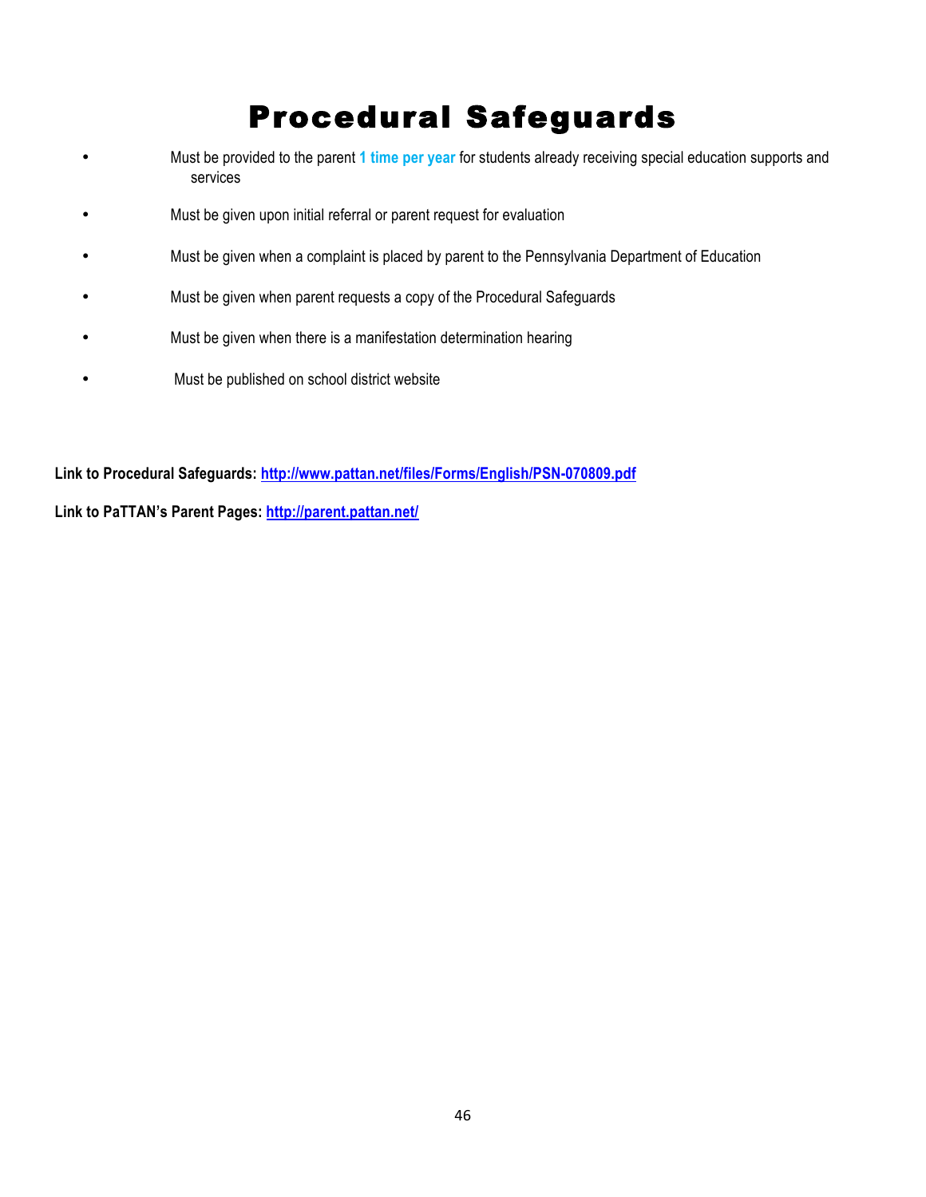# Procedural Safeguards

- Must be provided to the parent **1 time per year** for students already receiving special education supports and services
- Must be given upon initial referral or parent request for evaluation
- Must be given when a complaint is placed by parent to the Pennsylvania Department of Education
- Must be given when parent requests a copy of the Procedural Safeguards
- Must be given when there is a manifestation determination hearing
- Must be published on school district website

**Link to Procedural Safeguards: http://www.pattan.net/files/Forms/English/PSN-070809.pdf**

**Link to PaTTAN's Parent Pages: http://parent.pattan.net/**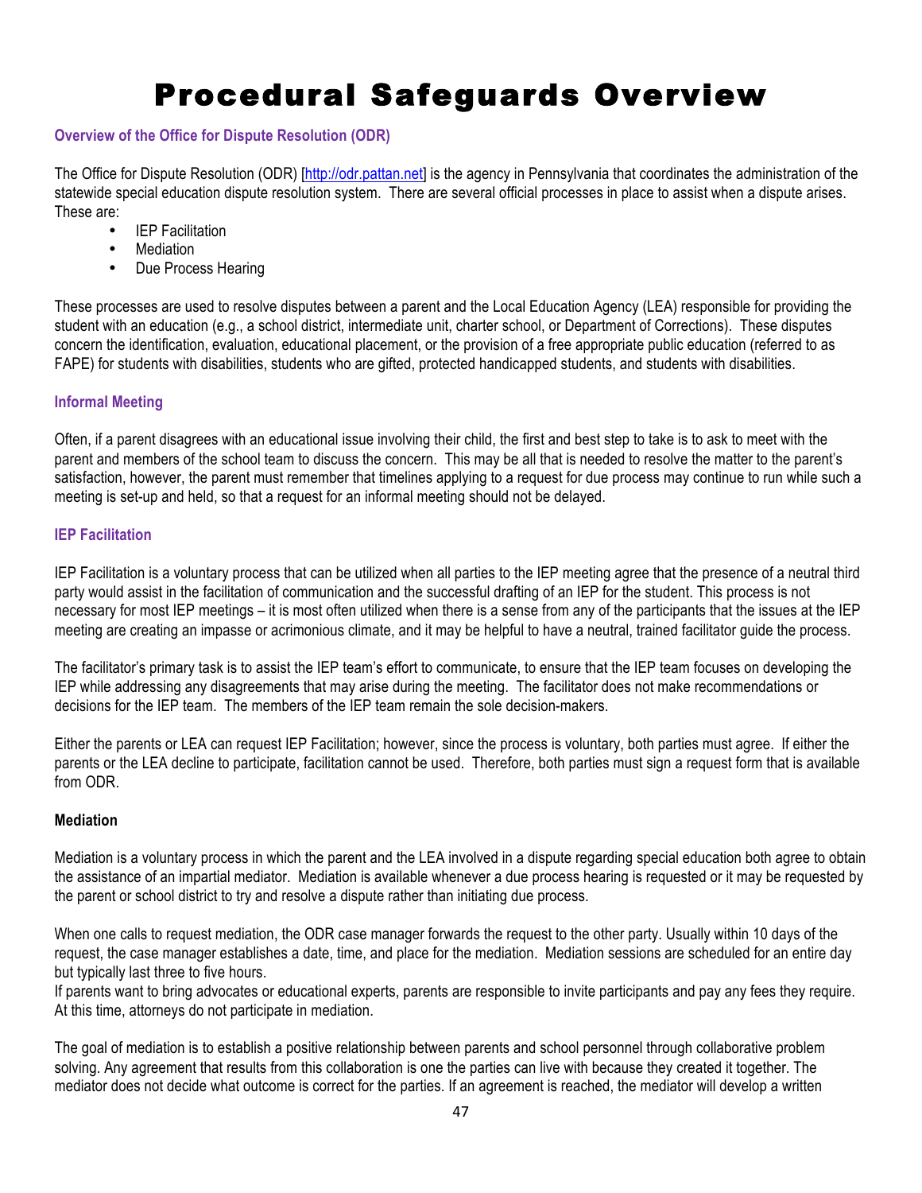# Procedural Safeguards Overview

### Overview of the Office for Dispute Resolution (ODR)

The Office for Dispute Resolution (ODR) [http://odr.pattan.net] is the agency in Pennsylvania that coordinates the administration of the statewide special education dispute resolution system. There are several official processes in place to assist when a dispute arises. These are:

- IEP Facilitation
- Mediation
- Due Process Hearing

These processes are used to resolve disputes between a parent and the Local Education Agency (LEA) responsible for providing the student with an education (e.g., a school district, intermediate unit, charter school, or Department of Corrections). These disputes concern the identification, evaluation, educational placement, or the provision of a free appropriate public education (referred to as FAPE) for students with disabilities, students who are gifted, protected handicapped students, and students with disabilities.

### Informal Meeting

Often, if a parent disagrees with an educational issue involving their child, the first and best step to take is to ask to meet with the parent and members of the school team to discuss the concern. This may be all that is needed to resolve the matter to the parent's satisfaction, however, the parent must remember that timelines applying to a request for due process may continue to run while such a meeting is set-up and held, so that a request for an informal meeting should not be delayed.

### IEP Facilitation

IEP Facilitation is a voluntary process that can be utilized when all parties to the IEP meeting agree that the presence of a neutral third party would assist in the facilitation of communication and the successful drafting of an IEP for the student. This process is not necessary for most IEP meetings – it is most often utilized when there is a sense from any of the participants that the issues at the IEP meeting are creating an impasse or acrimonious climate, and it may be helpful to have a neutral, trained facilitator guide the process.

The facilitator's primary task is to assist the IEP team's effort to communicate, to ensure that the IEP team focuses on developing the IEP while addressing any disagreements that may arise during the meeting. The facilitator does not make recommendations or decisions for the IEP team. The members of the IEP team remain the sole decision-makers.

Either the parents or LEA can request IEP Facilitation; however, since the process is voluntary, both parties must agree. If either the parents or the LEA decline to participate, facilitation cannot be used. Therefore, both parties must sign a request form that is available from ODR.

### Mediation

Mediation is a voluntary process in which the parent and the LEA involved in a dispute regarding special education both agree to obtain the assistance of an impartial mediator. Mediation is available whenever a due process hearing is requested or it may be requested by the parent or school district to try and resolve a dispute rather than initiating due process.

When one calls to request mediation, the ODR case manager forwards the request to the other party. Usually within 10 days of the request, the case manager establishes a date, time, and place for the mediation. Mediation sessions are scheduled for an entire day but typically last three to five hours.
If parents want to bring advocates or educational experts, parents are responsible to invite participants and pay any fees they require. At this time, attorneys do not participate in mediation.

The goal of mediation is to establish a positive relationship between parents and school personnel through collaborative problem solving. Any agreement that results from this collaboration is one the parties can live with because they created it together. The mediator does not decide what outcome is correct for the parties. If an agreement is reached, the mediator will develop a written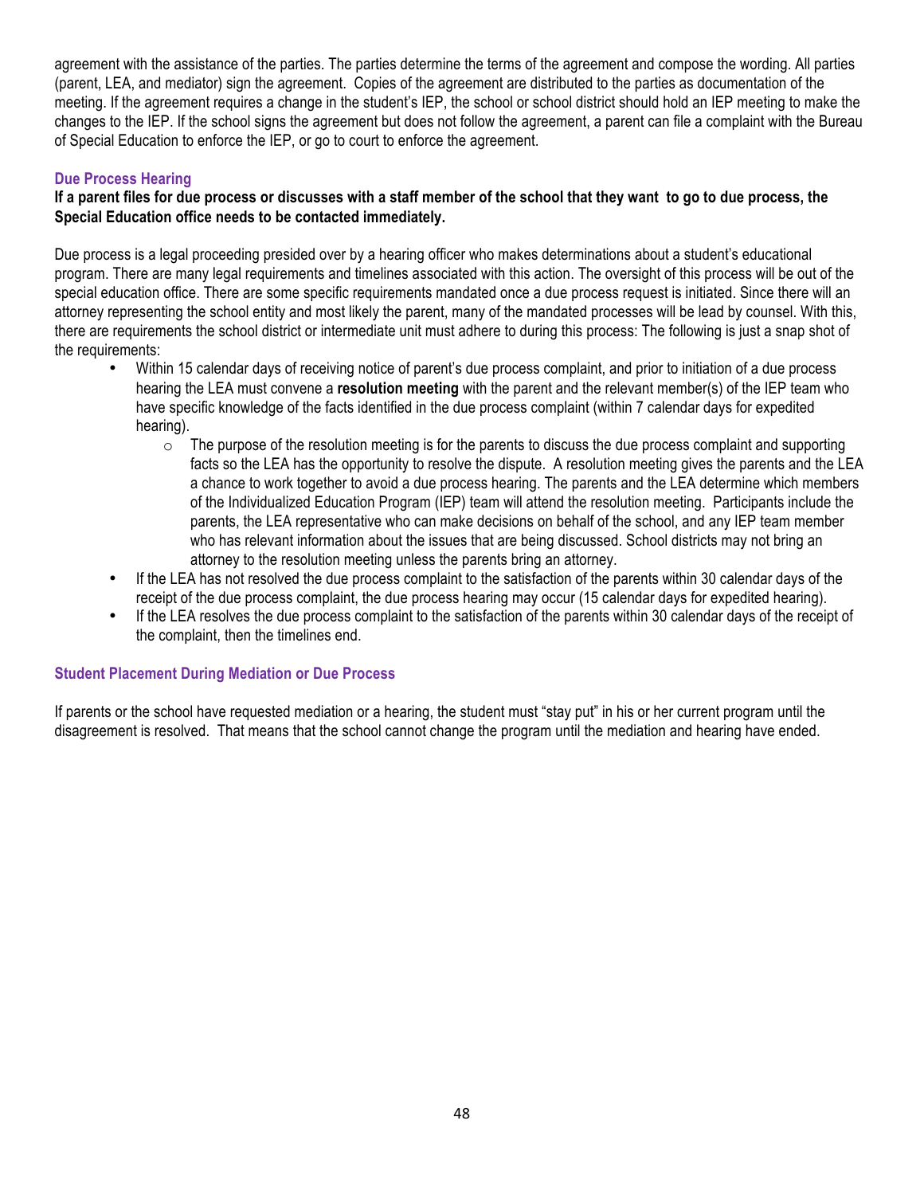agreement with the assistance of the parties. The parties determine the terms of the agreement and compose the wording. All parties (parent, LEA, and mediator) sign the agreement. Copies of the agreement are distributed to the parties as documentation of the meeting. If the agreement requires a change in the student's IEP, the school or school district should hold an IEP meeting to make the changes to the IEP. If the school signs the agreement but does not follow the agreement, a parent can file a complaint with the Bureau of Special Education to enforce the IEP, or go to court to enforce the agreement.

### Due Process Hearing

**If a parent files for due process or discusses with a staff member of the school that they want to go to due process, the Special Education office needs to be contacted immediately.**

Due process is a legal proceeding presided over by a hearing officer who makes determinations about a student's educational program. There are many legal requirements and timelines associated with this action. The oversight of this process will be out of the special education office. There are some specific requirements mandated once a due process request is initiated. Since there will an attorney representing the school entity and most likely the parent, many of the mandated processes will be lead by counsel. With this, there are requirements the school district or intermediate unit must adhere to during this process: The following is just a snap shot of the requirements:

- Within 15 calendar days of receiving notice of parent's due process complaint, and prior to initiation of a due process hearing the LEA must convene a **resolution meeting** with the parent and the relevant member(s) of the IEP team who have specific knowledge of the facts identified in the due process complaint (within 7 calendar days for expedited hearing).
    - The purpose of the resolution meeting is for the parents to discuss the due process complaint and supporting facts so the LEA has the opportunity to resolve the dispute. A resolution meeting gives the parents and the LEA a chance to work together to avoid a due process hearing. The parents and the LEA determine which members of the Individualized Education Program (IEP) team will attend the resolution meeting. Participants include the parents, the LEA representative who can make decisions on behalf of the school, and any IEP team member who has relevant information about the issues that are being discussed. School districts may not bring an attorney to the resolution meeting unless the parents bring an attorney.
- If the LEA has not resolved the due process complaint to the satisfaction of the parents within 30 calendar days of the receipt of the due process complaint, the due process hearing may occur (15 calendar days for expedited hearing).
- If the LEA resolves the due process complaint to the satisfaction of the parents within 30 calendar days of the receipt of the complaint, then the timelines end.

### Student Placement During Mediation or Due Process

If parents or the school have requested mediation or a hearing, the student must "stay put" in his or her current program until the disagreement is resolved. That means that the school cannot change the program until the mediation and hearing have ended.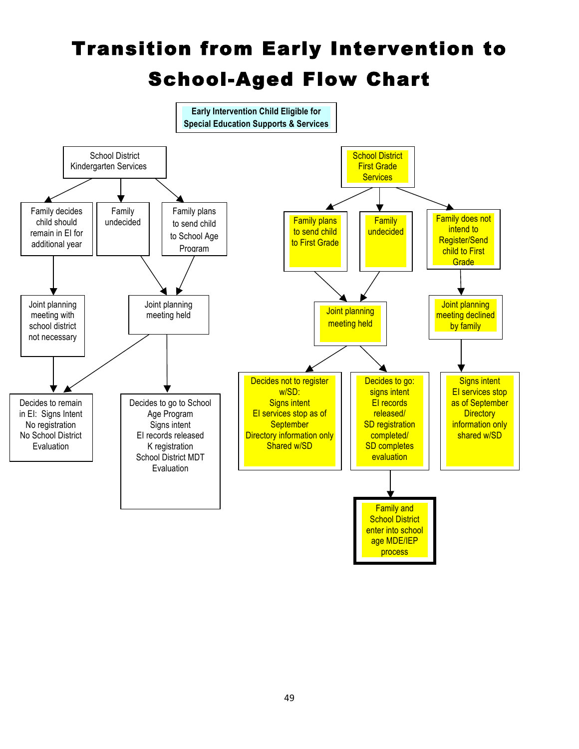# Transition from Early Intervention to School-Aged Flow Chart

**Early Intervention Child Eligible for Special Education Supports & Services**

School District Kindergarten Services

- Family decides child should remain in EI for additional year
  - Joint planning meeting with school district not necessary
    - Decides to remain in EI: Signs Intent No registration No School District Evaluation
- Family undecided
  - Joint planning meeting held
- Family plans to send child to School Age Program
  - Joint planning meeting held
    - Decides to remain in EI: Signs Intent No registration No School District Evaluation
    - Decides to go to School Age Program Signs intent EI records released K registration School District MDT Evaluation

School District First Grade Services

- Family plans to send child to First Grade
  - Joint planning meeting held
- Family undecided
  - Joint planning meeting held
    - Decides not to register w/SD: Signs intent EI services stop as of September Directory information only Shared w/SD
    - Decides to go: signs intent EI records released/ SD registration completed/ SD completes evaluation
      - Family and School District enter into school age MDE/IEP process
- Family does not intend to Register/Send child to First Grade
  - Joint planning meeting declined by family
    - Signs intent EI services stop as of September Directory information only shared w/SD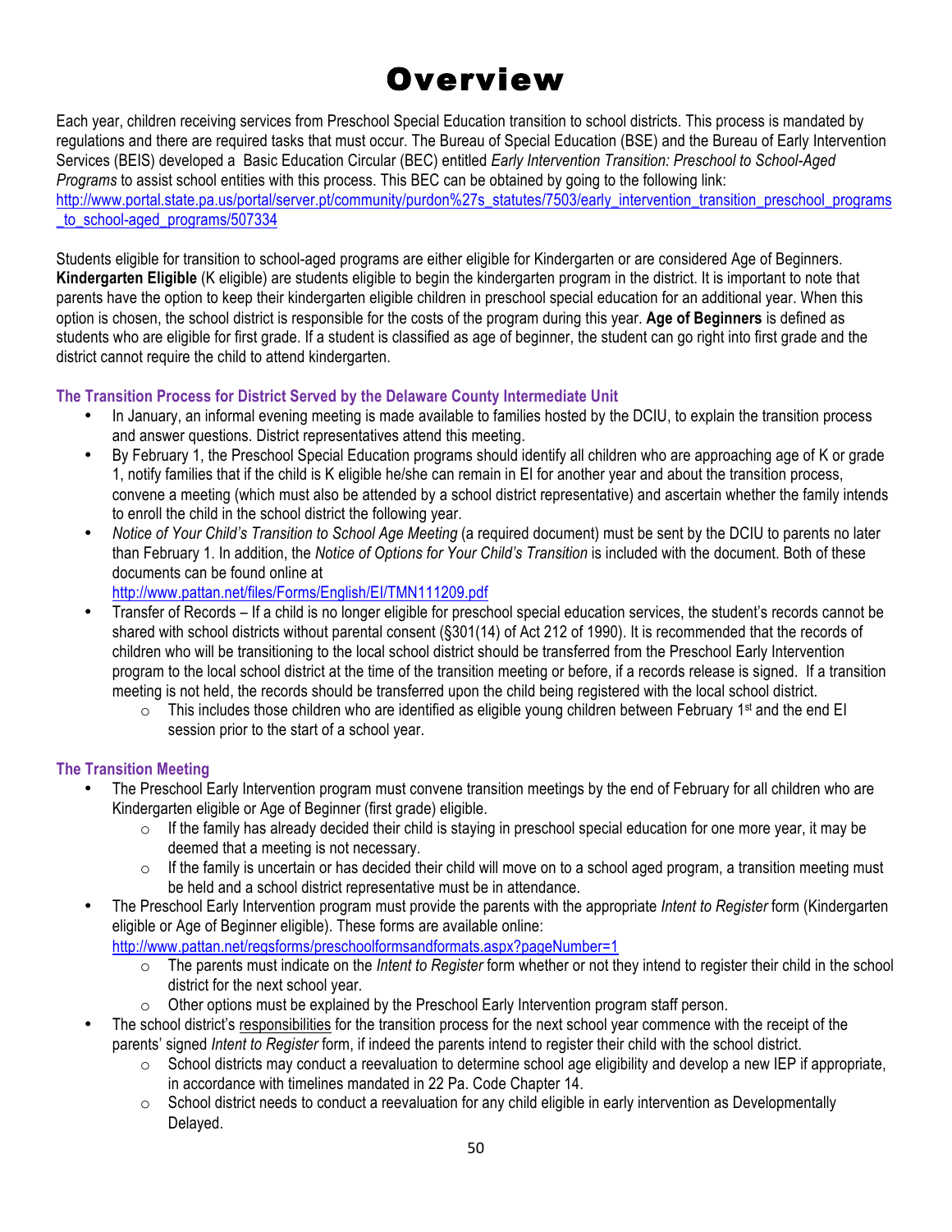# Overview

Each year, children receiving services from Preschool Special Education transition to school districts. This process is mandated by regulations and there are required tasks that must occur. The Bureau of Special Education (BSE) and the Bureau of Early Intervention Services (BEIS) developed a Basic Education Circular (BEC) entitled *Early Intervention Transition: Preschool to School-Aged Programs* to assist school entities with this process. This BEC can be obtained by going to the following link: http://www.portal.state.pa.us/portal/server.pt/community/purdon%27s_statutes/7503/early_intervention_transition_preschool_programs_to_school-aged_programs/507334

Students eligible for transition to school-aged programs are either eligible for Kindergarten or are considered Age of Beginners. **Kindergarten Eligible** (K eligible) are students eligible to begin the kindergarten program in the district. It is important to note that parents have the option to keep their kindergarten eligible children in preschool special education for an additional year. When this option is chosen, the school district is responsible for the costs of the program during this year. **Age of Beginners** is defined as students who are eligible for first grade. If a student is classified as age of beginner, the student can go right into first grade and the district cannot require the child to attend kindergarten.

### The Transition Process for District Served by the Delaware County Intermediate Unit

- In January, an informal evening meeting is made available to families hosted by the DCIU, to explain the transition process and answer questions. District representatives attend this meeting.
- By February 1, the Preschool Special Education programs should identify all children who are approaching age of K or grade 1, notify families that if the child is K eligible he/she can remain in EI for another year and about the transition process, convene a meeting (which must also be attended by a school district representative) and ascertain whether the family intends to enroll the child in the school district the following year.
- *Notice of Your Child's Transition to School Age Meeting* (a required document) must be sent by the DCIU to parents no later than February 1. In addition, the *Notice of Options for Your Child's Transition* is included with the document. Both of these documents can be found online at http://www.pattan.net/files/Forms/English/EI/TMN111209.pdf
- Transfer of Records – If a child is no longer eligible for preschool special education services, the student's records cannot be shared with school districts without parental consent (§301(14) of Act 212 of 1990). It is recommended that the records of children who will be transitioning to the local school district should be transferred from the Preschool Early Intervention program to the local school district at the time of the transition meeting or before, if a records release is signed. If a transition meeting is not held, the records should be transferred upon the child being registered with the local school district.
  - This includes those children who are identified as eligible young children between February 1st and the end EI session prior to the start of a school year.

### The Transition Meeting

- The Preschool Early Intervention program must convene transition meetings by the end of February for all children who are Kindergarten eligible or Age of Beginner (first grade) eligible.
  - If the family has already decided their child is staying in preschool special education for one more year, it may be deemed that a meeting is not necessary.
  - If the family is uncertain or has decided their child will move on to a school aged program, a transition meeting must be held and a school district representative must be in attendance.
- The Preschool Early Intervention program must provide the parents with the appropriate *Intent to Register* form (Kindergarten eligible or Age of Beginner eligible). These forms are available online: http://www.pattan.net/regsforms/preschoolformsandformats.aspx?pageNumber=1
  - The parents must indicate on the *Intent to Register* form whether or not they intend to register their child in the school district for the next school year.
  - Other options must be explained by the Preschool Early Intervention program staff person.
- The school district's responsibilities for the transition process for the next school year commence with the receipt of the parents' signed *Intent to Register* form, if indeed the parents intend to register their child with the school district.
  - School districts may conduct a reevaluation to determine school age eligibility and develop a new IEP if appropriate, in accordance with timelines mandated in 22 Pa. Code Chapter 14.
  - School district needs to conduct a reevaluation for any child eligible in early intervention as Developmentally Delayed.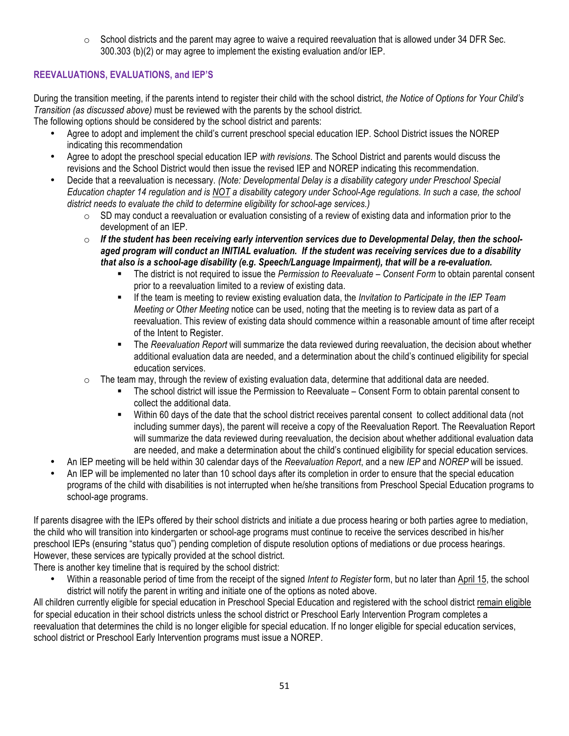- School districts and the parent may agree to waive a required reevaluation that is allowed under 34 DFR Sec. 300.303 (b)(2) or may agree to implement the existing evaluation and/or IEP.

### REEVALUATIONS, EVALUATIONS, and IEP'S

During the transition meeting, if the parents intend to register their child with the school district, *the Notice of Options for Your Child's Transition (as discussed above)* must be reviewed with the parents by the school district.
The following options should be considered by the school district and parents:

- Agree to adopt and implement the child's current preschool special education IEP. School District issues the NOREP indicating this recommendation
- Agree to adopt the preschool special education IEP *with revisions*. The School District and parents would discuss the revisions and the School District would then issue the revised IEP and NOREP indicating this recommendation.
- Decide that a reevaluation is necessary. *(Note: Developmental Delay is a disability category under Preschool Special Education chapter 14 regulation and is NOT a disability category under School-Age regulations. In such a case, the school district needs to evaluate the child to determine eligibility for school-age services.)*
  - SD may conduct a reevaluation or evaluation consisting of a review of existing data and information prior to the development of an IEP.
  - ***If the student has been receiving early intervention services due to Developmental Delay, then the school-aged program will conduct an INITIAL evaluation. If the student was receiving services due to a disability that also is a school-age disability (e.g. Speech/Language Impairment), that will be a re-evaluation.***
    - The district is not required to issue the *Permission to Reevaluate – Consent Form* to obtain parental consent prior to a reevaluation limited to a review of existing data.
    - If the team is meeting to review existing evaluation data, the *Invitation to Participate in the IEP Team Meeting or Other Meeting* notice can be used, noting that the meeting is to review data as part of a reevaluation. This review of existing data should commence within a reasonable amount of time after receipt of the Intent to Register.
    - The *Reevaluation Report* will summarize the data reviewed during reevaluation, the decision about whether additional evaluation data are needed, and a determination about the child's continued eligibility for special education services.
  - The team may, through the review of existing evaluation data, determine that additional data are needed.
    - The school district will issue the Permission to Reevaluate – Consent Form to obtain parental consent to collect the additional data.
    - Within 60 days of the date that the school district receives parental consent to collect additional data (not including summer days), the parent will receive a copy of the Reevaluation Report. The Reevaluation Report will summarize the data reviewed during reevaluation, the decision about whether additional evaluation data are needed, and make a determination about the child's continued eligibility for special education services.
- An IEP meeting will be held within 30 calendar days of the *Reevaluation Report*, and a new *IEP* and *NOREP* will be issued.
- An IEP will be implemented no later than 10 school days after its completion in order to ensure that the special education programs of the child with disabilities is not interrupted when he/she transitions from Preschool Special Education programs to school-age programs.

If parents disagree with the IEPs offered by their school districts and initiate a due process hearing or both parties agree to mediation, the child who will transition into kindergarten or school-age programs must continue to receive the services described in his/her preschool IEPs (ensuring "status quo") pending completion of dispute resolution options of mediations or due process hearings. However, these services are typically provided at the school district.
There is another key timeline that is required by the school district:

- Within a reasonable period of time from the receipt of the signed *Intent to Register* form, but no later than April 15, the school district will notify the parent in writing and initiate one of the options as noted above.

All children currently eligible for special education in Preschool Special Education and registered with the school district remain eligible for special education in their school districts unless the school district or Preschool Early Intervention Program completes a reevaluation that determines the child is no longer eligible for special education. If no longer eligible for special education services, school district or Preschool Early Intervention programs must issue a NOREP.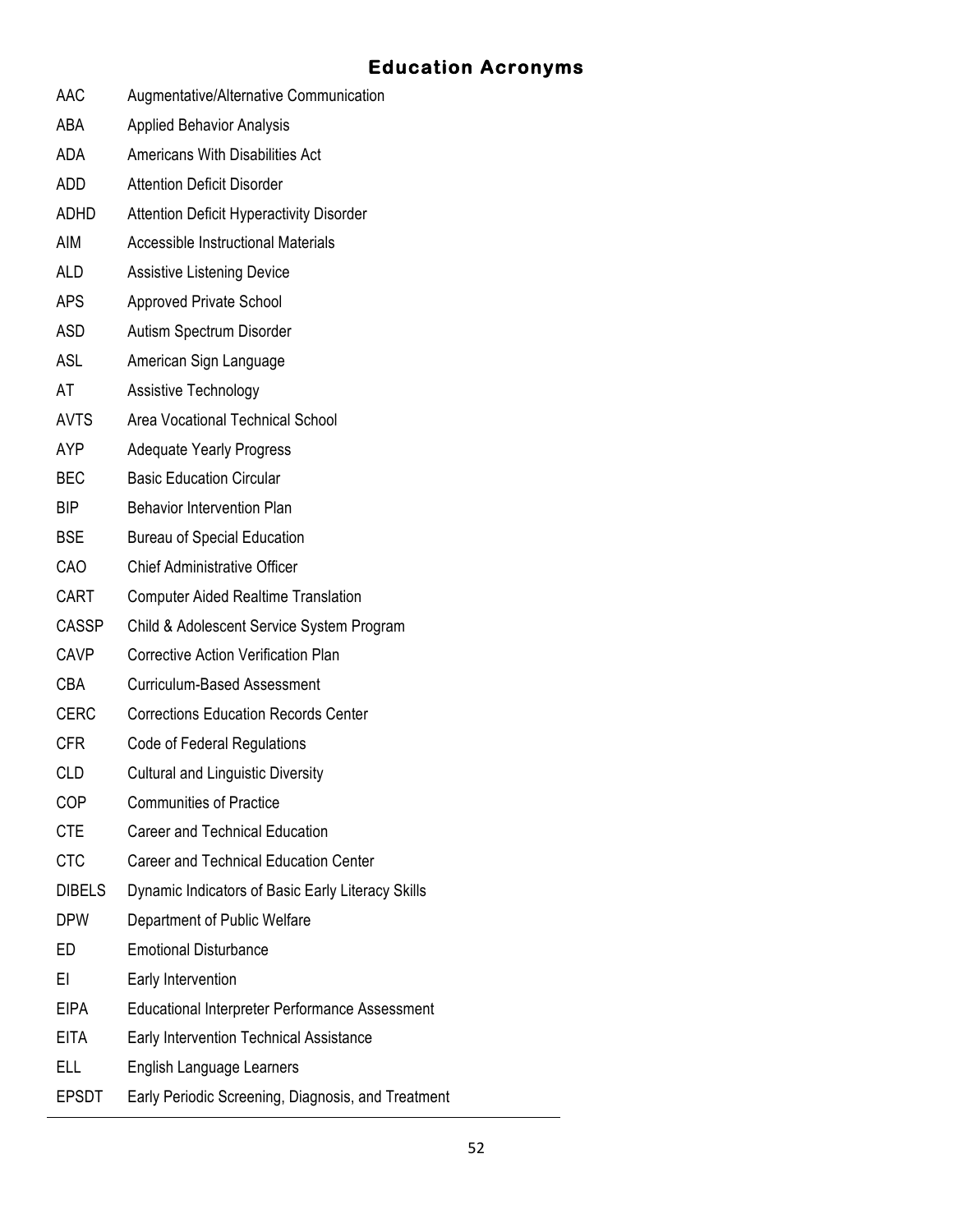# Education Acronyms

| | |
|---|---|
| AAC | Augmentative/Alternative Communication |
| ABA | Applied Behavior Analysis |
| ADA | Americans With Disabilities Act |
| ADD | Attention Deficit Disorder |
| ADHD | Attention Deficit Hyperactivity Disorder |
| AIM | Accessible Instructional Materials |
| ALD | Assistive Listening Device |
| APS | Approved Private School |
| ASD | Autism Spectrum Disorder |
| ASL | American Sign Language |
| AT | Assistive Technology |
| AVTS | Area Vocational Technical School |
| AYP | Adequate Yearly Progress |
| BEC | Basic Education Circular |
| BIP | Behavior Intervention Plan |
| BSE | Bureau of Special Education |
| CAO | Chief Administrative Officer |
| CART | Computer Aided Realtime Translation |
| CASSP | Child & Adolescent Service System Program |
| CAVP | Corrective Action Verification Plan |
| CBA | Curriculum-Based Assessment |
| CERC | Corrections Education Records Center |
| CFR | Code of Federal Regulations |
| CLD | Cultural and Linguistic Diversity |
| COP | Communities of Practice |
| CTE | Career and Technical Education |
| CTC | Career and Technical Education Center |
| DIBELS | Dynamic Indicators of Basic Early Literacy Skills |
| DPW | Department of Public Welfare |
| ED | Emotional Disturbance |
| EI | Early Intervention |
| EIPA | Educational Interpreter Performance Assessment |
| EITA | Early Intervention Technical Assistance |
| ELL | English Language Learners |
| EPSDT | Early Periodic Screening, Diagnosis, and Treatment |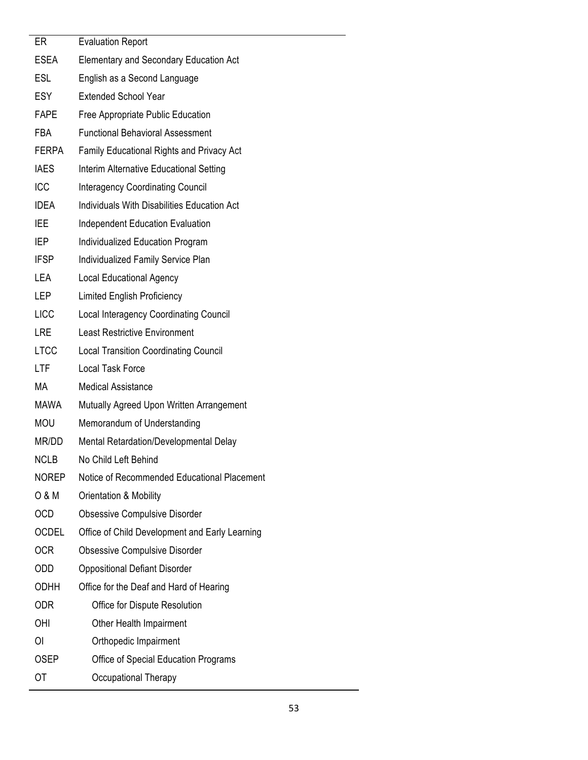| | |
|---|---|
| ER | Evaluation Report |
| ESEA | Elementary and Secondary Education Act |
| ESL | English as a Second Language |
| ESY | Extended School Year |
| FAPE | Free Appropriate Public Education |
| FBA | Functional Behavioral Assessment |
| FERPA | Family Educational Rights and Privacy Act |
| IAES | Interim Alternative Educational Setting |
| ICC | Interagency Coordinating Council |
| IDEA | Individuals With Disabilities Education Act |
| IEE | Independent Education Evaluation |
| IEP | Individualized Education Program |
| IFSP | Individualized Family Service Plan |
| LEA | Local Educational Agency |
| LEP | Limited English Proficiency |
| LICC | Local Interagency Coordinating Council |
| LRE | Least Restrictive Environment |
| LTCC | Local Transition Coordinating Council |
| LTF | Local Task Force |
| MA | Medical Assistance |
| MAWA | Mutually Agreed Upon Written Arrangement |
| MOU | Memorandum of Understanding |
| MR/DD | Mental Retardation/Developmental Delay |
| NCLB | No Child Left Behind |
| NOREP | Notice of Recommended Educational Placement |
| O & M | Orientation & Mobility |
| OCD | Obsessive Compulsive Disorder |
| OCDEL | Office of Child Development and Early Learning |
| OCR | Obsessive Compulsive Disorder |
| ODD | Oppositional Defiant Disorder |
| ODHH | Office for the Deaf and Hard of Hearing |
| ODR | Office for Dispute Resolution |
| OHI | Other Health Impairment |
| OI | Orthopedic Impairment |
| OSEP | Office of Special Education Programs |
| OT | Occupational Therapy |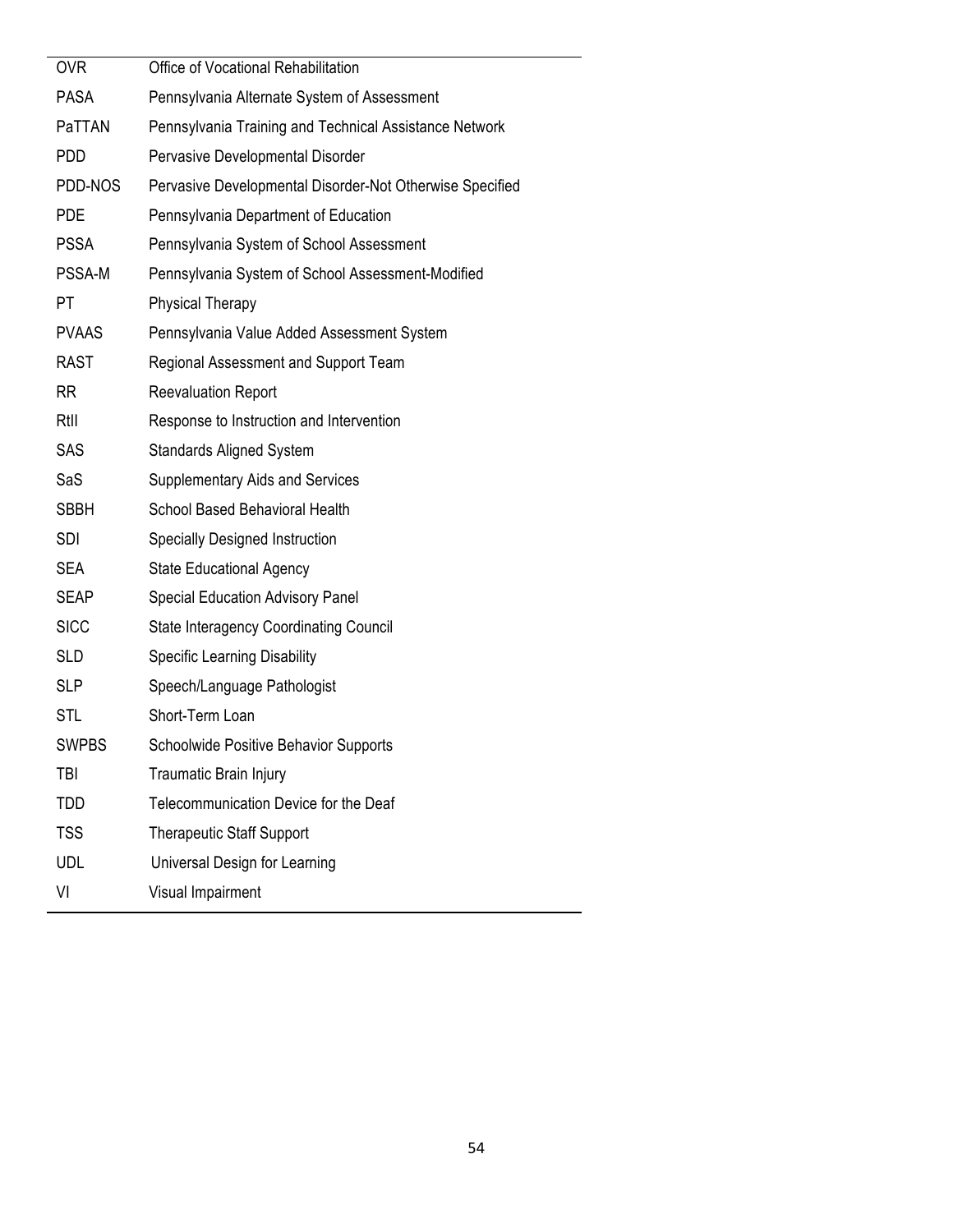| | |
|---|---|
| OVR | Office of Vocational Rehabilitation |
| PASA | Pennsylvania Alternate System of Assessment |
| PaTTAN | Pennsylvania Training and Technical Assistance Network |
| PDD | Pervasive Developmental Disorder |
| PDD-NOS | Pervasive Developmental Disorder-Not Otherwise Specified |
| PDE | Pennsylvania Department of Education |
| PSSA | Pennsylvania System of School Assessment |
| PSSA-M | Pennsylvania System of School Assessment-Modified |
| PT | Physical Therapy |
| PVAAS | Pennsylvania Value Added Assessment System |
| RAST | Regional Assessment and Support Team |
| RR | Reevaluation Report |
| RtII | Response to Instruction and Intervention |
| SAS | Standards Aligned System |
| SaS | Supplementary Aids and Services |
| SBBH | School Based Behavioral Health |
| SDI | Specially Designed Instruction |
| SEA | State Educational Agency |
| SEAP | Special Education Advisory Panel |
| SICC | State Interagency Coordinating Council |
| SLD | Specific Learning Disability |
| SLP | Speech/Language Pathologist |
| STL | Short-Term Loan |
| SWPBS | Schoolwide Positive Behavior Supports |
| TBI | Traumatic Brain Injury |
| TDD | Telecommunication Device for the Deaf |
| TSS | Therapeutic Staff Support |
| UDL | Universal Design for Learning |
| VI | Visual Impairment |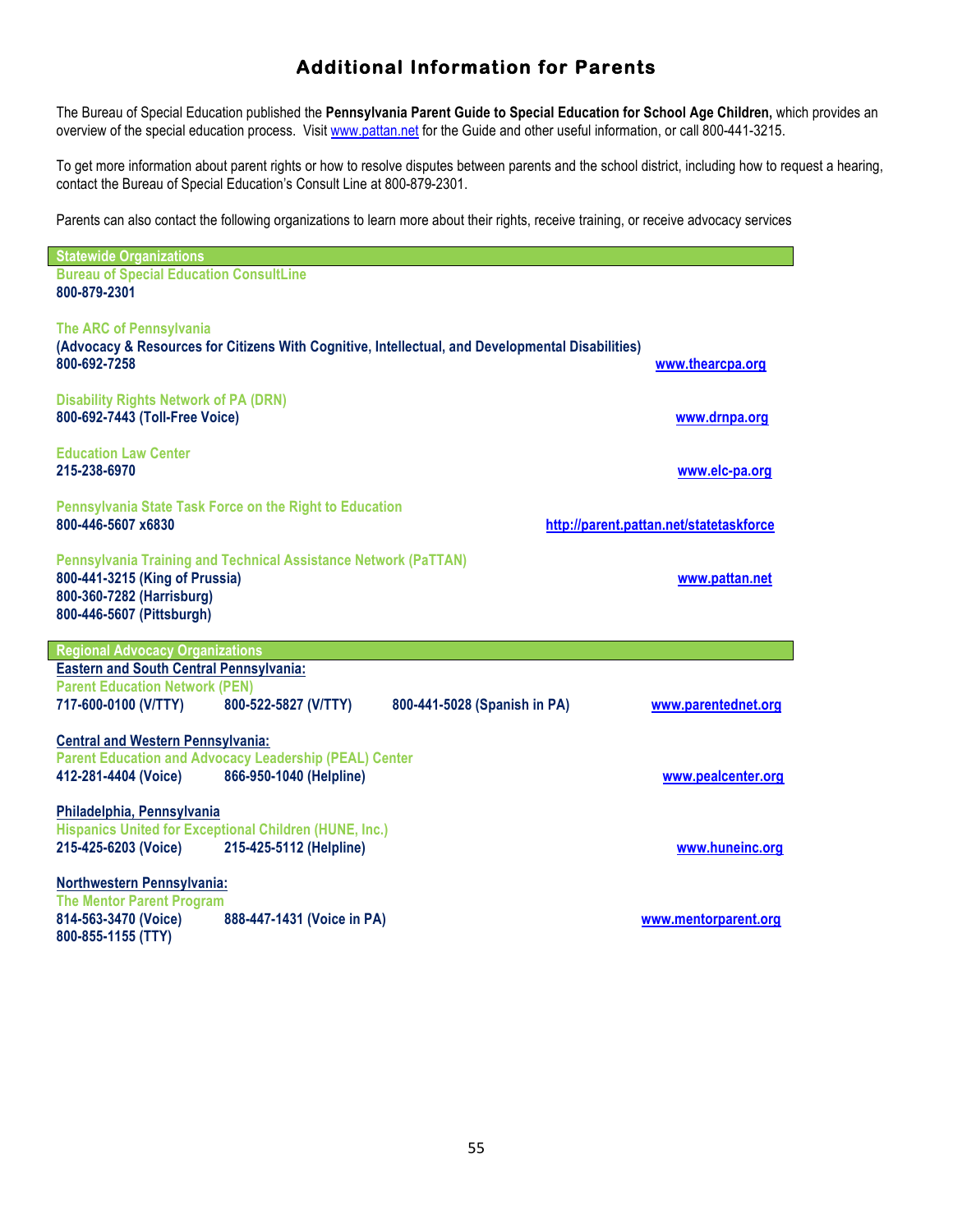# Additional Information for Parents

The Bureau of Special Education published the **Pennsylvania Parent Guide to Special Education for School Age Children,** which provides an overview of the special education process. Visit www.pattan.net for the Guide and other useful information, or call 800-441-3215.

To get more information about parent rights or how to resolve disputes between parents and the school district, including how to request a hearing, contact the Bureau of Special Education's Consult Line at 800-879-2301.

Parents can also contact the following organizations to learn more about their rights, receive training, or receive advocacy services

## Statewide Organizations

**Bureau of Special Education ConsultLine**
**800-879-2301**

**The ARC of Pennsylvania**
**(Advocacy & Resources for Citizens With Cognitive, Intellectual, and Developmental Disabilities)**
**800-692-7258** — **www.thearcpa.org**

**Disability Rights Network of PA (DRN)**
**800-692-7443 (Toll-Free Voice)** — **www.drnpa.org**

**Education Law Center**
**215-238-6970** — **www.elc-pa.org**

**Pennsylvania State Task Force on the Right to Education**
**800-446-5607 x6830** — **http://parent.pattan.net/statetaskforce**

**Pennsylvania Training and Technical Assistance Network (PaTTAN)**
**800-441-3215 (King of Prussia)** — **www.pattan.net**
**800-360-7282 (Harrisburg)**
**800-446-5607 (Pittsburgh)**

## Regional Advocacy Organizations

**Eastern and South Central Pennsylvania:**
**Parent Education Network (PEN)**
**717-600-0100 (V/TTY)** **800-522-5827 (V/TTY)** **800-441-5028 (Spanish in PA)** — **www.parentednet.org**

**Central and Western Pennsylvania:**
**Parent Education and Advocacy Leadership (PEAL) Center**
**412-281-4404 (Voice)** **866-950-1040 (Helpline)** — **www.pealcenter.org**

**Philadelphia, Pennsylvania**
**Hispanics United for Exceptional Children (HUNE, Inc.)**
**215-425-6203 (Voice)** **215-425-5112 (Helpline)** — **www.huneinc.org**

**Northwestern Pennsylvania:**
**The Mentor Parent Program**
**814-563-3470 (Voice)** **888-447-1431 (Voice in PA)** — **www.mentorparent.org**
**800-855-1155 (TTY)**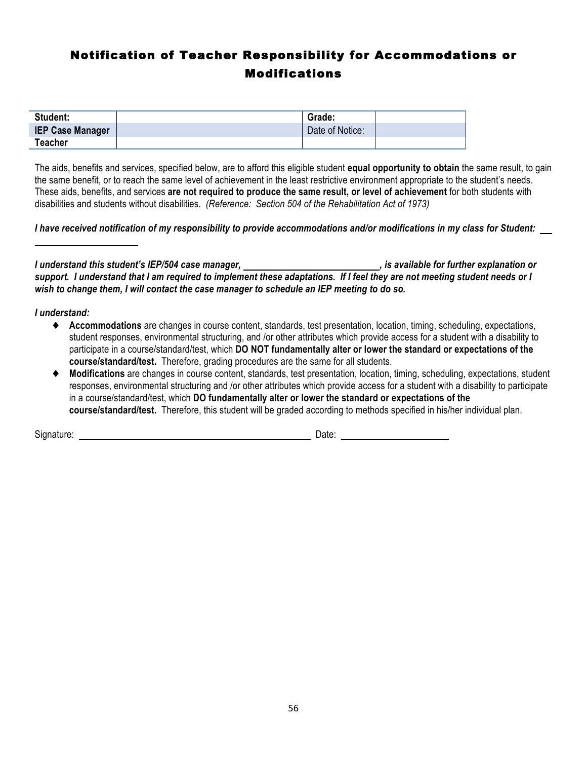# Notification of Teacher Responsibility for Accommodations or Modifications

| **Student:** | | **Grade:** | |
|---|---|---|---|
| **IEP Case Manager** | | Date of Notice: | |
| **Teacher** | | | |

The aids, benefits and services, specified below, are to afford this eligible student **equal opportunity to obtain** the same result, to gain the same benefit, or to reach the same level of achievement in the least restrictive environment appropriate to the student's needs. These aids, benefits, and services **are not required to produce the same result, or level of achievement** for both students with disabilities and students without disabilities. *(Reference: Section 504 of the Rehabilitation Act of 1973)*

***I have received notification of my responsibility to provide accommodations and/or modifications in my class for Student: ______________________***

***I understand this student's IEP/504 case manager, ____________________________, is available for further explanation or support. I understand that I am required to implement these adaptations. If I feel they are not meeting student needs or I wish to change them, I will contact the case manager to schedule an IEP meeting to do so.***

***I understand:***

- **Accommodations** are changes in course content, standards, test presentation, location, timing, scheduling, expectations, student responses, environmental structuring, and /or other attributes which provide access for a student with a disability to participate in a course/standard/test, which **DO NOT fundamentally alter or lower the standard or expectations of the course/standard/test.** Therefore, grading procedures are the same for all students.
- **Modifications** are changes in course content, standards, test presentation, location, timing, scheduling, expectations, student responses, environmental structuring and /or other attributes which provide access for a student with a disability to participate in a course/standard/test, which **DO fundamentally alter or lower the standard or expectations of the course/standard/test.** Therefore, this student will be graded according to methods specified in his/her individual plan.

Signature: ________________________________________________ Date: ______________________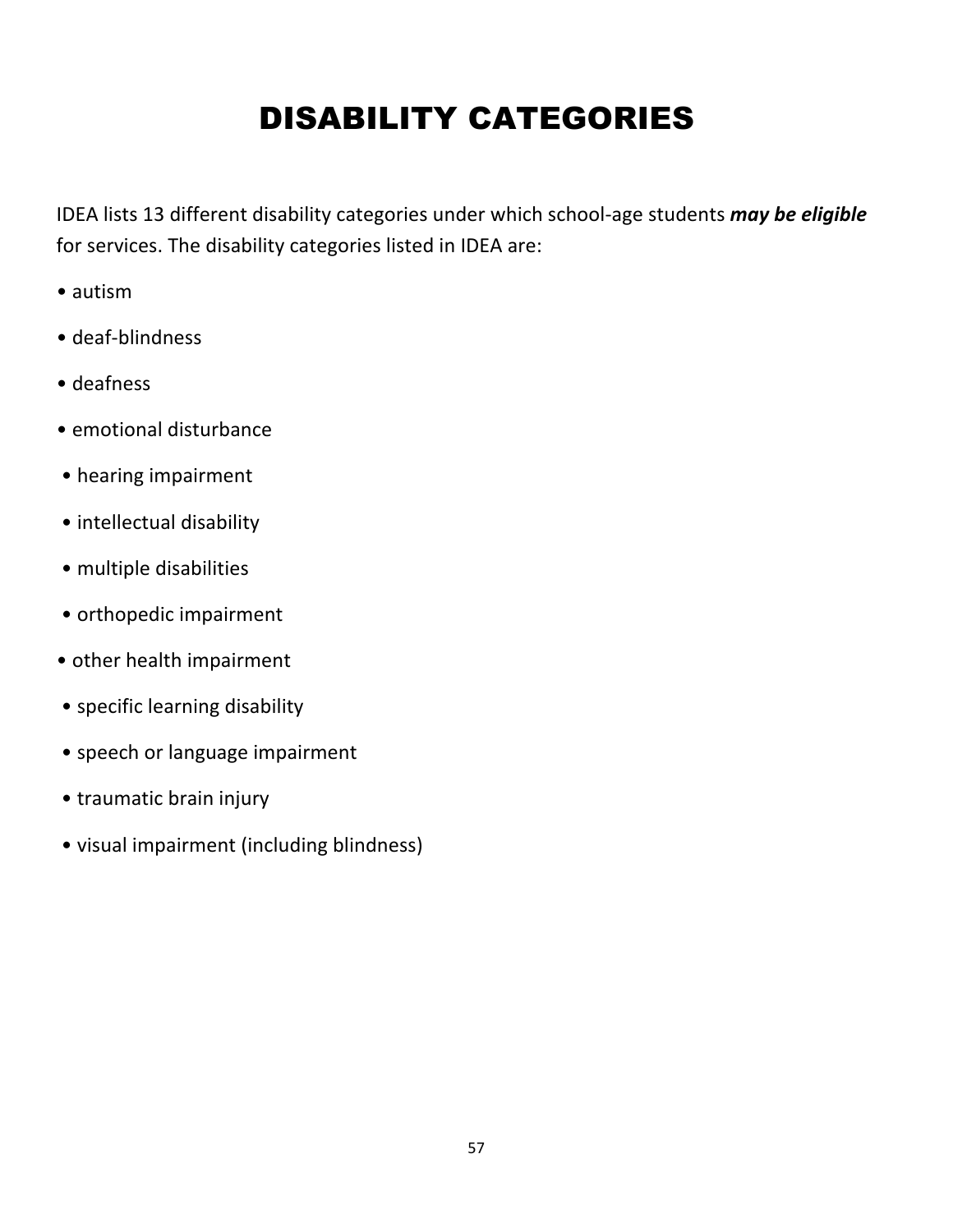# DISABILITY CATEGORIES

IDEA lists 13 different disability categories under which school-age students ***may be eligible*** for services. The disability categories listed in IDEA are:

- autism
- deaf-blindness
- deafness
- emotional disturbance
- hearing impairment
- intellectual disability
- multiple disabilities
- orthopedic impairment
- other health impairment
- specific learning disability
- speech or language impairment
- traumatic brain injury
- visual impairment (including blindness)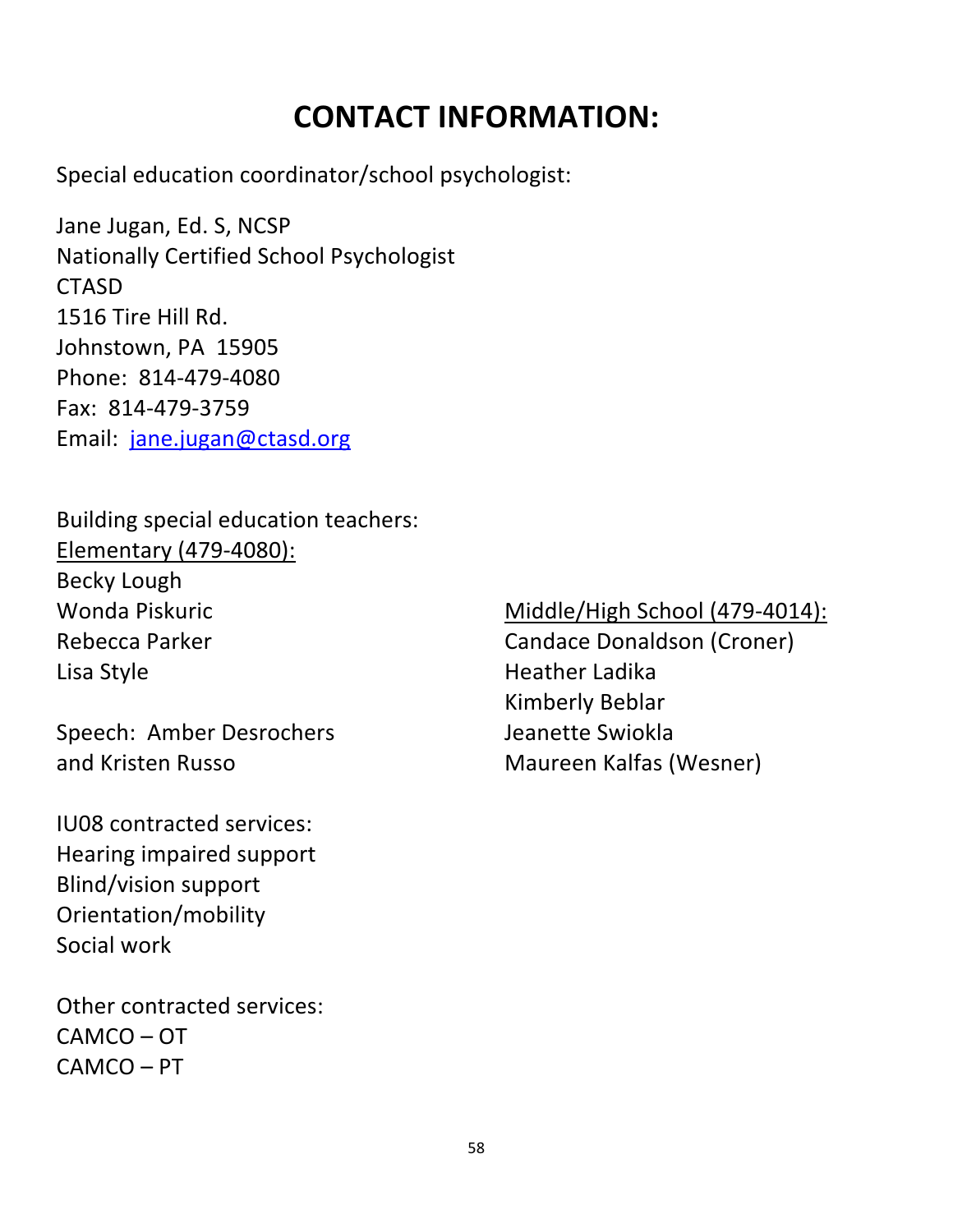# CONTACT INFORMATION:

Special education coordinator/school psychologist:

Jane Jugan, Ed. S, NCSP
Nationally Certified School Psychologist
CTASD
1516 Tire Hill Rd.
Johnstown, PA 15905
Phone: 814-479-4080
Fax: 814-479-3759
Email: jane.jugan@ctasd.org

Building special education teachers:

Elementary (479-4080):
Becky Lough
Wonda Piskuric
Rebecca Parker
Lisa Style

Speech: Amber Desrochers and Kristen Russo

Middle/High School (479-4014):
Candace Donaldson (Croner)
Heather Ladika
Kimberly Beblar
Jeanette Swiokla
Maureen Kalfas (Wesner)

IU08 contracted services:
Hearing impaired support
Blind/vision support
Orientation/mobility
Social work

Other contracted services:
CAMCO – OT
CAMCO – PT